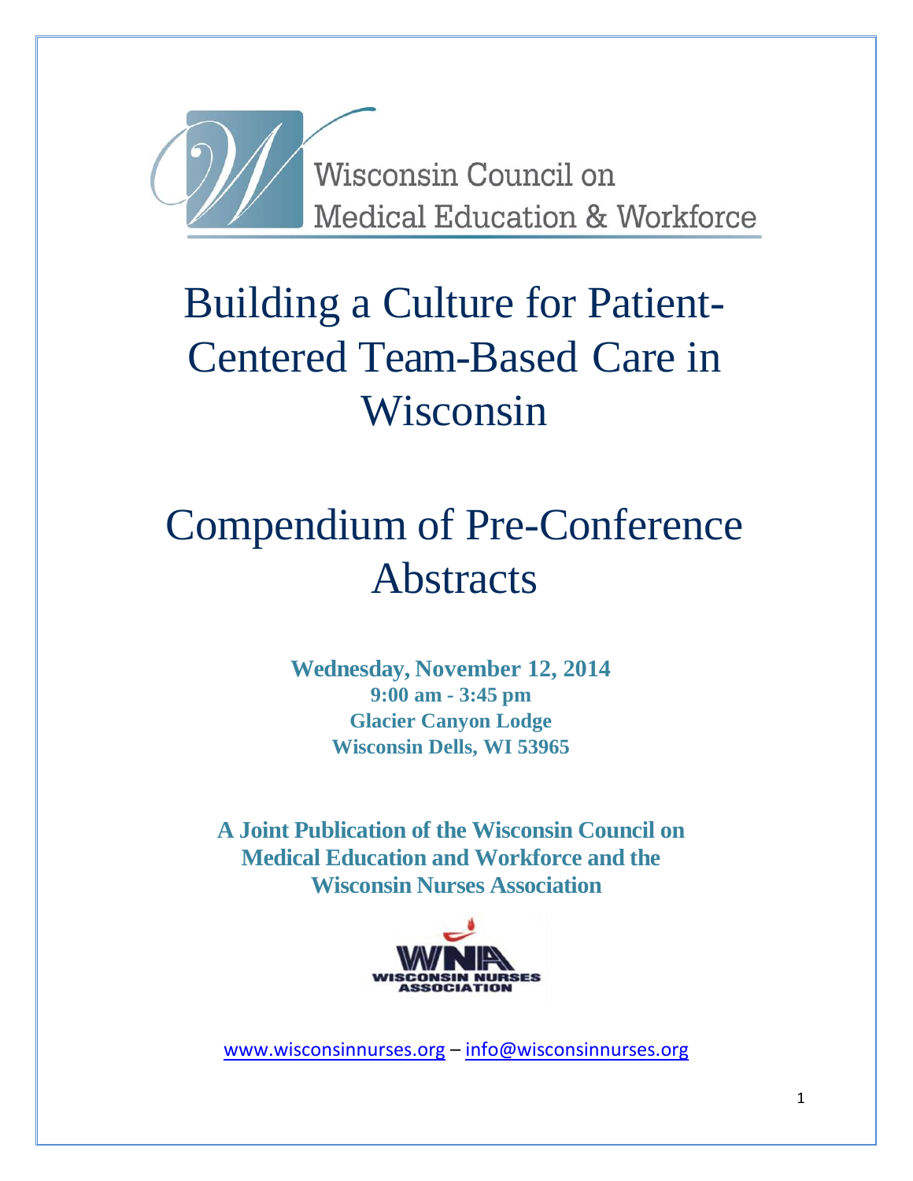Wisconsin Council on Medical Education & Workforce

# Building a Culture for Patient-Centered Team-Based Care in Wisconsin

# Compendium of Pre-Conference Abstracts

**Wednesday, November 12, 2014**
**9:00 am - 3:45 pm**
**Glacier Canyon Lodge**
**Wisconsin Dells, WI 53965**

**A Joint Publication of the Wisconsin Council on Medical Education and Workforce and the Wisconsin Nurses Association**

WNA WISCONSIN NURSES ASSOCIATION

www.wisconsinnurses.org – info@wisconsinnurses.org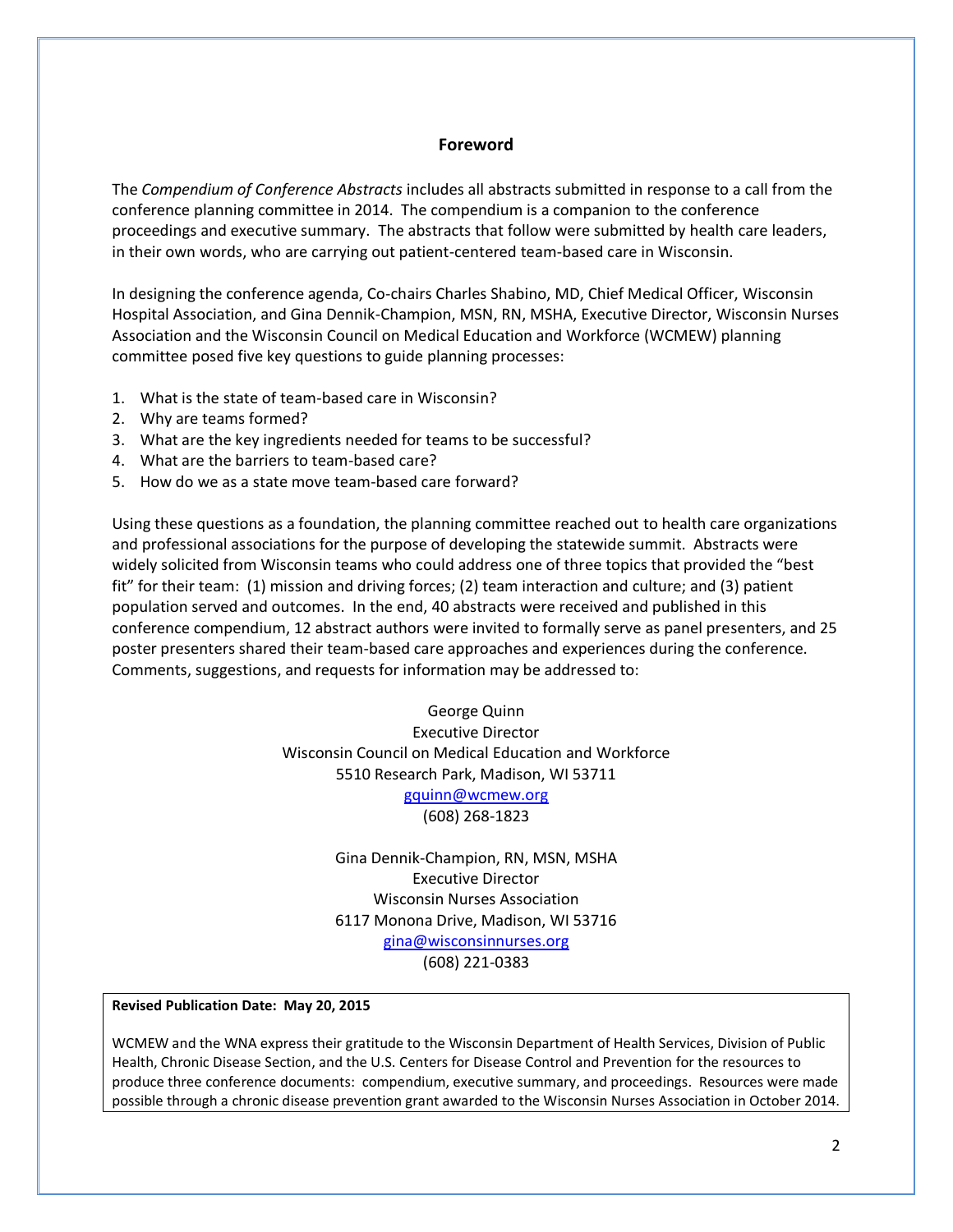## Foreword

The *Compendium of Conference Abstracts* includes all abstracts submitted in response to a call from the conference planning committee in 2014. The compendium is a companion to the conference proceedings and executive summary. The abstracts that follow were submitted by health care leaders, in their own words, who are carrying out patient-centered team-based care in Wisconsin.

In designing the conference agenda, Co-chairs Charles Shabino, MD, Chief Medical Officer, Wisconsin Hospital Association, and Gina Dennik-Champion, MSN, RN, MSHA, Executive Director, Wisconsin Nurses Association and the Wisconsin Council on Medical Education and Workforce (WCMEW) planning committee posed five key questions to guide planning processes:

1. What is the state of team-based care in Wisconsin?
2. Why are teams formed?
3. What are the key ingredients needed for teams to be successful?
4. What are the barriers to team-based care?
5. How do we as a state move team-based care forward?

Using these questions as a foundation, the planning committee reached out to health care organizations and professional associations for the purpose of developing the statewide summit. Abstracts were widely solicited from Wisconsin teams who could address one of three topics that provided the "best fit" for their team: (1) mission and driving forces; (2) team interaction and culture; and (3) patient population served and outcomes. In the end, 40 abstracts were received and published in this conference compendium, 12 abstract authors were invited to formally serve as panel presenters, and 25 poster presenters shared their team-based care approaches and experiences during the conference. Comments, suggestions, and requests for information may be addressed to:

George Quinn
Executive Director
Wisconsin Council on Medical Education and Workforce
5510 Research Park, Madison, WI 53711
gquinn@wcmew.org
(608) 268-1823

Gina Dennik-Champion, RN, MSN, MSHA
Executive Director
Wisconsin Nurses Association
6117 Monona Drive, Madison, WI 53716
gina@wisconsinnurses.org
(608) 221-0383

**Revised Publication Date: May 20, 2015**

WCMEW and the WNA express their gratitude to the Wisconsin Department of Health Services, Division of Public Health, Chronic Disease Section, and the U.S. Centers for Disease Control and Prevention for the resources to produce three conference documents: compendium, executive summary, and proceedings. Resources were made possible through a chronic disease prevention grant awarded to the Wisconsin Nurses Association in October 2014.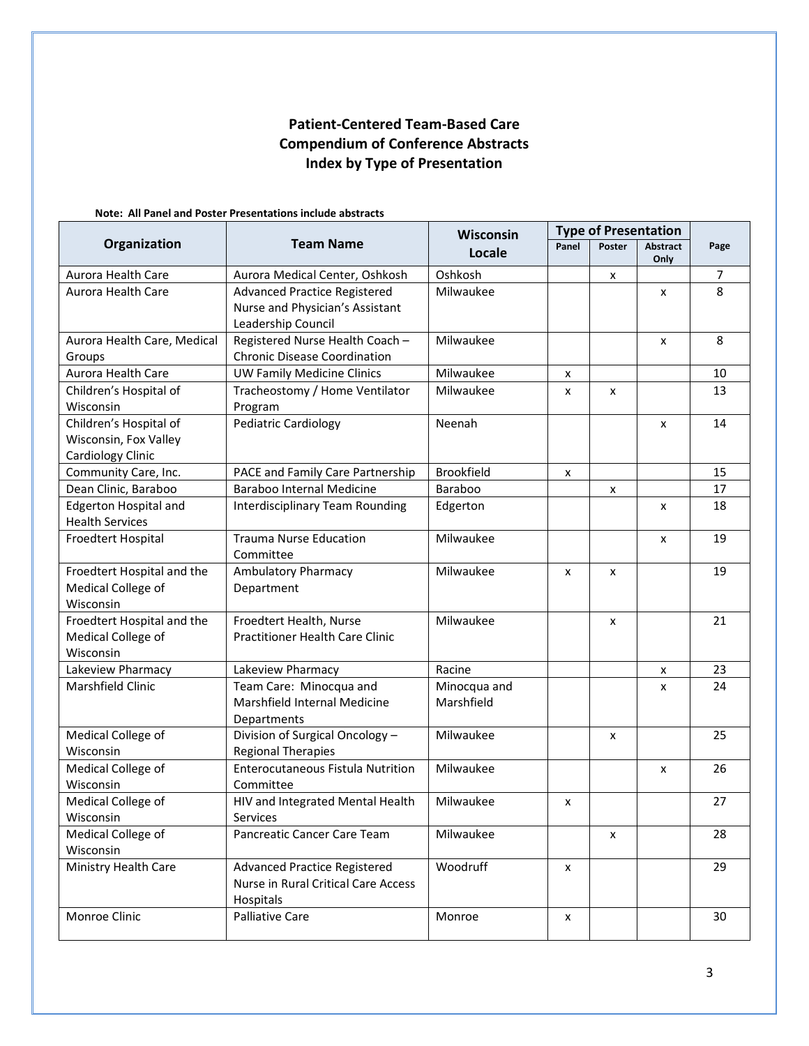# Patient-Centered Team-Based Care
## Compendium of Conference Abstracts
### Index by Type of Presentation

**Note: All Panel and Poster Presentations include abstracts**

| Organization | Team Name | Wisconsin Locale | Type of Presentation | | | Page |
|---|---|---|---|---|---|---|
| | | | Panel | Poster | Abstract Only | |
| Aurora Health Care | Aurora Medical Center, Oshkosh | Oshkosh | | x | | 7 |
| Aurora Health Care | Advanced Practice Registered Nurse and Physician's Assistant Leadership Council | Milwaukee | | | x | 8 |
| Aurora Health Care, Medical Groups | Registered Nurse Health Coach – Chronic Disease Coordination | Milwaukee | | | x | 8 |
| Aurora Health Care | UW Family Medicine Clinics | Milwaukee | x | | | 10 |
| Children's Hospital of Wisconsin | Tracheostomy / Home Ventilator Program | Milwaukee | x | x | | 13 |
| Children's Hospital of Wisconsin, Fox Valley Cardiology Clinic | Pediatric Cardiology | Neenah | | | x | 14 |
| Community Care, Inc. | PACE and Family Care Partnership | Brookfield | x | | | 15 |
| Dean Clinic, Baraboo | Baraboo Internal Medicine | Baraboo | | x | | 17 |
| Edgerton Hospital and Health Services | Interdisciplinary Team Rounding | Edgerton | | | x | 18 |
| Froedtert Hospital | Trauma Nurse Education Committee | Milwaukee | | | x | 19 |
| Froedtert Hospital and the Medical College of Wisconsin | Ambulatory Pharmacy Department | Milwaukee | x | x | | 19 |
| Froedtert Hospital and the Medical College of Wisconsin | Froedtert Health, Nurse Practitioner Health Care Clinic | Milwaukee | | x | | 21 |
| Lakeview Pharmacy | Lakeview Pharmacy | Racine | | | x | 23 |
| Marshfield Clinic | Team Care: Minocqua and Marshfield Internal Medicine Departments | Minocqua and Marshfield | | | x | 24 |
| Medical College of Wisconsin | Division of Surgical Oncology – Regional Therapies | Milwaukee | | x | | 25 |
| Medical College of Wisconsin | Enterocutaneous Fistula Nutrition Committee | Milwaukee | | | x | 26 |
| Medical College of Wisconsin | HIV and Integrated Mental Health Services | Milwaukee | x | | | 27 |
| Medical College of Wisconsin | Pancreatic Cancer Care Team | Milwaukee | | x | | 28 |
| Ministry Health Care | Advanced Practice Registered Nurse in Rural Critical Care Access Hospitals | Woodruff | x | | | 29 |
| Monroe Clinic | Palliative Care | Monroe | x | | | 30 |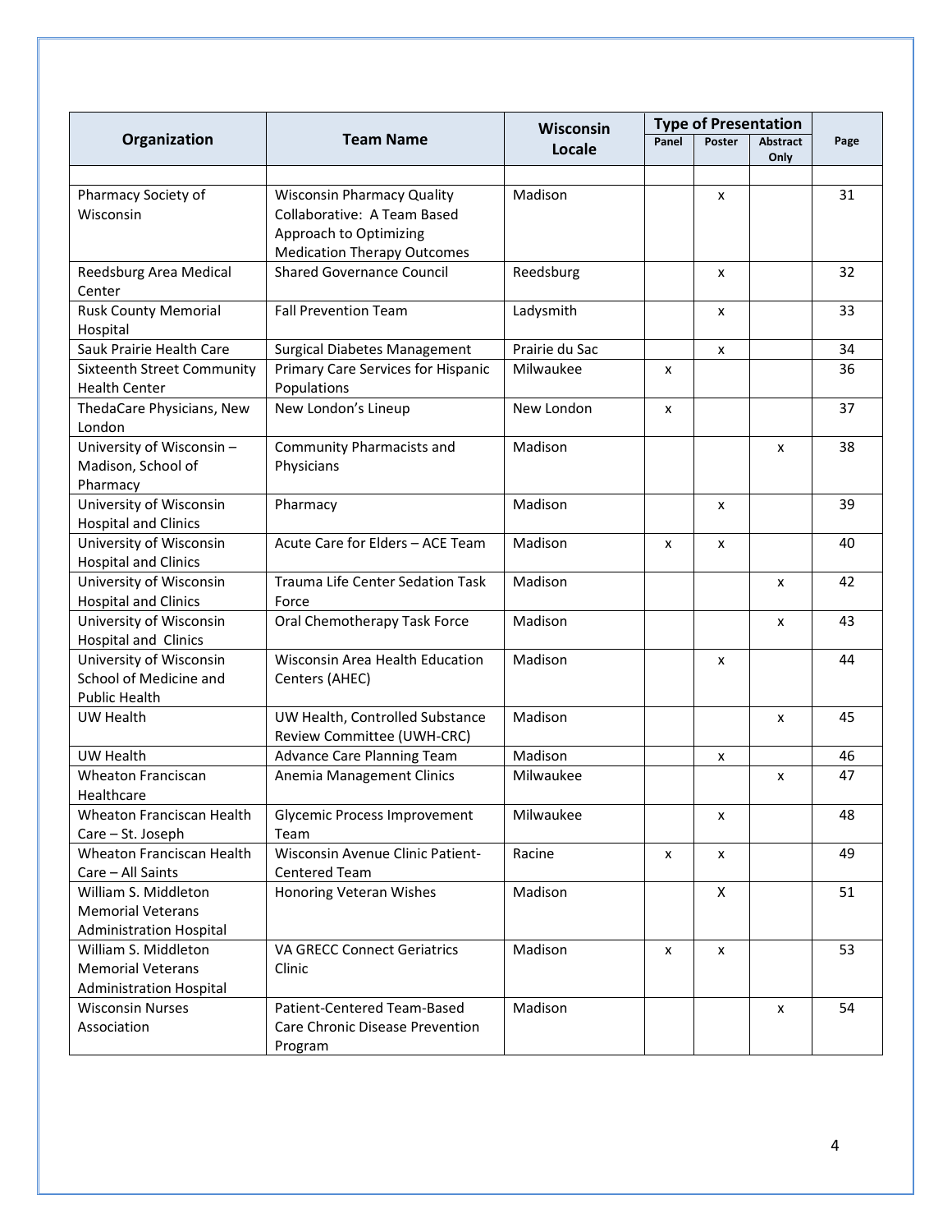| Organization | Team Name | Wisconsin Locale | Type of Presentation | | | Page |
|---|---|---|---|---|---|---|
| | | | Panel | Poster | Abstract Only | |
| | | | | | | |
| Pharmacy Society of Wisconsin | Wisconsin Pharmacy Quality Collaborative: A Team Based Approach to Optimizing Medication Therapy Outcomes | Madison | | x | | 31 |
| Reedsburg Area Medical Center | Shared Governance Council | Reedsburg | | x | | 32 |
| Rusk County Memorial Hospital | Fall Prevention Team | Ladysmith | | x | | 33 |
| Sauk Prairie Health Care | Surgical Diabetes Management | Prairie du Sac | | x | | 34 |
| Sixteenth Street Community Health Center | Primary Care Services for Hispanic Populations | Milwaukee | x | | | 36 |
| ThedaCare Physicians, New London | New London's Lineup | New London | x | | | 37 |
| University of Wisconsin – Madison, School of Pharmacy | Community Pharmacists and Physicians | Madison | | | x | 38 |
| University of Wisconsin Hospital and Clinics | Pharmacy | Madison | | x | | 39 |
| University of Wisconsin Hospital and Clinics | Acute Care for Elders – ACE Team | Madison | x | x | | 40 |
| University of Wisconsin Hospital and Clinics | Trauma Life Center Sedation Task Force | Madison | | | x | 42 |
| University of Wisconsin Hospital and Clinics | Oral Chemotherapy Task Force | Madison | | | x | 43 |
| University of Wisconsin School of Medicine and Public Health | Wisconsin Area Health Education Centers (AHEC) | Madison | | x | | 44 |
| UW Health | UW Health, Controlled Substance Review Committee (UWH-CRC) | Madison | | | x | 45 |
| UW Health | Advance Care Planning Team | Madison | | x | | 46 |
| Wheaton Franciscan Healthcare | Anemia Management Clinics | Milwaukee | | | x | 47 |
| Wheaton Franciscan Health Care – St. Joseph | Glycemic Process Improvement Team | Milwaukee | | x | | 48 |
| Wheaton Franciscan Health Care – All Saints | Wisconsin Avenue Clinic Patient-Centered Team | Racine | x | x | | 49 |
| William S. Middleton Memorial Veterans Administration Hospital | Honoring Veteran Wishes | Madison | | X | | 51 |
| William S. Middleton Memorial Veterans Administration Hospital | VA GRECC Connect Geriatrics Clinic | Madison | x | x | | 53 |
| Wisconsin Nurses Association | Patient-Centered Team-Based Care Chronic Disease Prevention Program | Madison | | | x | 54 |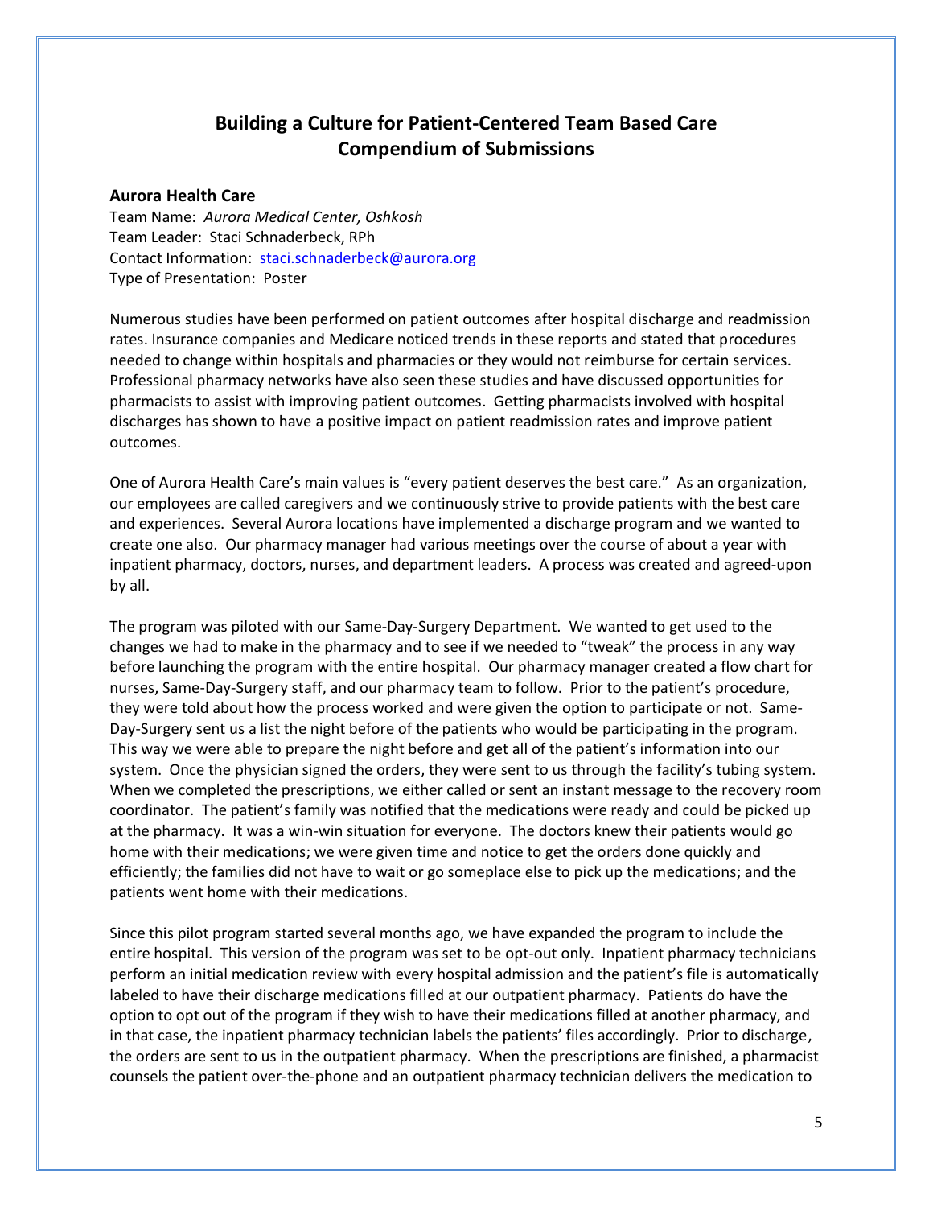# Building a Culture for Patient-Centered Team Based Care
# Compendium of Submissions

### Aurora Health Care

Team Name: *Aurora Medical Center, Oshkosh*
Team Leader: Staci Schnaderbeck, RPh
Contact Information: staci.schnaderbeck@aurora.org
Type of Presentation: Poster

Numerous studies have been performed on patient outcomes after hospital discharge and readmission rates. Insurance companies and Medicare noticed trends in these reports and stated that procedures needed to change within hospitals and pharmacies or they would not reimburse for certain services. Professional pharmacy networks have also seen these studies and have discussed opportunities for pharmacists to assist with improving patient outcomes. Getting pharmacists involved with hospital discharges has shown to have a positive impact on patient readmission rates and improve patient outcomes.

One of Aurora Health Care's main values is "every patient deserves the best care." As an organization, our employees are called caregivers and we continuously strive to provide patients with the best care and experiences. Several Aurora locations have implemented a discharge program and we wanted to create one also. Our pharmacy manager had various meetings over the course of about a year with inpatient pharmacy, doctors, nurses, and department leaders. A process was created and agreed-upon by all.

The program was piloted with our Same-Day-Surgery Department. We wanted to get used to the changes we had to make in the pharmacy and to see if we needed to "tweak" the process in any way before launching the program with the entire hospital. Our pharmacy manager created a flow chart for nurses, Same-Day-Surgery staff, and our pharmacy team to follow. Prior to the patient's procedure, they were told about how the process worked and were given the option to participate or not. Same-Day-Surgery sent us a list the night before of the patients who would be participating in the program. This way we were able to prepare the night before and get all of the patient's information into our system. Once the physician signed the orders, they were sent to us through the facility's tubing system. When we completed the prescriptions, we either called or sent an instant message to the recovery room coordinator. The patient's family was notified that the medications were ready and could be picked up at the pharmacy. It was a win-win situation for everyone. The doctors knew their patients would go home with their medications; we were given time and notice to get the orders done quickly and efficiently; the families did not have to wait or go someplace else to pick up the medications; and the patients went home with their medications.

Since this pilot program started several months ago, we have expanded the program to include the entire hospital. This version of the program was set to be opt-out only. Inpatient pharmacy technicians perform an initial medication review with every hospital admission and the patient's file is automatically labeled to have their discharge medications filled at our outpatient pharmacy. Patients do have the option to opt out of the program if they wish to have their medications filled at another pharmacy, and in that case, the inpatient pharmacy technician labels the patients' files accordingly. Prior to discharge, the orders are sent to us in the outpatient pharmacy. When the prescriptions are finished, a pharmacist counsels the patient over-the-phone and an outpatient pharmacy technician delivers the medication to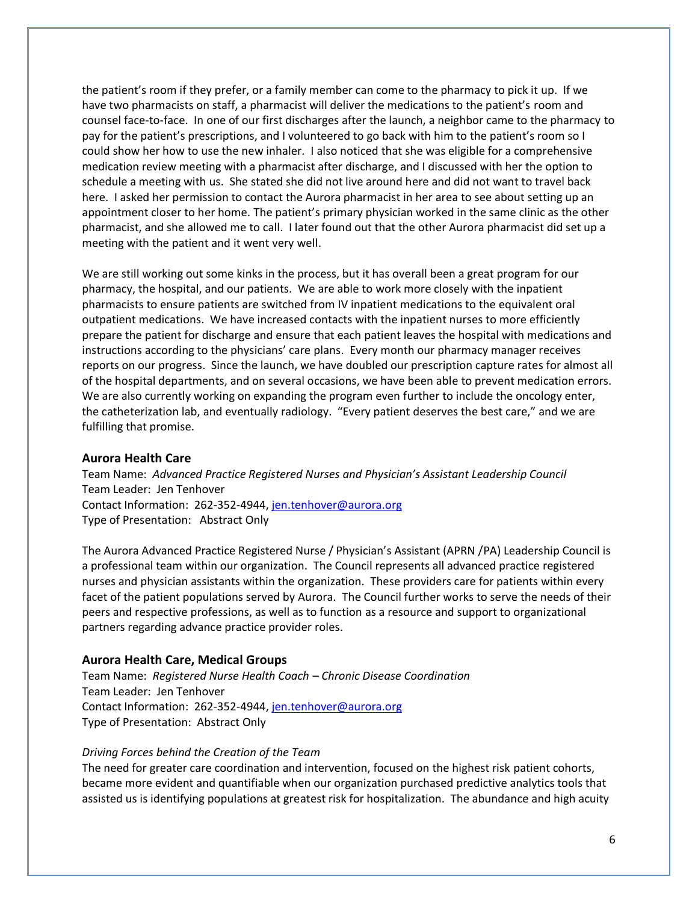the patient's room if they prefer, or a family member can come to the pharmacy to pick it up. If we have two pharmacists on staff, a pharmacist will deliver the medications to the patient's room and counsel face-to-face. In one of our first discharges after the launch, a neighbor came to the pharmacy to pay for the patient's prescriptions, and I volunteered to go back with him to the patient's room so I could show her how to use the new inhaler. I also noticed that she was eligible for a comprehensive medication review meeting with a pharmacist after discharge, and I discussed with her the option to schedule a meeting with us. She stated she did not live around here and did not want to travel back here. I asked her permission to contact the Aurora pharmacist in her area to see about setting up an appointment closer to her home. The patient's primary physician worked in the same clinic as the other pharmacist, and she allowed me to call. I later found out that the other Aurora pharmacist did set up a meeting with the patient and it went very well.

We are still working out some kinks in the process, but it has overall been a great program for our pharmacy, the hospital, and our patients. We are able to work more closely with the inpatient pharmacists to ensure patients are switched from IV inpatient medications to the equivalent oral outpatient medications. We have increased contacts with the inpatient nurses to more efficiently prepare the patient for discharge and ensure that each patient leaves the hospital with medications and instructions according to the physicians' care plans. Every month our pharmacy manager receives reports on our progress. Since the launch, we have doubled our prescription capture rates for almost all of the hospital departments, and on several occasions, we have been able to prevent medication errors. We are also currently working on expanding the program even further to include the oncology enter, the catheterization lab, and eventually radiology. "Every patient deserves the best care," and we are fulfilling that promise.

### Aurora Health Care

Team Name: *Advanced Practice Registered Nurses and Physician's Assistant Leadership Council*
Team Leader: Jen Tenhover
Contact Information: 262-352-4944, jen.tenhover@aurora.org
Type of Presentation: Abstract Only

The Aurora Advanced Practice Registered Nurse / Physician's Assistant (APRN /PA) Leadership Council is a professional team within our organization. The Council represents all advanced practice registered nurses and physician assistants within the organization. These providers care for patients within every facet of the patient populations served by Aurora. The Council further works to serve the needs of their peers and respective professions, as well as to function as a resource and support to organizational partners regarding advance practice provider roles.

### Aurora Health Care, Medical Groups

Team Name: *Registered Nurse Health Coach – Chronic Disease Coordination*
Team Leader: Jen Tenhover
Contact Information: 262-352-4944, jen.tenhover@aurora.org
Type of Presentation: Abstract Only

*Driving Forces behind the Creation of the Team*
The need for greater care coordination and intervention, focused on the highest risk patient cohorts, became more evident and quantifiable when our organization purchased predictive analytics tools that assisted us is identifying populations at greatest risk for hospitalization. The abundance and high acuity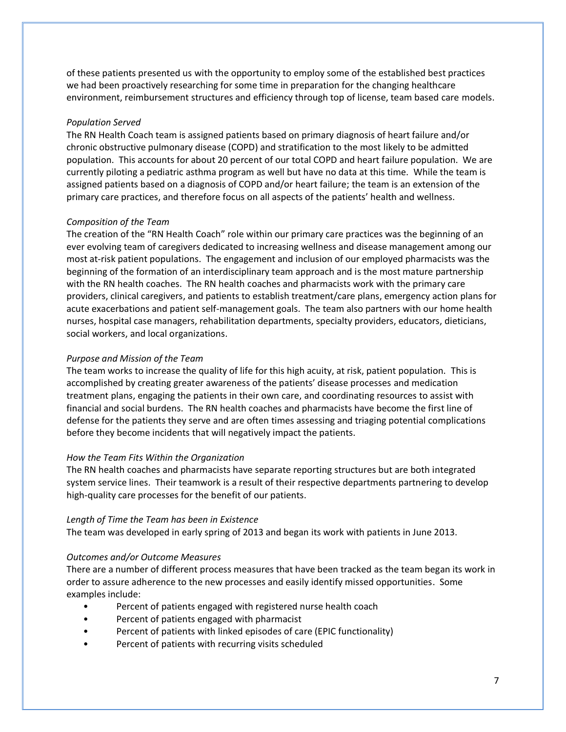of these patients presented us with the opportunity to employ some of the established best practices we had been proactively researching for some time in preparation for the changing healthcare environment, reimbursement structures and efficiency through top of license, team based care models.

*Population Served*

The RN Health Coach team is assigned patients based on primary diagnosis of heart failure and/or chronic obstructive pulmonary disease (COPD) and stratification to the most likely to be admitted population. This accounts for about 20 percent of our total COPD and heart failure population. We are currently piloting a pediatric asthma program as well but have no data at this time. While the team is assigned patients based on a diagnosis of COPD and/or heart failure; the team is an extension of the primary care practices, and therefore focus on all aspects of the patients' health and wellness.

*Composition of the Team*

The creation of the "RN Health Coach" role within our primary care practices was the beginning of an ever evolving team of caregivers dedicated to increasing wellness and disease management among our most at-risk patient populations. The engagement and inclusion of our employed pharmacists was the beginning of the formation of an interdisciplinary team approach and is the most mature partnership with the RN health coaches. The RN health coaches and pharmacists work with the primary care providers, clinical caregivers, and patients to establish treatment/care plans, emergency action plans for acute exacerbations and patient self-management goals. The team also partners with our home health nurses, hospital case managers, rehabilitation departments, specialty providers, educators, dieticians, social workers, and local organizations.

*Purpose and Mission of the Team*

The team works to increase the quality of life for this high acuity, at risk, patient population. This is accomplished by creating greater awareness of the patients' disease processes and medication treatment plans, engaging the patients in their own care, and coordinating resources to assist with financial and social burdens. The RN health coaches and pharmacists have become the first line of defense for the patients they serve and are often times assessing and triaging potential complications before they become incidents that will negatively impact the patients.

*How the Team Fits Within the Organization*

The RN health coaches and pharmacists have separate reporting structures but are both integrated system service lines. Their teamwork is a result of their respective departments partnering to develop high-quality care processes for the benefit of our patients.

*Length of Time the Team has been in Existence*

The team was developed in early spring of 2013 and began its work with patients in June 2013.

*Outcomes and/or Outcome Measures*

There are a number of different process measures that have been tracked as the team began its work in order to assure adherence to the new processes and easily identify missed opportunities. Some examples include:

- Percent of patients engaged with registered nurse health coach
- Percent of patients engaged with pharmacist
- Percent of patients with linked episodes of care (EPIC functionality)
- Percent of patients with recurring visits scheduled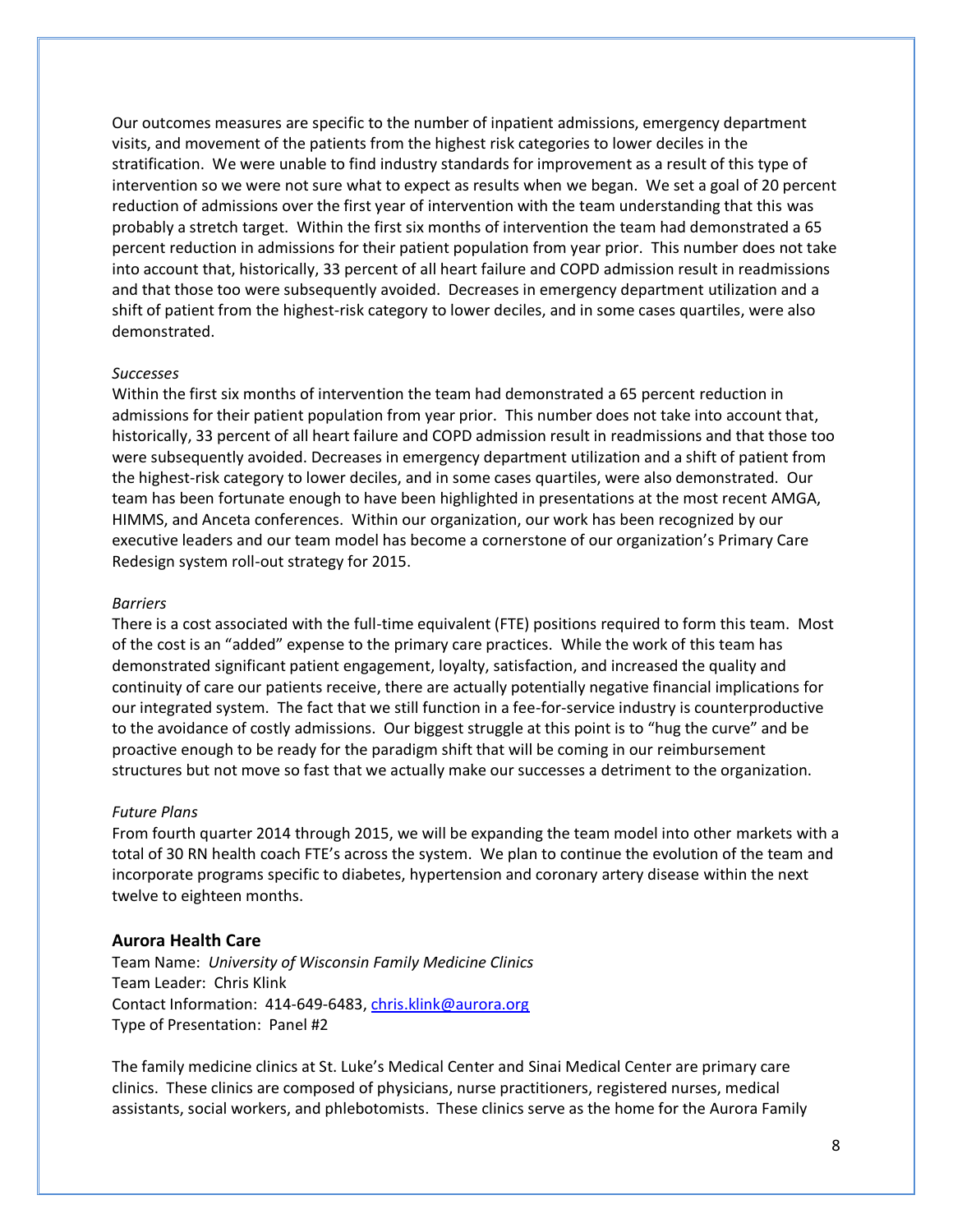Our outcomes measures are specific to the number of inpatient admissions, emergency department visits, and movement of the patients from the highest risk categories to lower deciles in the stratification. We were unable to find industry standards for improvement as a result of this type of intervention so we were not sure what to expect as results when we began. We set a goal of 20 percent reduction of admissions over the first year of intervention with the team understanding that this was probably a stretch target. Within the first six months of intervention the team had demonstrated a 65 percent reduction in admissions for their patient population from year prior. This number does not take into account that, historically, 33 percent of all heart failure and COPD admission result in readmissions and that those too were subsequently avoided. Decreases in emergency department utilization and a shift of patient from the highest-risk category to lower deciles, and in some cases quartiles, were also demonstrated.

*Successes*

Within the first six months of intervention the team had demonstrated a 65 percent reduction in admissions for their patient population from year prior. This number does not take into account that, historically, 33 percent of all heart failure and COPD admission result in readmissions and that those too were subsequently avoided. Decreases in emergency department utilization and a shift of patient from the highest-risk category to lower deciles, and in some cases quartiles, were also demonstrated. Our team has been fortunate enough to have been highlighted in presentations at the most recent AMGA, HIMMS, and Anceta conferences. Within our organization, our work has been recognized by our executive leaders and our team model has become a cornerstone of our organization's Primary Care Redesign system roll-out strategy for 2015.

*Barriers*

There is a cost associated with the full-time equivalent (FTE) positions required to form this team. Most of the cost is an "added" expense to the primary care practices. While the work of this team has demonstrated significant patient engagement, loyalty, satisfaction, and increased the quality and continuity of care our patients receive, there are actually potentially negative financial implications for our integrated system. The fact that we still function in a fee-for-service industry is counterproductive to the avoidance of costly admissions. Our biggest struggle at this point is to "hug the curve" and be proactive enough to be ready for the paradigm shift that will be coming in our reimbursement structures but not move so fast that we actually make our successes a detriment to the organization.

*Future Plans*

From fourth quarter 2014 through 2015, we will be expanding the team model into other markets with a total of 30 RN health coach FTE's across the system. We plan to continue the evolution of the team and incorporate programs specific to diabetes, hypertension and coronary artery disease within the next twelve to eighteen months.

### Aurora Health Care

Team Name: *University of Wisconsin Family Medicine Clinics*
Team Leader: Chris Klink
Contact Information: 414-649-6483, chris.klink@aurora.org
Type of Presentation: Panel #2

The family medicine clinics at St. Luke's Medical Center and Sinai Medical Center are primary care clinics. These clinics are composed of physicians, nurse practitioners, registered nurses, medical assistants, social workers, and phlebotomists. These clinics serve as the home for the Aurora Family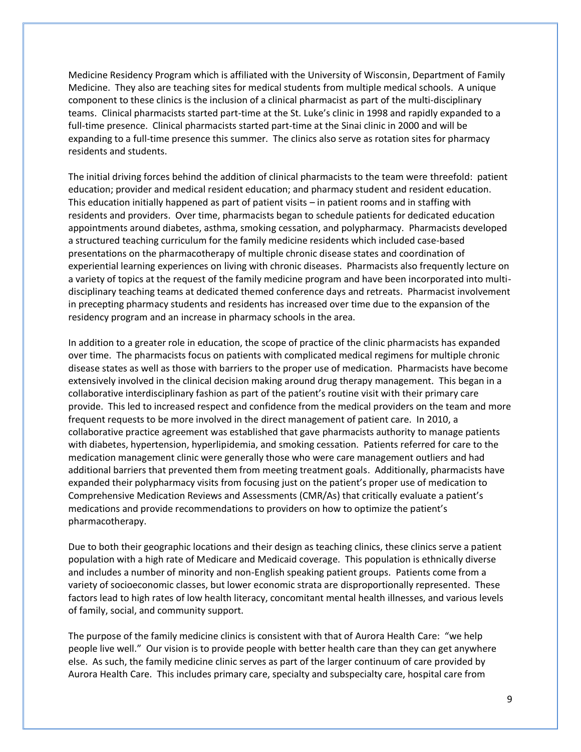Medicine Residency Program which is affiliated with the University of Wisconsin, Department of Family Medicine. They also are teaching sites for medical students from multiple medical schools. A unique component to these clinics is the inclusion of a clinical pharmacist as part of the multi-disciplinary teams. Clinical pharmacists started part-time at the St. Luke's clinic in 1998 and rapidly expanded to a full-time presence. Clinical pharmacists started part-time at the Sinai clinic in 2000 and will be expanding to a full-time presence this summer. The clinics also serve as rotation sites for pharmacy residents and students.

The initial driving forces behind the addition of clinical pharmacists to the team were threefold: patient education; provider and medical resident education; and pharmacy student and resident education. This education initially happened as part of patient visits – in patient rooms and in staffing with residents and providers. Over time, pharmacists began to schedule patients for dedicated education appointments around diabetes, asthma, smoking cessation, and polypharmacy. Pharmacists developed a structured teaching curriculum for the family medicine residents which included case-based presentations on the pharmacotherapy of multiple chronic disease states and coordination of experiential learning experiences on living with chronic diseases. Pharmacists also frequently lecture on a variety of topics at the request of the family medicine program and have been incorporated into multi-disciplinary teaching teams at dedicated themed conference days and retreats. Pharmacist involvement in precepting pharmacy students and residents has increased over time due to the expansion of the residency program and an increase in pharmacy schools in the area.

In addition to a greater role in education, the scope of practice of the clinic pharmacists has expanded over time. The pharmacists focus on patients with complicated medical regimens for multiple chronic disease states as well as those with barriers to the proper use of medication. Pharmacists have become extensively involved in the clinical decision making around drug therapy management. This began in a collaborative interdisciplinary fashion as part of the patient's routine visit with their primary care provide. This led to increased respect and confidence from the medical providers on the team and more frequent requests to be more involved in the direct management of patient care. In 2010, a collaborative practice agreement was established that gave pharmacists authority to manage patients with diabetes, hypertension, hyperlipidemia, and smoking cessation. Patients referred for care to the medication management clinic were generally those who were care management outliers and had additional barriers that prevented them from meeting treatment goals. Additionally, pharmacists have expanded their polypharmacy visits from focusing just on the patient's proper use of medication to Comprehensive Medication Reviews and Assessments (CMR/As) that critically evaluate a patient's medications and provide recommendations to providers on how to optimize the patient's pharmacotherapy.

Due to both their geographic locations and their design as teaching clinics, these clinics serve a patient population with a high rate of Medicare and Medicaid coverage. This population is ethnically diverse and includes a number of minority and non-English speaking patient groups. Patients come from a variety of socioeconomic classes, but lower economic strata are disproportionally represented. These factors lead to high rates of low health literacy, concomitant mental health illnesses, and various levels of family, social, and community support.

The purpose of the family medicine clinics is consistent with that of Aurora Health Care: "we help people live well." Our vision is to provide people with better health care than they can get anywhere else. As such, the family medicine clinic serves as part of the larger continuum of care provided by Aurora Health Care. This includes primary care, specialty and subspecialty care, hospital care from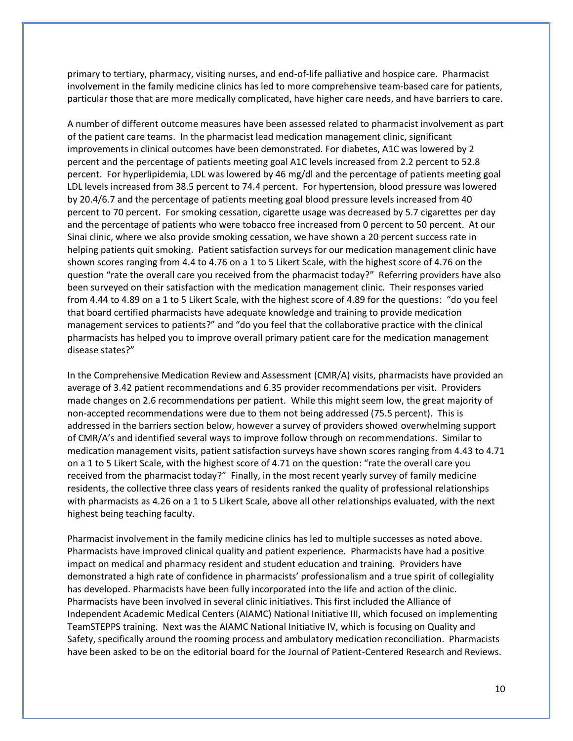primary to tertiary, pharmacy, visiting nurses, and end-of-life palliative and hospice care. Pharmacist involvement in the family medicine clinics has led to more comprehensive team-based care for patients, particular those that are more medically complicated, have higher care needs, and have barriers to care.

A number of different outcome measures have been assessed related to pharmacist involvement as part of the patient care teams. In the pharmacist lead medication management clinic, significant improvements in clinical outcomes have been demonstrated. For diabetes, A1C was lowered by 2 percent and the percentage of patients meeting goal A1C levels increased from 2.2 percent to 52.8 percent. For hyperlipidemia, LDL was lowered by 46 mg/dl and the percentage of patients meeting goal LDL levels increased from 38.5 percent to 74.4 percent. For hypertension, blood pressure was lowered by 20.4/6.7 and the percentage of patients meeting goal blood pressure levels increased from 40 percent to 70 percent. For smoking cessation, cigarette usage was decreased by 5.7 cigarettes per day and the percentage of patients who were tobacco free increased from 0 percent to 50 percent. At our Sinai clinic, where we also provide smoking cessation, we have shown a 20 percent success rate in helping patients quit smoking. Patient satisfaction surveys for our medication management clinic have shown scores ranging from 4.4 to 4.76 on a 1 to 5 Likert Scale, with the highest score of 4.76 on the question "rate the overall care you received from the pharmacist today?" Referring providers have also been surveyed on their satisfaction with the medication management clinic. Their responses varied from 4.44 to 4.89 on a 1 to 5 Likert Scale, with the highest score of 4.89 for the questions: "do you feel that board certified pharmacists have adequate knowledge and training to provide medication management services to patients?" and "do you feel that the collaborative practice with the clinical pharmacists has helped you to improve overall primary patient care for the medication management disease states?"

In the Comprehensive Medication Review and Assessment (CMR/A) visits, pharmacists have provided an average of 3.42 patient recommendations and 6.35 provider recommendations per visit. Providers made changes on 2.6 recommendations per patient. While this might seem low, the great majority of non-accepted recommendations were due to them not being addressed (75.5 percent). This is addressed in the barriers section below, however a survey of providers showed overwhelming support of CMR/A's and identified several ways to improve follow through on recommendations. Similar to medication management visits, patient satisfaction surveys have shown scores ranging from 4.43 to 4.71 on a 1 to 5 Likert Scale, with the highest score of 4.71 on the question: "rate the overall care you received from the pharmacist today?" Finally, in the most recent yearly survey of family medicine residents, the collective three class years of residents ranked the quality of professional relationships with pharmacists as 4.26 on a 1 to 5 Likert Scale, above all other relationships evaluated, with the next highest being teaching faculty.

Pharmacist involvement in the family medicine clinics has led to multiple successes as noted above. Pharmacists have improved clinical quality and patient experience. Pharmacists have had a positive impact on medical and pharmacy resident and student education and training. Providers have demonstrated a high rate of confidence in pharmacists' professionalism and a true spirit of collegiality has developed. Pharmacists have been fully incorporated into the life and action of the clinic. Pharmacists have been involved in several clinic initiatives. This first included the Alliance of Independent Academic Medical Centers (AIAMC) National Initiative III, which focused on implementing TeamSTEPPS training. Next was the AIAMC National Initiative IV, which is focusing on Quality and Safety, specifically around the rooming process and ambulatory medication reconciliation. Pharmacists have been asked to be on the editorial board for the Journal of Patient-Centered Research and Reviews.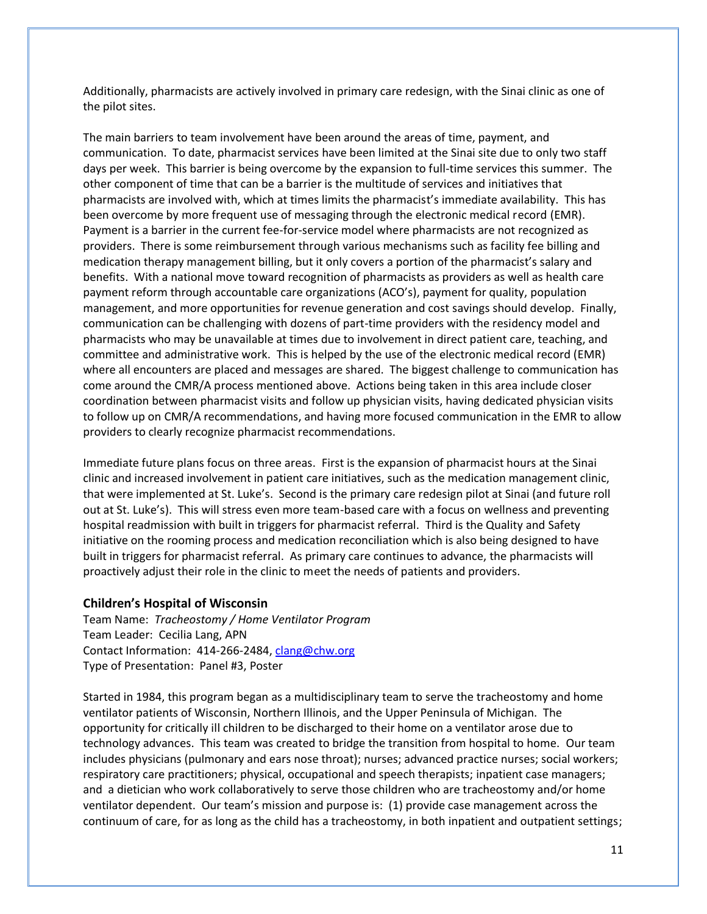Additionally, pharmacists are actively involved in primary care redesign, with the Sinai clinic as one of the pilot sites.

The main barriers to team involvement have been around the areas of time, payment, and communication. To date, pharmacist services have been limited at the Sinai site due to only two staff days per week. This barrier is being overcome by the expansion to full-time services this summer. The other component of time that can be a barrier is the multitude of services and initiatives that pharmacists are involved with, which at times limits the pharmacist's immediate availability. This has been overcome by more frequent use of messaging through the electronic medical record (EMR). Payment is a barrier in the current fee-for-service model where pharmacists are not recognized as providers. There is some reimbursement through various mechanisms such as facility fee billing and medication therapy management billing, but it only covers a portion of the pharmacist's salary and benefits. With a national move toward recognition of pharmacists as providers as well as health care payment reform through accountable care organizations (ACO's), payment for quality, population management, and more opportunities for revenue generation and cost savings should develop. Finally, communication can be challenging with dozens of part-time providers with the residency model and pharmacists who may be unavailable at times due to involvement in direct patient care, teaching, and committee and administrative work. This is helped by the use of the electronic medical record (EMR) where all encounters are placed and messages are shared. The biggest challenge to communication has come around the CMR/A process mentioned above. Actions being taken in this area include closer coordination between pharmacist visits and follow up physician visits, having dedicated physician visits to follow up on CMR/A recommendations, and having more focused communication in the EMR to allow providers to clearly recognize pharmacist recommendations.

Immediate future plans focus on three areas. First is the expansion of pharmacist hours at the Sinai clinic and increased involvement in patient care initiatives, such as the medication management clinic, that were implemented at St. Luke's. Second is the primary care redesign pilot at Sinai (and future roll out at St. Luke's). This will stress even more team-based care with a focus on wellness and preventing hospital readmission with built in triggers for pharmacist referral. Third is the Quality and Safety initiative on the rooming process and medication reconciliation which is also being designed to have built in triggers for pharmacist referral. As primary care continues to advance, the pharmacists will proactively adjust their role in the clinic to meet the needs of patients and providers.

### Children's Hospital of Wisconsin

Team Name: *Tracheostomy / Home Ventilator Program*
Team Leader: Cecilia Lang, APN
Contact Information: 414-266-2484, clang@chw.org
Type of Presentation: Panel #3, Poster

Started in 1984, this program began as a multidisciplinary team to serve the tracheostomy and home ventilator patients of Wisconsin, Northern Illinois, and the Upper Peninsula of Michigan. The opportunity for critically ill children to be discharged to their home on a ventilator arose due to technology advances. This team was created to bridge the transition from hospital to home. Our team includes physicians (pulmonary and ears nose throat); nurses; advanced practice nurses; social workers; respiratory care practitioners; physical, occupational and speech therapists; inpatient case managers; and a dietician who work collaboratively to serve those children who are tracheostomy and/or home ventilator dependent. Our team's mission and purpose is: (1) provide case management across the continuum of care, for as long as the child has a tracheostomy, in both inpatient and outpatient settings;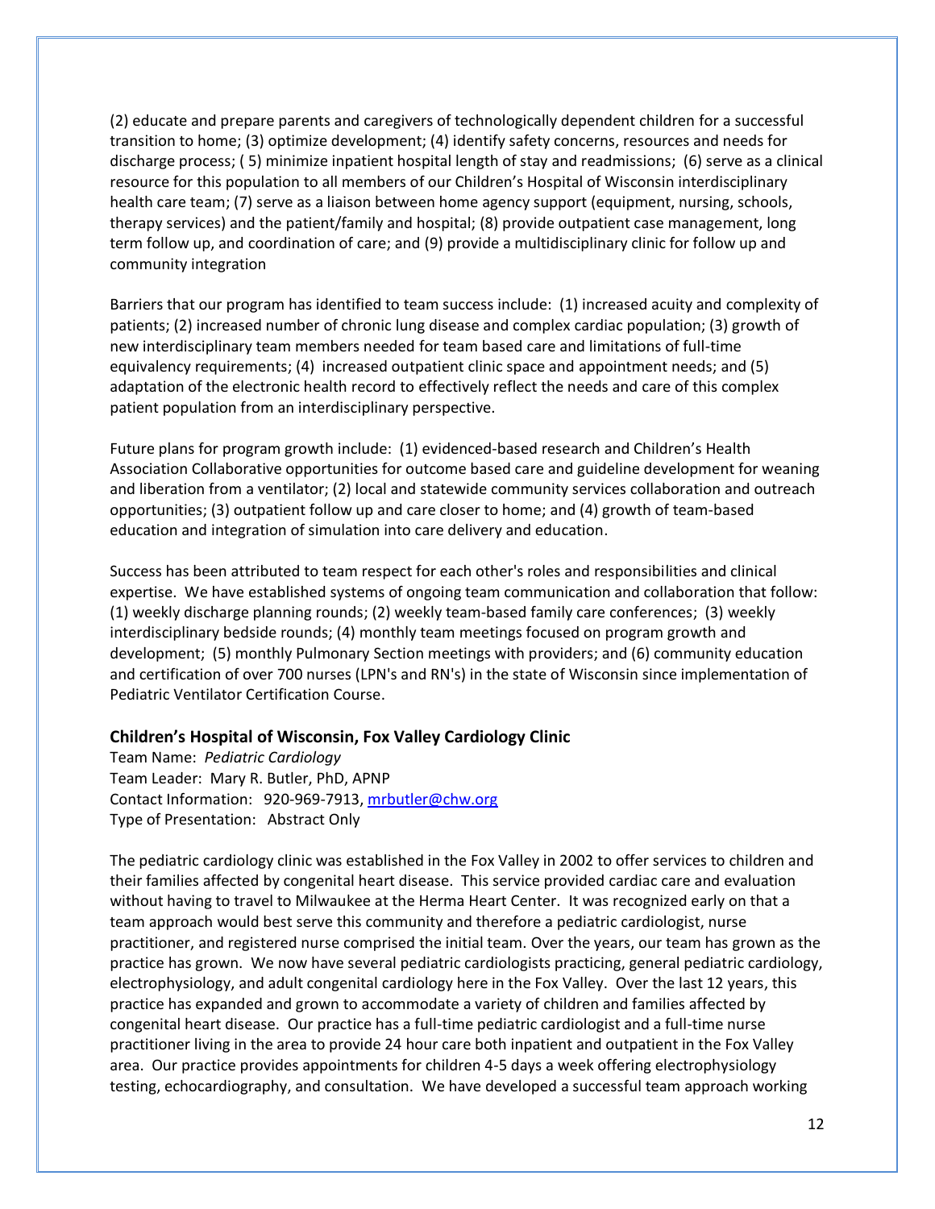(2) educate and prepare parents and caregivers of technologically dependent children for a successful transition to home; (3) optimize development; (4) identify safety concerns, resources and needs for discharge process; ( 5) minimize inpatient hospital length of stay and readmissions; (6) serve as a clinical resource for this population to all members of our Children's Hospital of Wisconsin interdisciplinary health care team; (7) serve as a liaison between home agency support (equipment, nursing, schools, therapy services) and the patient/family and hospital; (8) provide outpatient case management, long term follow up, and coordination of care; and (9) provide a multidisciplinary clinic for follow up and community integration

Barriers that our program has identified to team success include: (1) increased acuity and complexity of patients; (2) increased number of chronic lung disease and complex cardiac population; (3) growth of new interdisciplinary team members needed for team based care and limitations of full-time equivalency requirements; (4) increased outpatient clinic space and appointment needs; and (5) adaptation of the electronic health record to effectively reflect the needs and care of this complex patient population from an interdisciplinary perspective.

Future plans for program growth include: (1) evidenced-based research and Children's Health Association Collaborative opportunities for outcome based care and guideline development for weaning and liberation from a ventilator; (2) local and statewide community services collaboration and outreach opportunities; (3) outpatient follow up and care closer to home; and (4) growth of team-based education and integration of simulation into care delivery and education.

Success has been attributed to team respect for each other's roles and responsibilities and clinical expertise. We have established systems of ongoing team communication and collaboration that follow: (1) weekly discharge planning rounds; (2) weekly team-based family care conferences; (3) weekly interdisciplinary bedside rounds; (4) monthly team meetings focused on program growth and development; (5) monthly Pulmonary Section meetings with providers; and (6) community education and certification of over 700 nurses (LPN's and RN's) in the state of Wisconsin since implementation of Pediatric Ventilator Certification Course.

### Children's Hospital of Wisconsin, Fox Valley Cardiology Clinic

Team Name: *Pediatric Cardiology*
Team Leader: Mary R. Butler, PhD, APNP
Contact Information: 920-969-7913, mrbutler@chw.org
Type of Presentation: Abstract Only

The pediatric cardiology clinic was established in the Fox Valley in 2002 to offer services to children and their families affected by congenital heart disease. This service provided cardiac care and evaluation without having to travel to Milwaukee at the Herma Heart Center. It was recognized early on that a team approach would best serve this community and therefore a pediatric cardiologist, nurse practitioner, and registered nurse comprised the initial team. Over the years, our team has grown as the practice has grown. We now have several pediatric cardiologists practicing, general pediatric cardiology, electrophysiology, and adult congenital cardiology here in the Fox Valley. Over the last 12 years, this practice has expanded and grown to accommodate a variety of children and families affected by congenital heart disease. Our practice has a full-time pediatric cardiologist and a full-time nurse practitioner living in the area to provide 24 hour care both inpatient and outpatient in the Fox Valley area. Our practice provides appointments for children 4-5 days a week offering electrophysiology testing, echocardiography, and consultation. We have developed a successful team approach working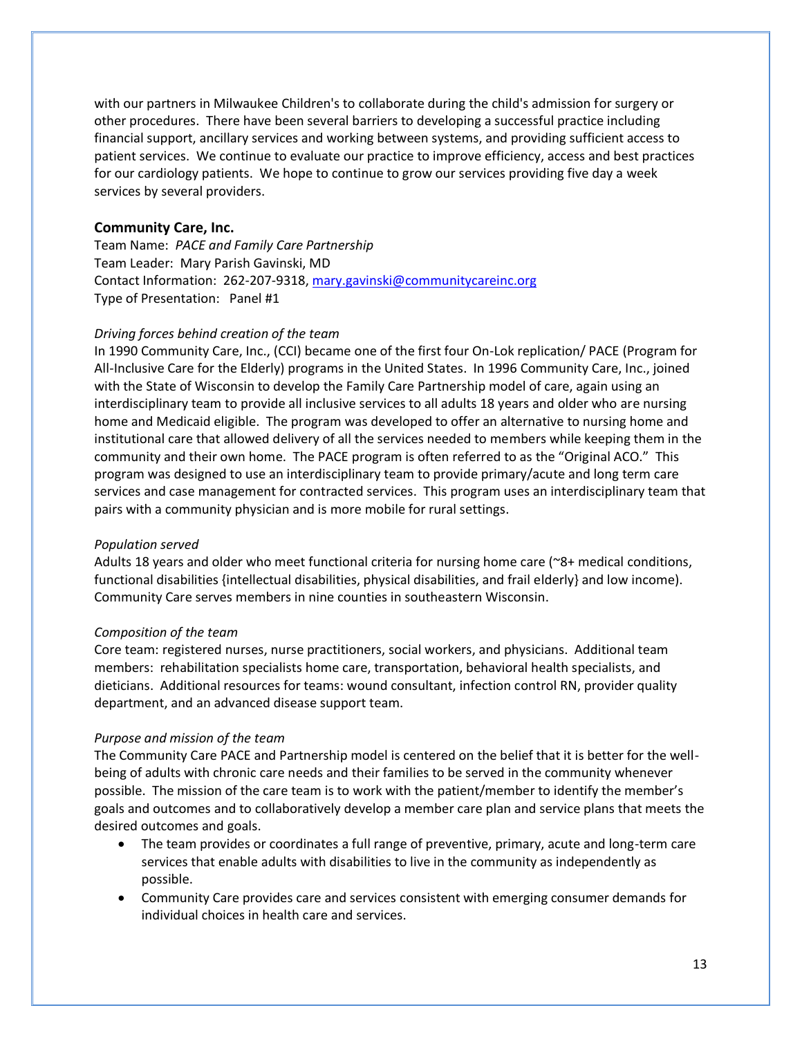with our partners in Milwaukee Children's to collaborate during the child's admission for surgery or other procedures. There have been several barriers to developing a successful practice including financial support, ancillary services and working between systems, and providing sufficient access to patient services. We continue to evaluate our practice to improve efficiency, access and best practices for our cardiology patients. We hope to continue to grow our services providing five day a week services by several providers.

### Community Care, Inc.

Team Name: *PACE and Family Care Partnership*
Team Leader: Mary Parish Gavinski, MD
Contact Information: 262-207-9318, mary.gavinski@communitycareinc.org
Type of Presentation: Panel #1

*Driving forces behind creation of the team*

In 1990 Community Care, Inc., (CCI) became one of the first four On-Lok replication/ PACE (Program for All-Inclusive Care for the Elderly) programs in the United States. In 1996 Community Care, Inc., joined with the State of Wisconsin to develop the Family Care Partnership model of care, again using an interdisciplinary team to provide all inclusive services to all adults 18 years and older who are nursing home and Medicaid eligible. The program was developed to offer an alternative to nursing home and institutional care that allowed delivery of all the services needed to members while keeping them in the community and their own home. The PACE program is often referred to as the "Original ACO." This program was designed to use an interdisciplinary team to provide primary/acute and long term care services and case management for contracted services. This program uses an interdisciplinary team that pairs with a community physician and is more mobile for rural settings.

*Population served*

Adults 18 years and older who meet functional criteria for nursing home care (~8+ medical conditions, functional disabilities {intellectual disabilities, physical disabilities, and frail elderly} and low income). Community Care serves members in nine counties in southeastern Wisconsin.

*Composition of the team*

Core team: registered nurses, nurse practitioners, social workers, and physicians. Additional team members: rehabilitation specialists home care, transportation, behavioral health specialists, and dieticians. Additional resources for teams: wound consultant, infection control RN, provider quality department, and an advanced disease support team.

*Purpose and mission of the team*

The Community Care PACE and Partnership model is centered on the belief that it is better for the well-being of adults with chronic care needs and their families to be served in the community whenever possible. The mission of the care team is to work with the patient/member to identify the member's goals and outcomes and to collaboratively develop a member care plan and service plans that meets the desired outcomes and goals.

- The team provides or coordinates a full range of preventive, primary, acute and long-term care services that enable adults with disabilities to live in the community as independently as possible.
- Community Care provides care and services consistent with emerging consumer demands for individual choices in health care and services.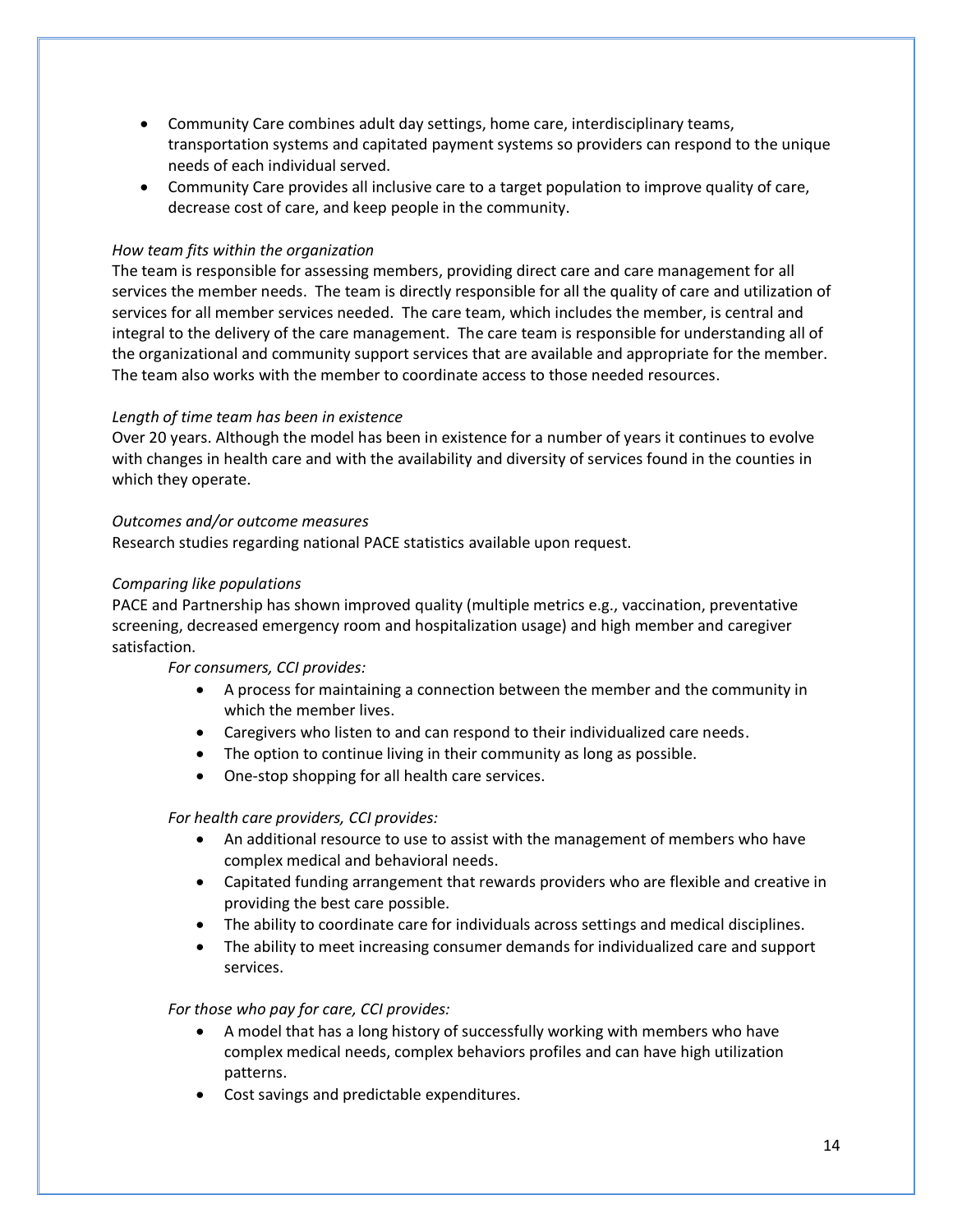- Community Care combines adult day settings, home care, interdisciplinary teams, transportation systems and capitated payment systems so providers can respond to the unique needs of each individual served.
- Community Care provides all inclusive care to a target population to improve quality of care, decrease cost of care, and keep people in the community.

*How team fits within the organization*

The team is responsible for assessing members, providing direct care and care management for all services the member needs. The team is directly responsible for all the quality of care and utilization of services for all member services needed. The care team, which includes the member, is central and integral to the delivery of the care management. The care team is responsible for understanding all of the organizational and community support services that are available and appropriate for the member. The team also works with the member to coordinate access to those needed resources.

*Length of time team has been in existence*

Over 20 years. Although the model has been in existence for a number of years it continues to evolve with changes in health care and with the availability and diversity of services found in the counties in which they operate.

*Outcomes and/or outcome measures*

Research studies regarding national PACE statistics available upon request.

*Comparing like populations*

PACE and Partnership has shown improved quality (multiple metrics e.g., vaccination, preventative screening, decreased emergency room and hospitalization usage) and high member and caregiver satisfaction.

*For consumers, CCI provides:*

- A process for maintaining a connection between the member and the community in which the member lives.
- Caregivers who listen to and can respond to their individualized care needs.
- The option to continue living in their community as long as possible.
- One-stop shopping for all health care services.

*For health care providers, CCI provides:*

- An additional resource to use to assist with the management of members who have complex medical and behavioral needs.
- Capitated funding arrangement that rewards providers who are flexible and creative in providing the best care possible.
- The ability to coordinate care for individuals across settings and medical disciplines.
- The ability to meet increasing consumer demands for individualized care and support services.

*For those who pay for care, CCI provides:*

- A model that has a long history of successfully working with members who have complex medical needs, complex behaviors profiles and can have high utilization patterns.
- Cost savings and predictable expenditures.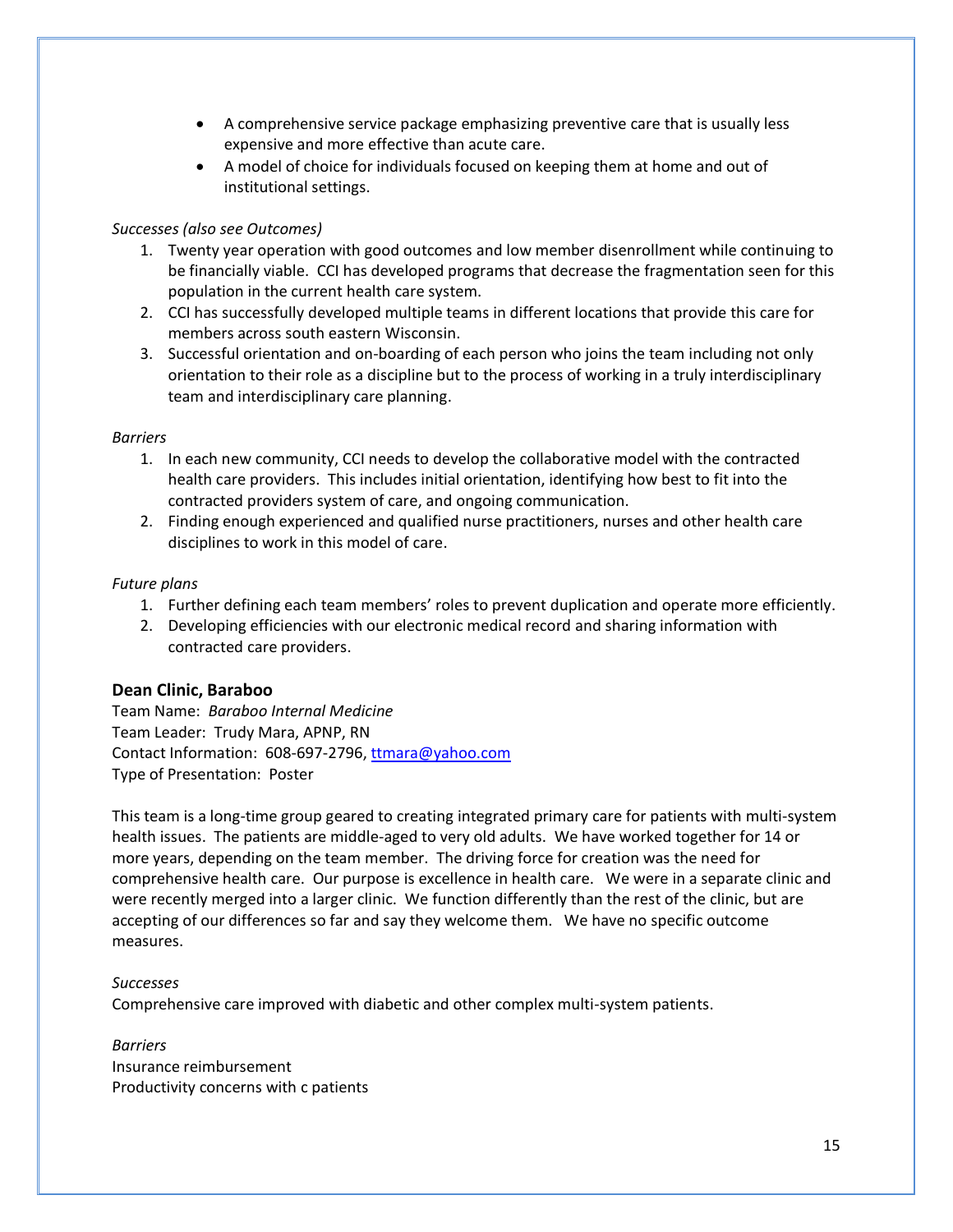- A comprehensive service package emphasizing preventive care that is usually less expensive and more effective than acute care.
- A model of choice for individuals focused on keeping them at home and out of institutional settings.

*Successes (also see Outcomes)*

1. Twenty year operation with good outcomes and low member disenrollment while continuing to be financially viable. CCI has developed programs that decrease the fragmentation seen for this population in the current health care system.
2. CCI has successfully developed multiple teams in different locations that provide this care for members across south eastern Wisconsin.
3. Successful orientation and on-boarding of each person who joins the team including not only orientation to their role as a discipline but to the process of working in a truly interdisciplinary team and interdisciplinary care planning.

*Barriers*

1. In each new community, CCI needs to develop the collaborative model with the contracted health care providers. This includes initial orientation, identifying how best to fit into the contracted providers system of care, and ongoing communication.
2. Finding enough experienced and qualified nurse practitioners, nurses and other health care disciplines to work in this model of care.

*Future plans*

1. Further defining each team members' roles to prevent duplication and operate more efficiently.
2. Developing efficiencies with our electronic medical record and sharing information with contracted care providers.

### Dean Clinic, Baraboo

Team Name: *Baraboo Internal Medicine*
Team Leader: Trudy Mara, APNP, RN
Contact Information: 608-697-2796, ttmara@yahoo.com
Type of Presentation: Poster

This team is a long-time group geared to creating integrated primary care for patients with multi-system health issues. The patients are middle-aged to very old adults. We have worked together for 14 or more years, depending on the team member. The driving force for creation was the need for comprehensive health care. Our purpose is excellence in health care. We were in a separate clinic and were recently merged into a larger clinic. We function differently than the rest of the clinic, but are accepting of our differences so far and say they welcome them. We have no specific outcome measures.

*Successes*

Comprehensive care improved with diabetic and other complex multi-system patients.

*Barriers*

Insurance reimbursement
Productivity concerns with c patients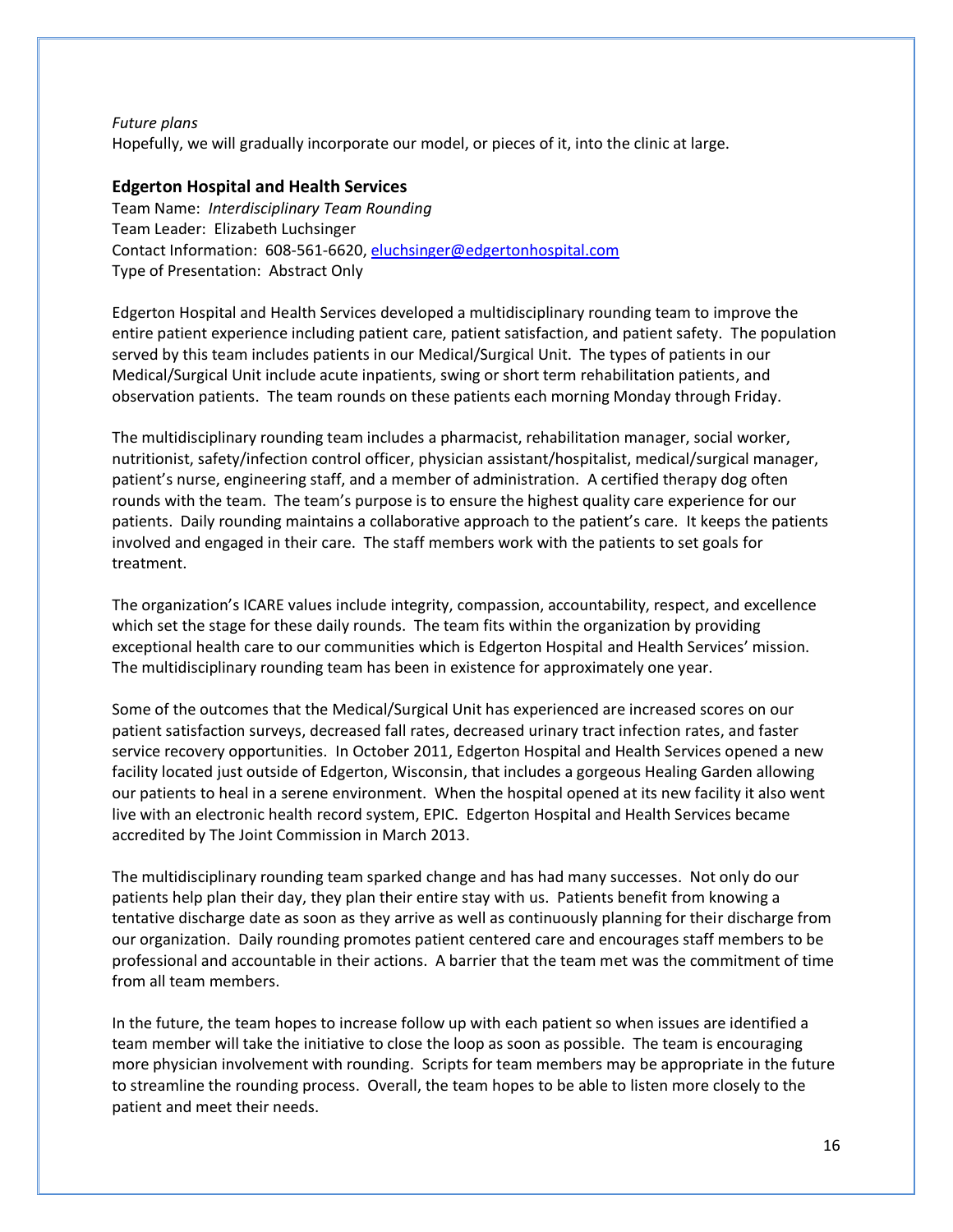*Future plans*

Hopefully, we will gradually incorporate our model, or pieces of it, into the clinic at large.

## Edgerton Hospital and Health Services

Team Name: *Interdisciplinary Team Rounding*
Team Leader: Elizabeth Luchsinger
Contact Information: 608-561-6620, eluchsinger@edgertonhospital.com
Type of Presentation: Abstract Only

Edgerton Hospital and Health Services developed a multidisciplinary rounding team to improve the entire patient experience including patient care, patient satisfaction, and patient safety. The population served by this team includes patients in our Medical/Surgical Unit. The types of patients in our Medical/Surgical Unit include acute inpatients, swing or short term rehabilitation patients, and observation patients. The team rounds on these patients each morning Monday through Friday.

The multidisciplinary rounding team includes a pharmacist, rehabilitation manager, social worker, nutritionist, safety/infection control officer, physician assistant/hospitalist, medical/surgical manager, patient's nurse, engineering staff, and a member of administration. A certified therapy dog often rounds with the team. The team's purpose is to ensure the highest quality care experience for our patients. Daily rounding maintains a collaborative approach to the patient's care. It keeps the patients involved and engaged in their care. The staff members work with the patients to set goals for treatment.

The organization's ICARE values include integrity, compassion, accountability, respect, and excellence which set the stage for these daily rounds. The team fits within the organization by providing exceptional health care to our communities which is Edgerton Hospital and Health Services' mission. The multidisciplinary rounding team has been in existence for approximately one year.

Some of the outcomes that the Medical/Surgical Unit has experienced are increased scores on our patient satisfaction surveys, decreased fall rates, decreased urinary tract infection rates, and faster service recovery opportunities. In October 2011, Edgerton Hospital and Health Services opened a new facility located just outside of Edgerton, Wisconsin, that includes a gorgeous Healing Garden allowing our patients to heal in a serene environment. When the hospital opened at its new facility it also went live with an electronic health record system, EPIC. Edgerton Hospital and Health Services became accredited by The Joint Commission in March 2013.

The multidisciplinary rounding team sparked change and has had many successes. Not only do our patients help plan their day, they plan their entire stay with us. Patients benefit from knowing a tentative discharge date as soon as they arrive as well as continuously planning for their discharge from our organization. Daily rounding promotes patient centered care and encourages staff members to be professional and accountable in their actions. A barrier that the team met was the commitment of time from all team members.

In the future, the team hopes to increase follow up with each patient so when issues are identified a team member will take the initiative to close the loop as soon as possible. The team is encouraging more physician involvement with rounding. Scripts for team members may be appropriate in the future to streamline the rounding process. Overall, the team hopes to be able to listen more closely to the patient and meet their needs.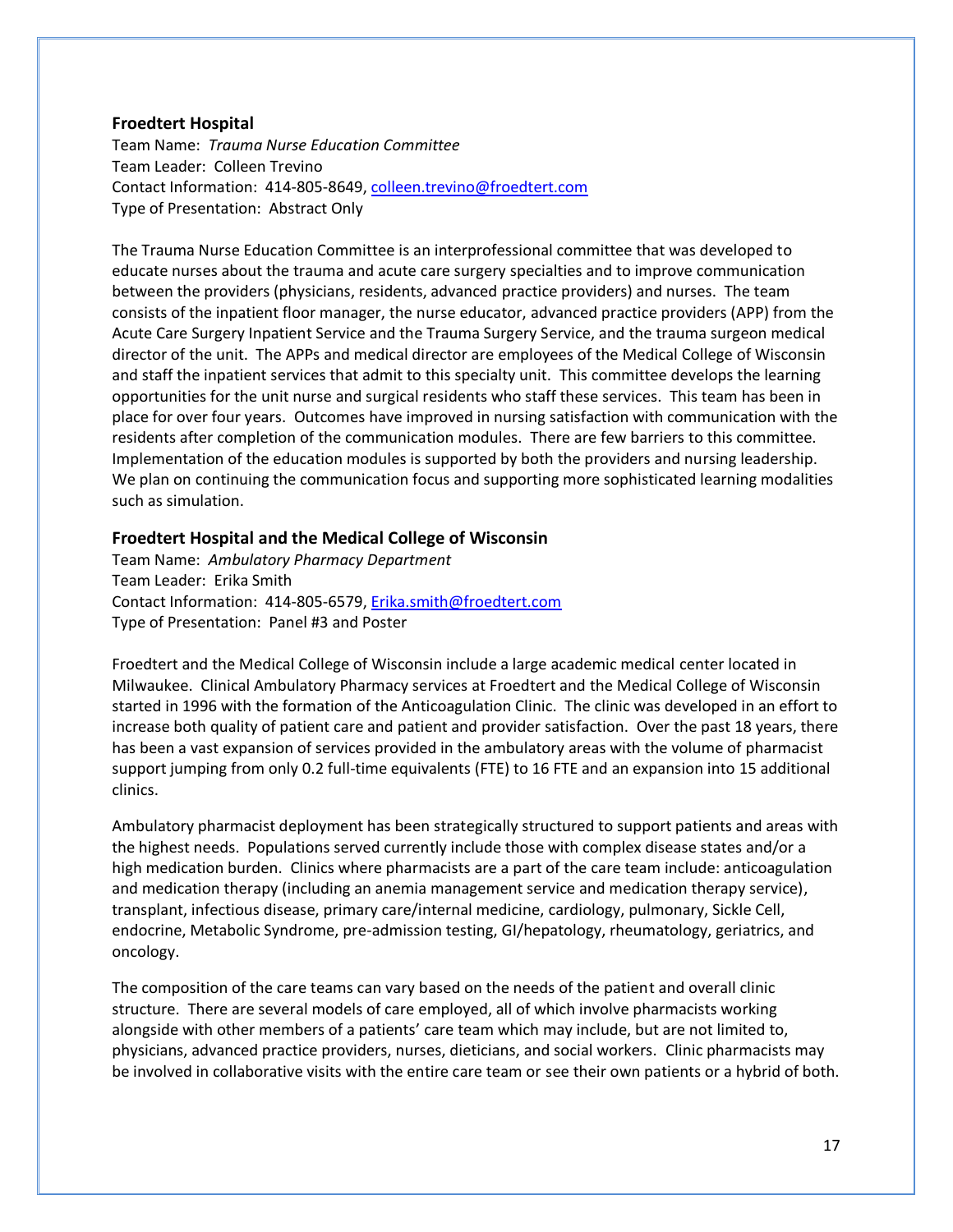### Froedtert Hospital

Team Name: *Trauma Nurse Education Committee*
Team Leader: Colleen Trevino
Contact Information: 414-805-8649, colleen.trevino@froedtert.com
Type of Presentation: Abstract Only

The Trauma Nurse Education Committee is an interprofessional committee that was developed to educate nurses about the trauma and acute care surgery specialties and to improve communication between the providers (physicians, residents, advanced practice providers) and nurses. The team consists of the inpatient floor manager, the nurse educator, advanced practice providers (APP) from the Acute Care Surgery Inpatient Service and the Trauma Surgery Service, and the trauma surgeon medical director of the unit. The APPs and medical director are employees of the Medical College of Wisconsin and staff the inpatient services that admit to this specialty unit. This committee develops the learning opportunities for the unit nurse and surgical residents who staff these services. This team has been in place for over four years. Outcomes have improved in nursing satisfaction with communication with the residents after completion of the communication modules. There are few barriers to this committee. Implementation of the education modules is supported by both the providers and nursing leadership. We plan on continuing the communication focus and supporting more sophisticated learning modalities such as simulation.

### Froedtert Hospital and the Medical College of Wisconsin

Team Name: *Ambulatory Pharmacy Department*
Team Leader: Erika Smith
Contact Information: 414-805-6579, Erika.smith@froedtert.com
Type of Presentation: Panel #3 and Poster

Froedtert and the Medical College of Wisconsin include a large academic medical center located in Milwaukee. Clinical Ambulatory Pharmacy services at Froedtert and the Medical College of Wisconsin started in 1996 with the formation of the Anticoagulation Clinic. The clinic was developed in an effort to increase both quality of patient care and patient and provider satisfaction. Over the past 18 years, there has been a vast expansion of services provided in the ambulatory areas with the volume of pharmacist support jumping from only 0.2 full-time equivalents (FTE) to 16 FTE and an expansion into 15 additional clinics.

Ambulatory pharmacist deployment has been strategically structured to support patients and areas with the highest needs. Populations served currently include those with complex disease states and/or a high medication burden. Clinics where pharmacists are a part of the care team include: anticoagulation and medication therapy (including an anemia management service and medication therapy service), transplant, infectious disease, primary care/internal medicine, cardiology, pulmonary, Sickle Cell, endocrine, Metabolic Syndrome, pre-admission testing, GI/hepatology, rheumatology, geriatrics, and oncology.

The composition of the care teams can vary based on the needs of the patient and overall clinic structure. There are several models of care employed, all of which involve pharmacists working alongside with other members of a patients' care team which may include, but are not limited to, physicians, advanced practice providers, nurses, dieticians, and social workers. Clinic pharmacists may be involved in collaborative visits with the entire care team or see their own patients or a hybrid of both.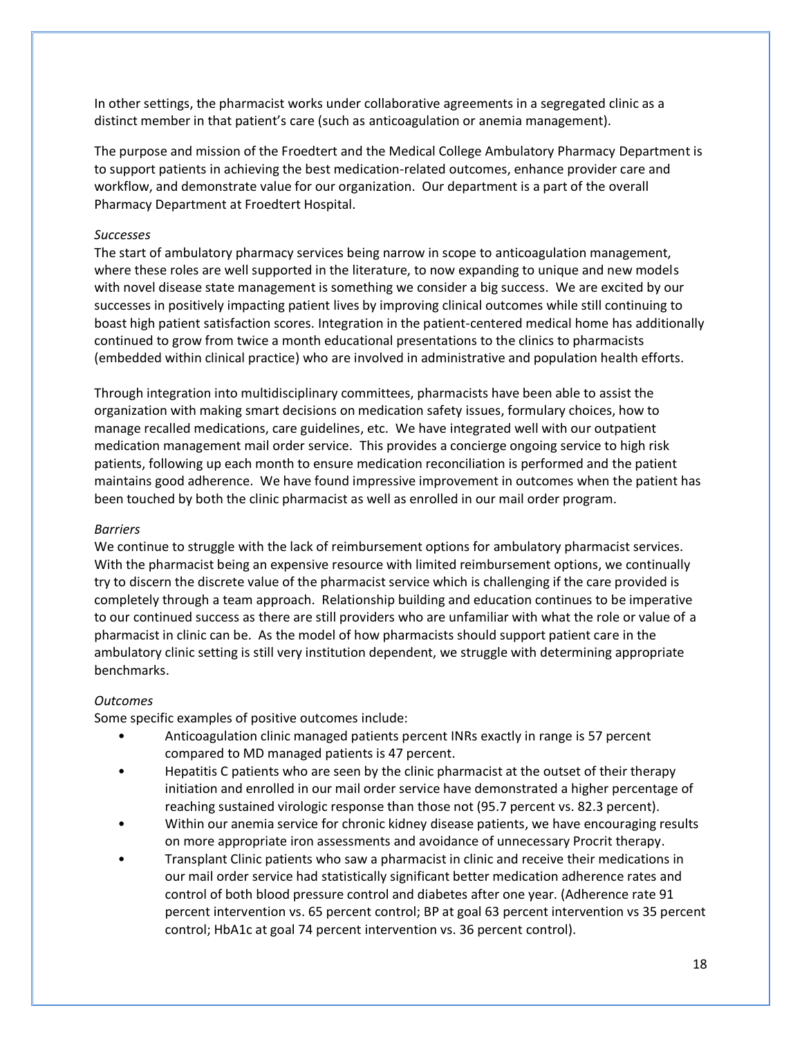In other settings, the pharmacist works under collaborative agreements in a segregated clinic as a distinct member in that patient's care (such as anticoagulation or anemia management).

The purpose and mission of the Froedtert and the Medical College Ambulatory Pharmacy Department is to support patients in achieving the best medication-related outcomes, enhance provider care and workflow, and demonstrate value for our organization. Our department is a part of the overall Pharmacy Department at Froedtert Hospital.

*Successes*

The start of ambulatory pharmacy services being narrow in scope to anticoagulation management, where these roles are well supported in the literature, to now expanding to unique and new models with novel disease state management is something we consider a big success. We are excited by our successes in positively impacting patient lives by improving clinical outcomes while still continuing to boast high patient satisfaction scores. Integration in the patient-centered medical home has additionally continued to grow from twice a month educational presentations to the clinics to pharmacists (embedded within clinical practice) who are involved in administrative and population health efforts.

Through integration into multidisciplinary committees, pharmacists have been able to assist the organization with making smart decisions on medication safety issues, formulary choices, how to manage recalled medications, care guidelines, etc. We have integrated well with our outpatient medication management mail order service. This provides a concierge ongoing service to high risk patients, following up each month to ensure medication reconciliation is performed and the patient maintains good adherence. We have found impressive improvement in outcomes when the patient has been touched by both the clinic pharmacist as well as enrolled in our mail order program.

*Barriers*

We continue to struggle with the lack of reimbursement options for ambulatory pharmacist services. With the pharmacist being an expensive resource with limited reimbursement options, we continually try to discern the discrete value of the pharmacist service which is challenging if the care provided is completely through a team approach. Relationship building and education continues to be imperative to our continued success as there are still providers who are unfamiliar with what the role or value of a pharmacist in clinic can be. As the model of how pharmacists should support patient care in the ambulatory clinic setting is still very institution dependent, we struggle with determining appropriate benchmarks.

*Outcomes*

Some specific examples of positive outcomes include:

- Anticoagulation clinic managed patients percent INRs exactly in range is 57 percent compared to MD managed patients is 47 percent.
- Hepatitis C patients who are seen by the clinic pharmacist at the outset of their therapy initiation and enrolled in our mail order service have demonstrated a higher percentage of reaching sustained virologic response than those not (95.7 percent vs. 82.3 percent).
- Within our anemia service for chronic kidney disease patients, we have encouraging results on more appropriate iron assessments and avoidance of unnecessary Procrit therapy.
- Transplant Clinic patients who saw a pharmacist in clinic and receive their medications in our mail order service had statistically significant better medication adherence rates and control of both blood pressure control and diabetes after one year. (Adherence rate 91 percent intervention vs. 65 percent control; BP at goal 63 percent intervention vs 35 percent control; HbA1c at goal 74 percent intervention vs. 36 percent control).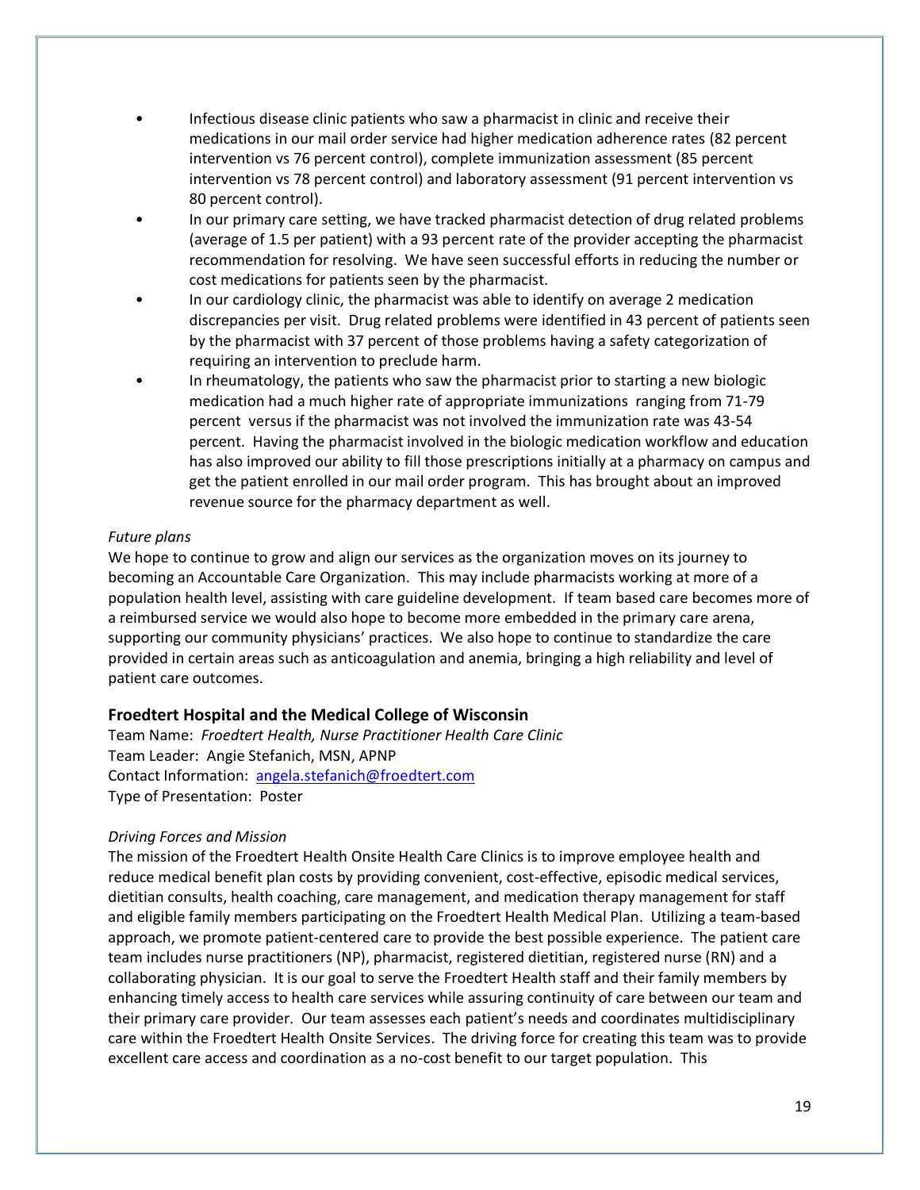- Infectious disease clinic patients who saw a pharmacist in clinic and receive their medications in our mail order service had higher medication adherence rates (82 percent intervention vs 76 percent control), complete immunization assessment (85 percent intervention vs 78 percent control) and laboratory assessment (91 percent intervention vs 80 percent control).
- In our primary care setting, we have tracked pharmacist detection of drug related problems (average of 1.5 per patient) with a 93 percent rate of the provider accepting the pharmacist recommendation for resolving. We have seen successful efforts in reducing the number or cost medications for patients seen by the pharmacist.
- In our cardiology clinic, the pharmacist was able to identify on average 2 medication discrepancies per visit. Drug related problems were identified in 43 percent of patients seen by the pharmacist with 37 percent of those problems having a safety categorization of requiring an intervention to preclude harm.
- In rheumatology, the patients who saw the pharmacist prior to starting a new biologic medication had a much higher rate of appropriate immunizations ranging from 71-79 percent versus if the pharmacist was not involved the immunization rate was 43-54 percent. Having the pharmacist involved in the biologic medication workflow and education has also improved our ability to fill those prescriptions initially at a pharmacy on campus and get the patient enrolled in our mail order program. This has brought about an improved revenue source for the pharmacy department as well.

*Future plans*

We hope to continue to grow and align our services as the organization moves on its journey to becoming an Accountable Care Organization. This may include pharmacists working at more of a population health level, assisting with care guideline development. If team based care becomes more of a reimbursed service we would also hope to become more embedded in the primary care arena, supporting our community physicians' practices. We also hope to continue to standardize the care provided in certain areas such as anticoagulation and anemia, bringing a high reliability and level of patient care outcomes.

### Froedtert Hospital and the Medical College of Wisconsin

Team Name: *Froedtert Health, Nurse Practitioner Health Care Clinic*
Team Leader: Angie Stefanich, MSN, APNP
Contact Information: angela.stefanich@froedtert.com
Type of Presentation: Poster

*Driving Forces and Mission*

The mission of the Froedtert Health Onsite Health Care Clinics is to improve employee health and reduce medical benefit plan costs by providing convenient, cost-effective, episodic medical services, dietitian consults, health coaching, care management, and medication therapy management for staff and eligible family members participating on the Froedtert Health Medical Plan. Utilizing a team-based approach, we promote patient-centered care to provide the best possible experience. The patient care team includes nurse practitioners (NP), pharmacist, registered dietitian, registered nurse (RN) and a collaborating physician. It is our goal to serve the Froedtert Health staff and their family members by enhancing timely access to health care services while assuring continuity of care between our team and their primary care provider. Our team assesses each patient's needs and coordinates multidisciplinary care within the Froedtert Health Onsite Services. The driving force for creating this team was to provide excellent care access and coordination as a no-cost benefit to our target population. This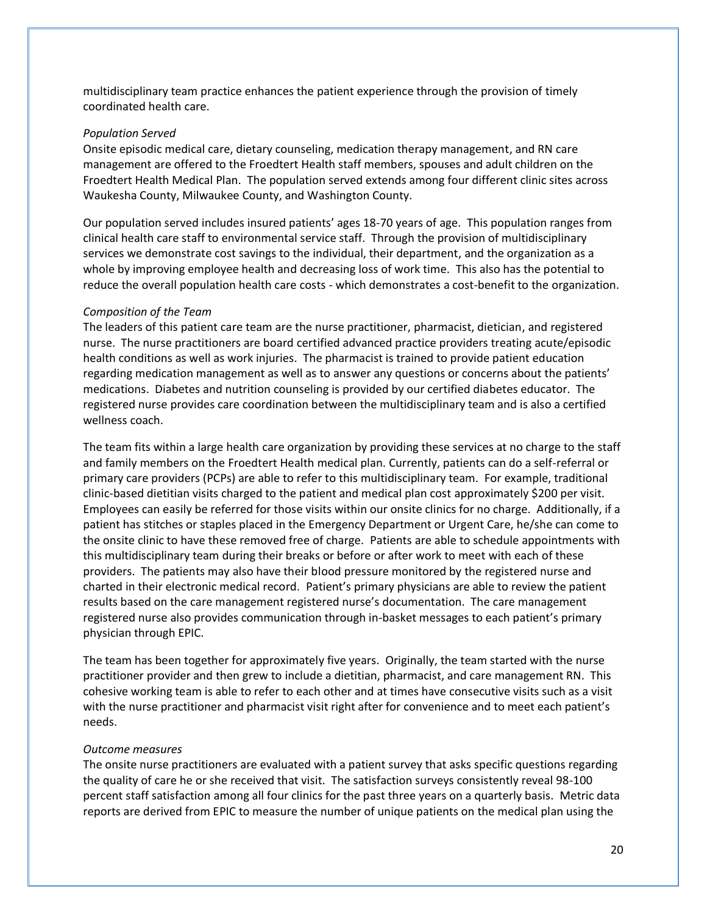multidisciplinary team practice enhances the patient experience through the provision of timely coordinated health care.

*Population Served*

Onsite episodic medical care, dietary counseling, medication therapy management, and RN care management are offered to the Froedtert Health staff members, spouses and adult children on the Froedtert Health Medical Plan. The population served extends among four different clinic sites across Waukesha County, Milwaukee County, and Washington County.

Our population served includes insured patients' ages 18-70 years of age. This population ranges from clinical health care staff to environmental service staff. Through the provision of multidisciplinary services we demonstrate cost savings to the individual, their department, and the organization as a whole by improving employee health and decreasing loss of work time. This also has the potential to reduce the overall population health care costs - which demonstrates a cost-benefit to the organization.

*Composition of the Team*

The leaders of this patient care team are the nurse practitioner, pharmacist, dietician, and registered nurse. The nurse practitioners are board certified advanced practice providers treating acute/episodic health conditions as well as work injuries. The pharmacist is trained to provide patient education regarding medication management as well as to answer any questions or concerns about the patients' medications. Diabetes and nutrition counseling is provided by our certified diabetes educator. The registered nurse provides care coordination between the multidisciplinary team and is also a certified wellness coach.

The team fits within a large health care organization by providing these services at no charge to the staff and family members on the Froedtert Health medical plan. Currently, patients can do a self-referral or primary care providers (PCPs) are able to refer to this multidisciplinary team. For example, traditional clinic-based dietitian visits charged to the patient and medical plan cost approximately $200 per visit. Employees can easily be referred for those visits within our onsite clinics for no charge. Additionally, if a patient has stitches or staples placed in the Emergency Department or Urgent Care, he/she can come to the onsite clinic to have these removed free of charge. Patients are able to schedule appointments with this multidisciplinary team during their breaks or before or after work to meet with each of these providers. The patients may also have their blood pressure monitored by the registered nurse and charted in their electronic medical record. Patient's primary physicians are able to review the patient results based on the care management registered nurse's documentation. The care management registered nurse also provides communication through in-basket messages to each patient's primary physician through EPIC.

The team has been together for approximately five years. Originally, the team started with the nurse practitioner provider and then grew to include a dietitian, pharmacist, and care management RN. This cohesive working team is able to refer to each other and at times have consecutive visits such as a visit with the nurse practitioner and pharmacist visit right after for convenience and to meet each patient's needs.

*Outcome measures*

The onsite nurse practitioners are evaluated with a patient survey that asks specific questions regarding the quality of care he or she received that visit. The satisfaction surveys consistently reveal 98-100 percent staff satisfaction among all four clinics for the past three years on a quarterly basis. Metric data reports are derived from EPIC to measure the number of unique patients on the medical plan using the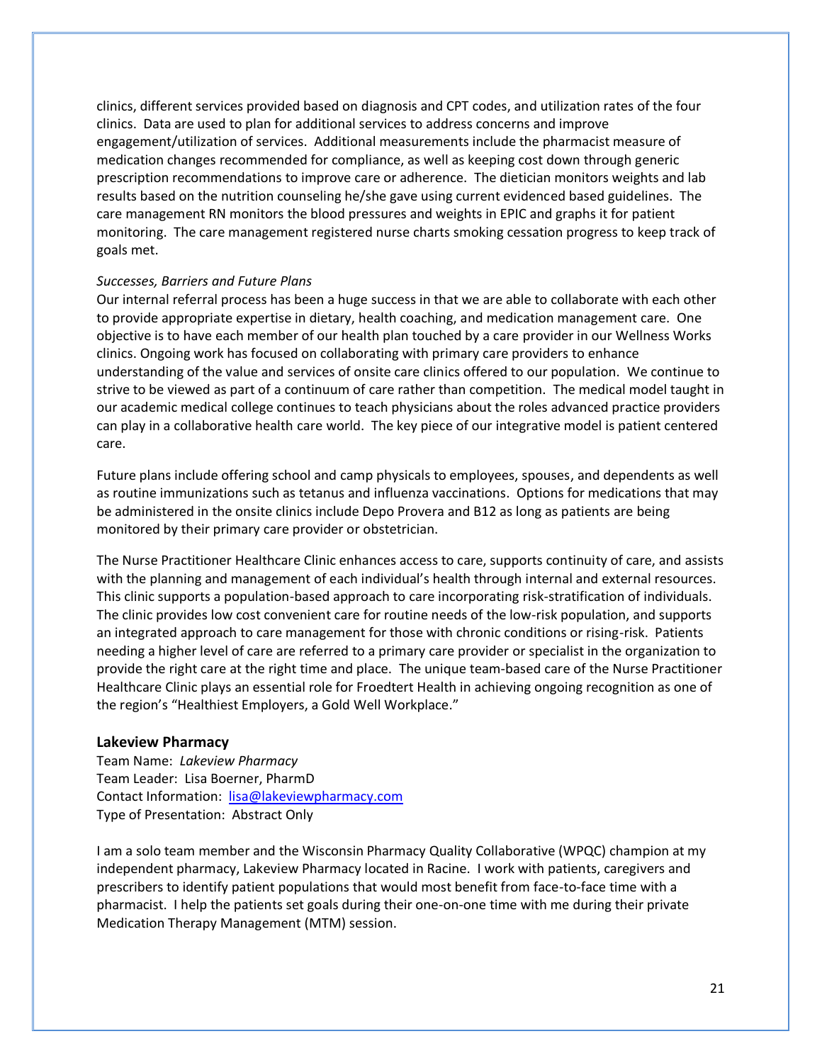clinics, different services provided based on diagnosis and CPT codes, and utilization rates of the four clinics. Data are used to plan for additional services to address concerns and improve engagement/utilization of services. Additional measurements include the pharmacist measure of medication changes recommended for compliance, as well as keeping cost down through generic prescription recommendations to improve care or adherence. The dietician monitors weights and lab results based on the nutrition counseling he/she gave using current evidenced based guidelines. The care management RN monitors the blood pressures and weights in EPIC and graphs it for patient monitoring. The care management registered nurse charts smoking cessation progress to keep track of goals met.

*Successes, Barriers and Future Plans*

Our internal referral process has been a huge success in that we are able to collaborate with each other to provide appropriate expertise in dietary, health coaching, and medication management care. One objective is to have each member of our health plan touched by a care provider in our Wellness Works clinics. Ongoing work has focused on collaborating with primary care providers to enhance understanding of the value and services of onsite care clinics offered to our population. We continue to strive to be viewed as part of a continuum of care rather than competition. The medical model taught in our academic medical college continues to teach physicians about the roles advanced practice providers can play in a collaborative health care world. The key piece of our integrative model is patient centered care.

Future plans include offering school and camp physicals to employees, spouses, and dependents as well as routine immunizations such as tetanus and influenza vaccinations. Options for medications that may be administered in the onsite clinics include Depo Provera and B12 as long as patients are being monitored by their primary care provider or obstetrician.

The Nurse Practitioner Healthcare Clinic enhances access to care, supports continuity of care, and assists with the planning and management of each individual's health through internal and external resources. This clinic supports a population-based approach to care incorporating risk-stratification of individuals. The clinic provides low cost convenient care for routine needs of the low-risk population, and supports an integrated approach to care management for those with chronic conditions or rising-risk. Patients needing a higher level of care are referred to a primary care provider or specialist in the organization to provide the right care at the right time and place. The unique team-based care of the Nurse Practitioner Healthcare Clinic plays an essential role for Froedtert Health in achieving ongoing recognition as one of the region's "Healthiest Employers, a Gold Well Workplace."

## Lakeview Pharmacy

Team Name: *Lakeview Pharmacy*
Team Leader: Lisa Boerner, PharmD
Contact Information: lisa@lakeviewpharmacy.com
Type of Presentation: Abstract Only

I am a solo team member and the Wisconsin Pharmacy Quality Collaborative (WPQC) champion at my independent pharmacy, Lakeview Pharmacy located in Racine. I work with patients, caregivers and prescribers to identify patient populations that would most benefit from face-to-face time with a pharmacist. I help the patients set goals during their one-on-one time with me during their private Medication Therapy Management (MTM) session.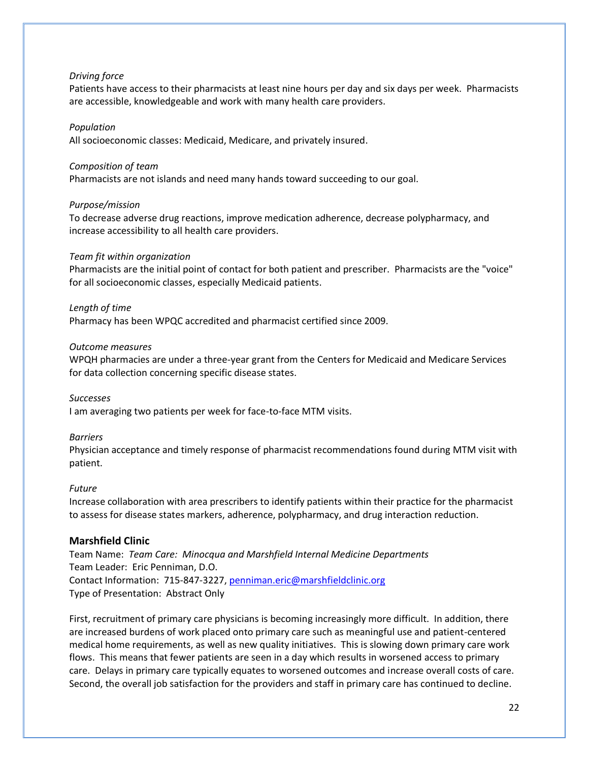*Driving force*
Patients have access to their pharmacists at least nine hours per day and six days per week. Pharmacists are accessible, knowledgeable and work with many health care providers.

*Population*
All socioeconomic classes: Medicaid, Medicare, and privately insured.

*Composition of team*
Pharmacists are not islands and need many hands toward succeeding to our goal.

*Purpose/mission*
To decrease adverse drug reactions, improve medication adherence, decrease polypharmacy, and increase accessibility to all health care providers.

*Team fit within organization*
Pharmacists are the initial point of contact for both patient and prescriber. Pharmacists are the "voice" for all socioeconomic classes, especially Medicaid patients.

*Length of time*
Pharmacy has been WPQC accredited and pharmacist certified since 2009.

*Outcome measures*
WPQH pharmacies are under a three-year grant from the Centers for Medicaid and Medicare Services for data collection concerning specific disease states.

*Successes*
I am averaging two patients per week for face-to-face MTM visits.

*Barriers*
Physician acceptance and timely response of pharmacist recommendations found during MTM visit with patient.

*Future*
Increase collaboration with area prescribers to identify patients within their practice for the pharmacist to assess for disease states markers, adherence, polypharmacy, and drug interaction reduction.

### Marshfield Clinic

Team Name: *Team Care: Minocqua and Marshfield Internal Medicine Departments*
Team Leader: Eric Penniman, D.O.
Contact Information: 715-847-3227, penniman.eric@marshfieldclinic.org
Type of Presentation: Abstract Only

First, recruitment of primary care physicians is becoming increasingly more difficult. In addition, there are increased burdens of work placed onto primary care such as meaningful use and patient-centered medical home requirements, as well as new quality initiatives. This is slowing down primary care work flows. This means that fewer patients are seen in a day which results in worsened access to primary care. Delays in primary care typically equates to worsened outcomes and increase overall costs of care. Second, the overall job satisfaction for the providers and staff in primary care has continued to decline.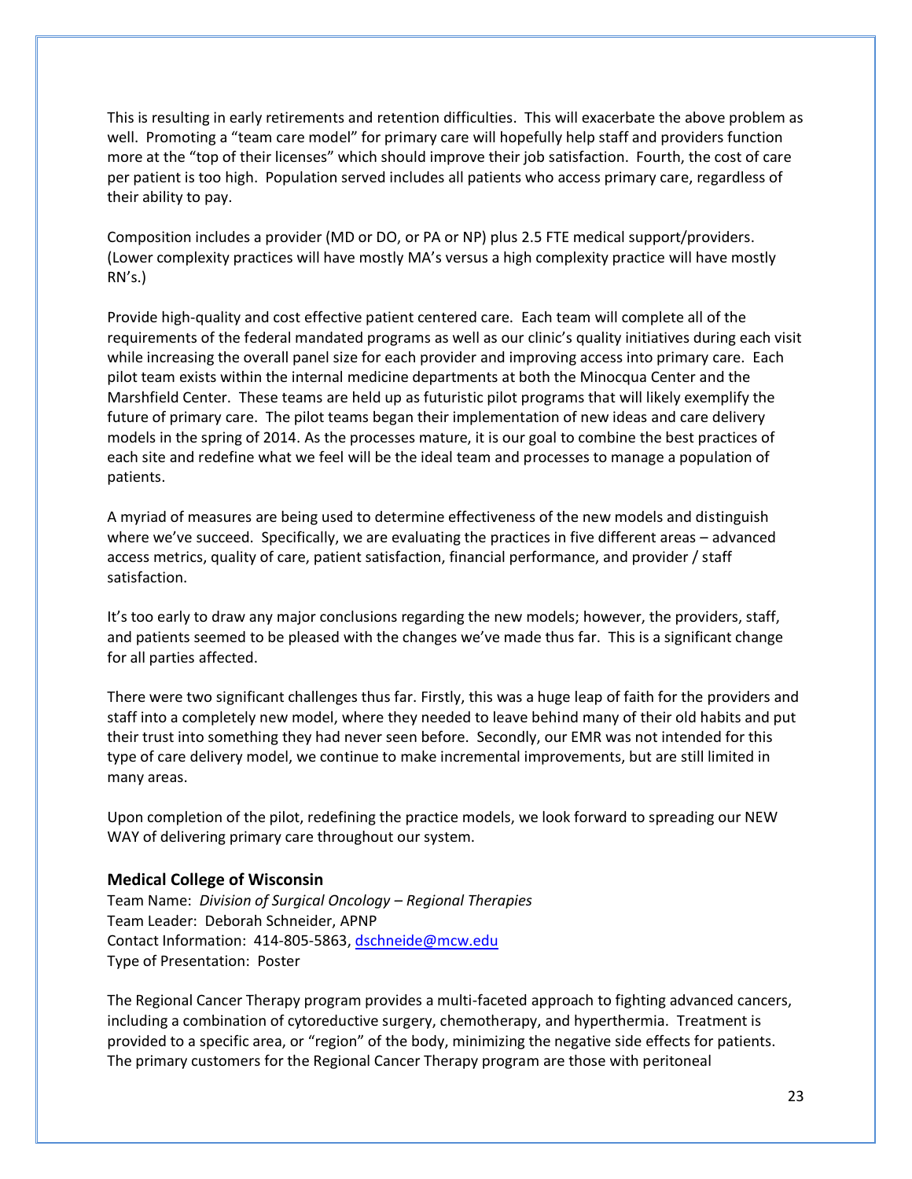This is resulting in early retirements and retention difficulties. This will exacerbate the above problem as well. Promoting a "team care model" for primary care will hopefully help staff and providers function more at the "top of their licenses" which should improve their job satisfaction. Fourth, the cost of care per patient is too high. Population served includes all patients who access primary care, regardless of their ability to pay.

Composition includes a provider (MD or DO, or PA or NP) plus 2.5 FTE medical support/providers. (Lower complexity practices will have mostly MA's versus a high complexity practice will have mostly RN's.)

Provide high-quality and cost effective patient centered care. Each team will complete all of the requirements of the federal mandated programs as well as our clinic's quality initiatives during each visit while increasing the overall panel size for each provider and improving access into primary care. Each pilot team exists within the internal medicine departments at both the Minocqua Center and the Marshfield Center. These teams are held up as futuristic pilot programs that will likely exemplify the future of primary care. The pilot teams began their implementation of new ideas and care delivery models in the spring of 2014. As the processes mature, it is our goal to combine the best practices of each site and redefine what we feel will be the ideal team and processes to manage a population of patients.

A myriad of measures are being used to determine effectiveness of the new models and distinguish where we've succeed. Specifically, we are evaluating the practices in five different areas – advanced access metrics, quality of care, patient satisfaction, financial performance, and provider / staff satisfaction.

It's too early to draw any major conclusions regarding the new models; however, the providers, staff, and patients seemed to be pleased with the changes we've made thus far. This is a significant change for all parties affected.

There were two significant challenges thus far. Firstly, this was a huge leap of faith for the providers and staff into a completely new model, where they needed to leave behind many of their old habits and put their trust into something they had never seen before. Secondly, our EMR was not intended for this type of care delivery model, we continue to make incremental improvements, but are still limited in many areas.

Upon completion of the pilot, redefining the practice models, we look forward to spreading our NEW WAY of delivering primary care throughout our system.

### Medical College of Wisconsin

Team Name: *Division of Surgical Oncology – Regional Therapies*
Team Leader: Deborah Schneider, APNP
Contact Information: 414-805-5863, dschneide@mcw.edu
Type of Presentation: Poster

The Regional Cancer Therapy program provides a multi-faceted approach to fighting advanced cancers, including a combination of cytoreductive surgery, chemotherapy, and hyperthermia. Treatment is provided to a specific area, or "region" of the body, minimizing the negative side effects for patients. The primary customers for the Regional Cancer Therapy program are those with peritoneal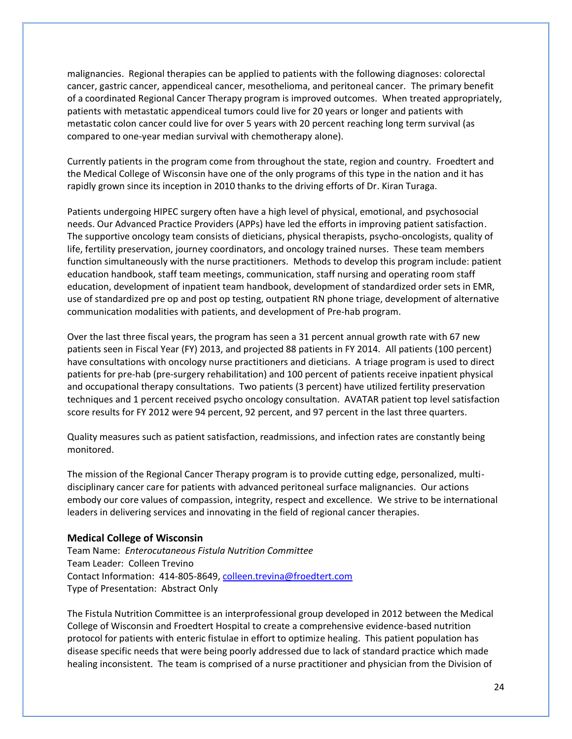malignancies. Regional therapies can be applied to patients with the following diagnoses: colorectal cancer, gastric cancer, appendiceal cancer, mesothelioma, and peritoneal cancer. The primary benefit of a coordinated Regional Cancer Therapy program is improved outcomes. When treated appropriately, patients with metastatic appendiceal tumors could live for 20 years or longer and patients with metastatic colon cancer could live for over 5 years with 20 percent reaching long term survival (as compared to one-year median survival with chemotherapy alone).

Currently patients in the program come from throughout the state, region and country. Froedtert and the Medical College of Wisconsin have one of the only programs of this type in the nation and it has rapidly grown since its inception in 2010 thanks to the driving efforts of Dr. Kiran Turaga.

Patients undergoing HIPEC surgery often have a high level of physical, emotional, and psychosocial needs. Our Advanced Practice Providers (APPs) have led the efforts in improving patient satisfaction. The supportive oncology team consists of dieticians, physical therapists, psycho-oncologists, quality of life, fertility preservation, journey coordinators, and oncology trained nurses. These team members function simultaneously with the nurse practitioners. Methods to develop this program include: patient education handbook, staff team meetings, communication, staff nursing and operating room staff education, development of inpatient team handbook, development of standardized order sets in EMR, use of standardized pre op and post op testing, outpatient RN phone triage, development of alternative communication modalities with patients, and development of Pre-hab program.

Over the last three fiscal years, the program has seen a 31 percent annual growth rate with 67 new patients seen in Fiscal Year (FY) 2013, and projected 88 patients in FY 2014. All patients (100 percent) have consultations with oncology nurse practitioners and dieticians. A triage program is used to direct patients for pre-hab (pre-surgery rehabilitation) and 100 percent of patients receive inpatient physical and occupational therapy consultations. Two patients (3 percent) have utilized fertility preservation techniques and 1 percent received psycho oncology consultation. AVATAR patient top level satisfaction score results for FY 2012 were 94 percent, 92 percent, and 97 percent in the last three quarters.

Quality measures such as patient satisfaction, readmissions, and infection rates are constantly being monitored.

The mission of the Regional Cancer Therapy program is to provide cutting edge, personalized, multi-disciplinary cancer care for patients with advanced peritoneal surface malignancies. Our actions embody our core values of compassion, integrity, respect and excellence. We strive to be international leaders in delivering services and innovating in the field of regional cancer therapies.

### Medical College of Wisconsin

Team Name: *Enterocutaneous Fistula Nutrition Committee*
Team Leader: Colleen Trevino
Contact Information: 414-805-8649, colleen.trevina@froedtert.com
Type of Presentation: Abstract Only

The Fistula Nutrition Committee is an interprofessional group developed in 2012 between the Medical College of Wisconsin and Froedtert Hospital to create a comprehensive evidence-based nutrition protocol for patients with enteric fistulae in effort to optimize healing. This patient population has disease specific needs that were being poorly addressed due to lack of standard practice which made healing inconsistent. The team is comprised of a nurse practitioner and physician from the Division of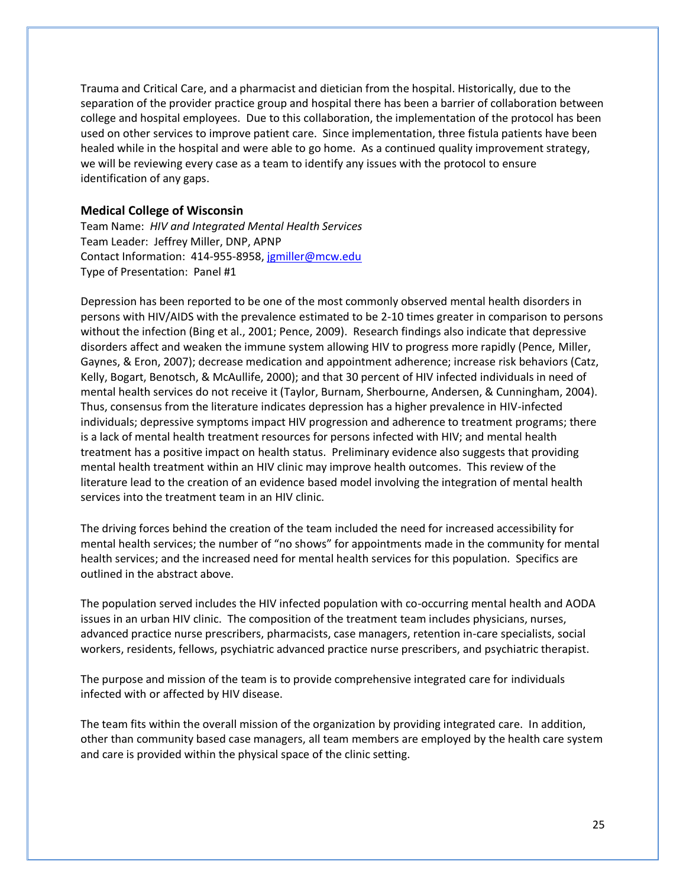Trauma and Critical Care, and a pharmacist and dietician from the hospital. Historically, due to the separation of the provider practice group and hospital there has been a barrier of collaboration between college and hospital employees. Due to this collaboration, the implementation of the protocol has been used on other services to improve patient care. Since implementation, three fistula patients have been healed while in the hospital and were able to go home. As a continued quality improvement strategy, we will be reviewing every case as a team to identify any issues with the protocol to ensure identification of any gaps.

### Medical College of Wisconsin

Team Name: *HIV and Integrated Mental Health Services*
Team Leader: Jeffrey Miller, DNP, APNP
Contact Information: 414-955-8958, jgmiller@mcw.edu
Type of Presentation: Panel #1

Depression has been reported to be one of the most commonly observed mental health disorders in persons with HIV/AIDS with the prevalence estimated to be 2-10 times greater in comparison to persons without the infection (Bing et al., 2001; Pence, 2009). Research findings also indicate that depressive disorders affect and weaken the immune system allowing HIV to progress more rapidly (Pence, Miller, Gaynes, & Eron, 2007); decrease medication and appointment adherence; increase risk behaviors (Catz, Kelly, Bogart, Benotsch, & McAullife, 2000); and that 30 percent of HIV infected individuals in need of mental health services do not receive it (Taylor, Burnam, Sherbourne, Andersen, & Cunningham, 2004). Thus, consensus from the literature indicates depression has a higher prevalence in HIV-infected individuals; depressive symptoms impact HIV progression and adherence to treatment programs; there is a lack of mental health treatment resources for persons infected with HIV; and mental health treatment has a positive impact on health status. Preliminary evidence also suggests that providing mental health treatment within an HIV clinic may improve health outcomes. This review of the literature lead to the creation of an evidence based model involving the integration of mental health services into the treatment team in an HIV clinic.

The driving forces behind the creation of the team included the need for increased accessibility for mental health services; the number of "no shows" for appointments made in the community for mental health services; and the increased need for mental health services for this population. Specifics are outlined in the abstract above.

The population served includes the HIV infected population with co-occurring mental health and AODA issues in an urban HIV clinic. The composition of the treatment team includes physicians, nurses, advanced practice nurse prescribers, pharmacists, case managers, retention in-care specialists, social workers, residents, fellows, psychiatric advanced practice nurse prescribers, and psychiatric therapist.

The purpose and mission of the team is to provide comprehensive integrated care for individuals infected with or affected by HIV disease.

The team fits within the overall mission of the organization by providing integrated care. In addition, other than community based case managers, all team members are employed by the health care system and care is provided within the physical space of the clinic setting.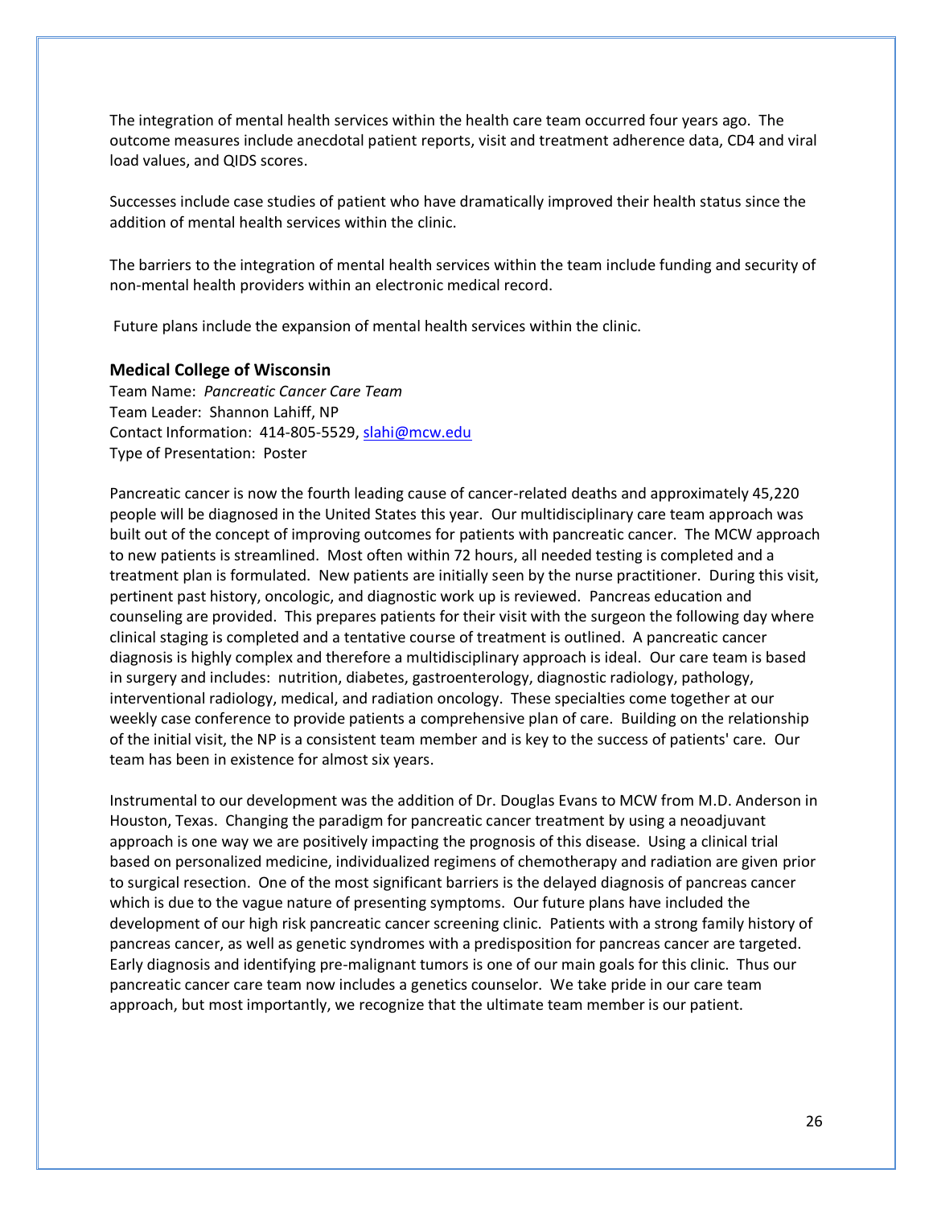The integration of mental health services within the health care team occurred four years ago. The outcome measures include anecdotal patient reports, visit and treatment adherence data, CD4 and viral load values, and QIDS scores.

Successes include case studies of patient who have dramatically improved their health status since the addition of mental health services within the clinic.

The barriers to the integration of mental health services within the team include funding and security of non-mental health providers within an electronic medical record.

Future plans include the expansion of mental health services within the clinic.

### Medical College of Wisconsin

Team Name: *Pancreatic Cancer Care Team*
Team Leader: Shannon Lahiff, NP
Contact Information: 414-805-5529, slahi@mcw.edu
Type of Presentation: Poster

Pancreatic cancer is now the fourth leading cause of cancer-related deaths and approximately 45,220 people will be diagnosed in the United States this year. Our multidisciplinary care team approach was built out of the concept of improving outcomes for patients with pancreatic cancer. The MCW approach to new patients is streamlined. Most often within 72 hours, all needed testing is completed and a treatment plan is formulated. New patients are initially seen by the nurse practitioner. During this visit, pertinent past history, oncologic, and diagnostic work up is reviewed. Pancreas education and counseling are provided. This prepares patients for their visit with the surgeon the following day where clinical staging is completed and a tentative course of treatment is outlined. A pancreatic cancer diagnosis is highly complex and therefore a multidisciplinary approach is ideal. Our care team is based in surgery and includes: nutrition, diabetes, gastroenterology, diagnostic radiology, pathology, interventional radiology, medical, and radiation oncology. These specialties come together at our weekly case conference to provide patients a comprehensive plan of care. Building on the relationship of the initial visit, the NP is a consistent team member and is key to the success of patients' care. Our team has been in existence for almost six years.

Instrumental to our development was the addition of Dr. Douglas Evans to MCW from M.D. Anderson in Houston, Texas. Changing the paradigm for pancreatic cancer treatment by using a neoadjuvant approach is one way we are positively impacting the prognosis of this disease. Using a clinical trial based on personalized medicine, individualized regimens of chemotherapy and radiation are given prior to surgical resection. One of the most significant barriers is the delayed diagnosis of pancreas cancer which is due to the vague nature of presenting symptoms. Our future plans have included the development of our high risk pancreatic cancer screening clinic. Patients with a strong family history of pancreas cancer, as well as genetic syndromes with a predisposition for pancreas cancer are targeted. Early diagnosis and identifying pre-malignant tumors is one of our main goals for this clinic. Thus our pancreatic cancer care team now includes a genetics counselor. We take pride in our care team approach, but most importantly, we recognize that the ultimate team member is our patient.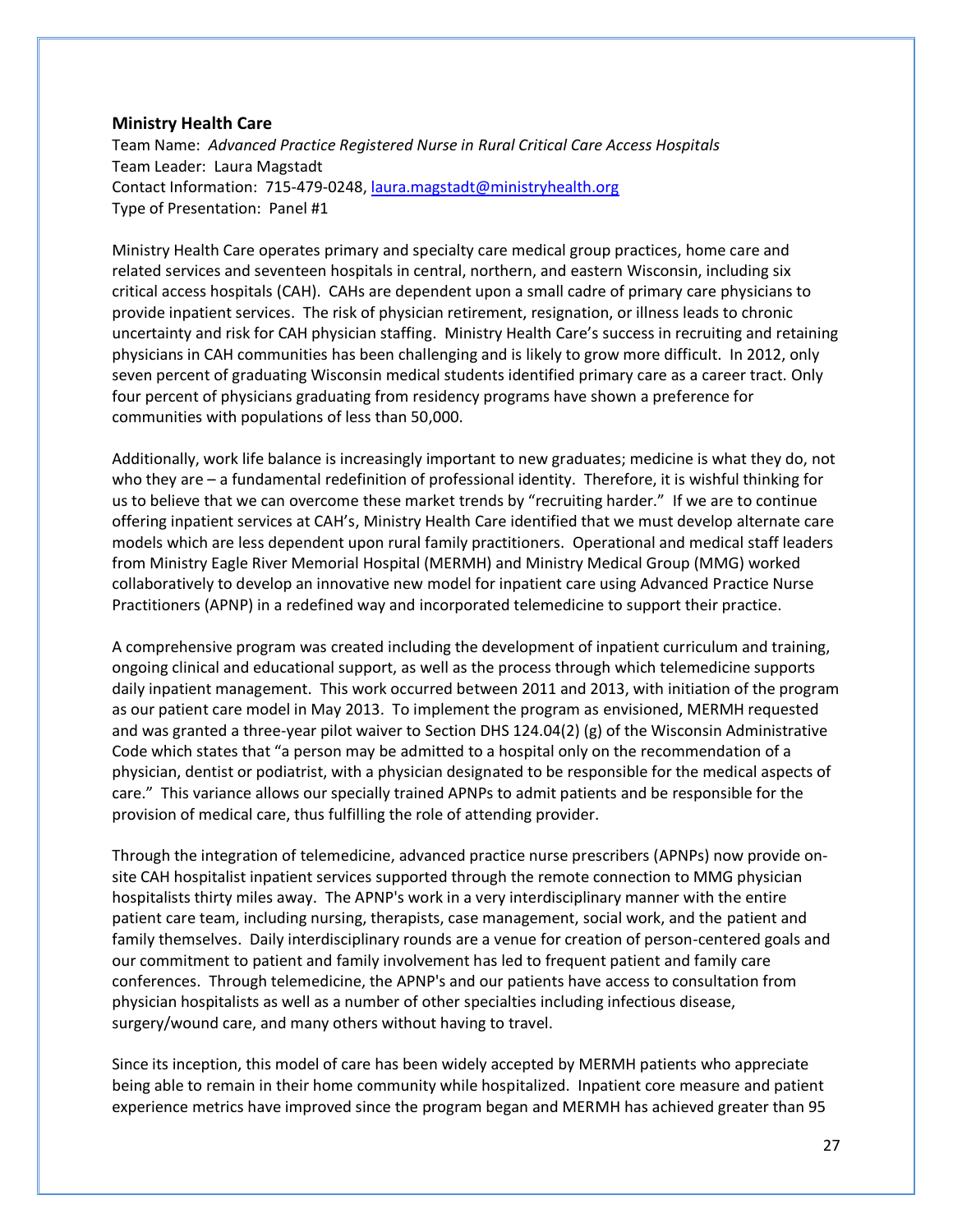### Ministry Health Care

Team Name: *Advanced Practice Registered Nurse in Rural Critical Care Access Hospitals*
Team Leader: Laura Magstadt
Contact Information: 715-479-0248, laura.magstadt@ministryhealth.org
Type of Presentation: Panel #1

Ministry Health Care operates primary and specialty care medical group practices, home care and related services and seventeen hospitals in central, northern, and eastern Wisconsin, including six critical access hospitals (CAH). CAHs are dependent upon a small cadre of primary care physicians to provide inpatient services. The risk of physician retirement, resignation, or illness leads to chronic uncertainty and risk for CAH physician staffing. Ministry Health Care's success in recruiting and retaining physicians in CAH communities has been challenging and is likely to grow more difficult. In 2012, only seven percent of graduating Wisconsin medical students identified primary care as a career tract. Only four percent of physicians graduating from residency programs have shown a preference for communities with populations of less than 50,000.

Additionally, work life balance is increasingly important to new graduates; medicine is what they do, not who they are – a fundamental redefinition of professional identity. Therefore, it is wishful thinking for us to believe that we can overcome these market trends by "recruiting harder." If we are to continue offering inpatient services at CAH's, Ministry Health Care identified that we must develop alternate care models which are less dependent upon rural family practitioners. Operational and medical staff leaders from Ministry Eagle River Memorial Hospital (MERMH) and Ministry Medical Group (MMG) worked collaboratively to develop an innovative new model for inpatient care using Advanced Practice Nurse Practitioners (APNP) in a redefined way and incorporated telemedicine to support their practice.

A comprehensive program was created including the development of inpatient curriculum and training, ongoing clinical and educational support, as well as the process through which telemedicine supports daily inpatient management. This work occurred between 2011 and 2013, with initiation of the program as our patient care model in May 2013. To implement the program as envisioned, MERMH requested and was granted a three-year pilot waiver to Section DHS 124.04(2) (g) of the Wisconsin Administrative Code which states that "a person may be admitted to a hospital only on the recommendation of a physician, dentist or podiatrist, with a physician designated to be responsible for the medical aspects of care." This variance allows our specially trained APNPs to admit patients and be responsible for the provision of medical care, thus fulfilling the role of attending provider.

Through the integration of telemedicine, advanced practice nurse prescribers (APNPs) now provide on-site CAH hospitalist inpatient services supported through the remote connection to MMG physician hospitalists thirty miles away. The APNP's work in a very interdisciplinary manner with the entire patient care team, including nursing, therapists, case management, social work, and the patient and family themselves. Daily interdisciplinary rounds are a venue for creation of person-centered goals and our commitment to patient and family involvement has led to frequent patient and family care conferences. Through telemedicine, the APNP's and our patients have access to consultation from physician hospitalists as well as a number of other specialties including infectious disease, surgery/wound care, and many others without having to travel.

Since its inception, this model of care has been widely accepted by MERMH patients who appreciate being able to remain in their home community while hospitalized. Inpatient core measure and patient experience metrics have improved since the program began and MERMH has achieved greater than 95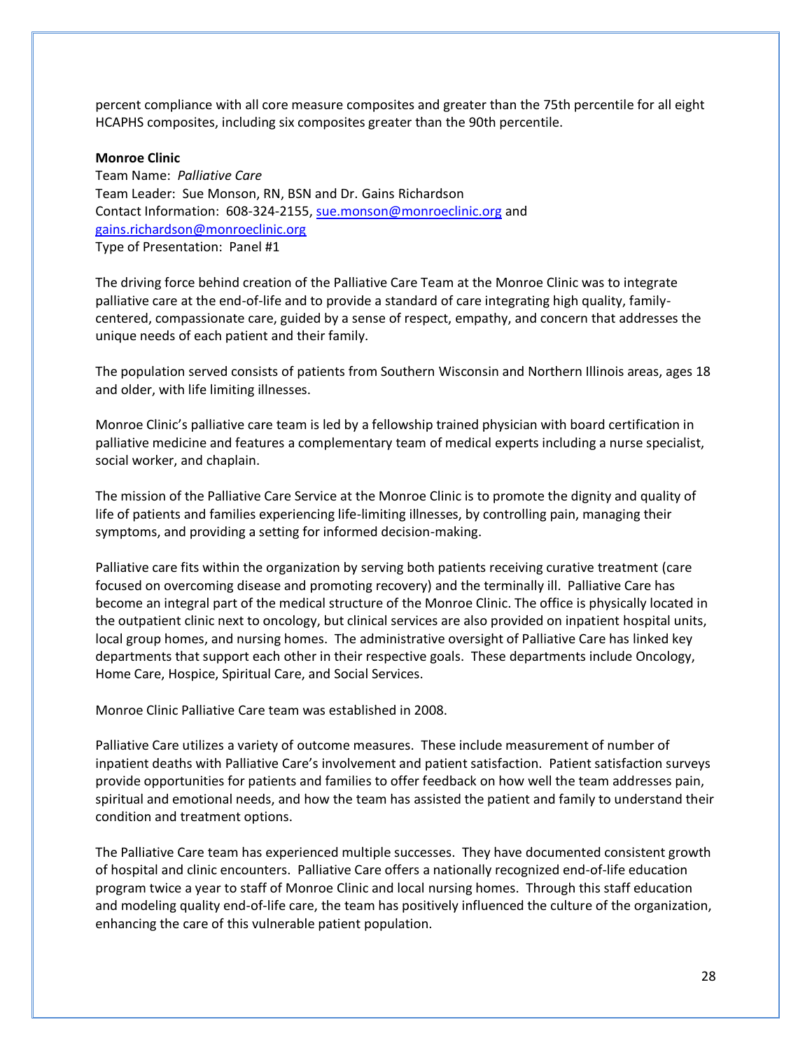percent compliance with all core measure composites and greater than the 75th percentile for all eight HCAPHS composites, including six composites greater than the 90th percentile.

**Monroe Clinic**
Team Name: *Palliative Care*
Team Leader: Sue Monson, RN, BSN and Dr. Gains Richardson
Contact Information: 608-324-2155, sue.monson@monroeclinic.org and gains.richardson@monroeclinic.org
Type of Presentation: Panel #1

The driving force behind creation of the Palliative Care Team at the Monroe Clinic was to integrate palliative care at the end-of-life and to provide a standard of care integrating high quality, family-centered, compassionate care, guided by a sense of respect, empathy, and concern that addresses the unique needs of each patient and their family.

The population served consists of patients from Southern Wisconsin and Northern Illinois areas, ages 18 and older, with life limiting illnesses.

Monroe Clinic's palliative care team is led by a fellowship trained physician with board certification in palliative medicine and features a complementary team of medical experts including a nurse specialist, social worker, and chaplain.

The mission of the Palliative Care Service at the Monroe Clinic is to promote the dignity and quality of life of patients and families experiencing life-limiting illnesses, by controlling pain, managing their symptoms, and providing a setting for informed decision-making.

Palliative care fits within the organization by serving both patients receiving curative treatment (care focused on overcoming disease and promoting recovery) and the terminally ill. Palliative Care has become an integral part of the medical structure of the Monroe Clinic. The office is physically located in the outpatient clinic next to oncology, but clinical services are also provided on inpatient hospital units, local group homes, and nursing homes. The administrative oversight of Palliative Care has linked key departments that support each other in their respective goals. These departments include Oncology, Home Care, Hospice, Spiritual Care, and Social Services.

Monroe Clinic Palliative Care team was established in 2008.

Palliative Care utilizes a variety of outcome measures. These include measurement of number of inpatient deaths with Palliative Care's involvement and patient satisfaction. Patient satisfaction surveys provide opportunities for patients and families to offer feedback on how well the team addresses pain, spiritual and emotional needs, and how the team has assisted the patient and family to understand their condition and treatment options.

The Palliative Care team has experienced multiple successes. They have documented consistent growth of hospital and clinic encounters. Palliative Care offers a nationally recognized end-of-life education program twice a year to staff of Monroe Clinic and local nursing homes. Through this staff education and modeling quality end-of-life care, the team has positively influenced the culture of the organization, enhancing the care of this vulnerable patient population.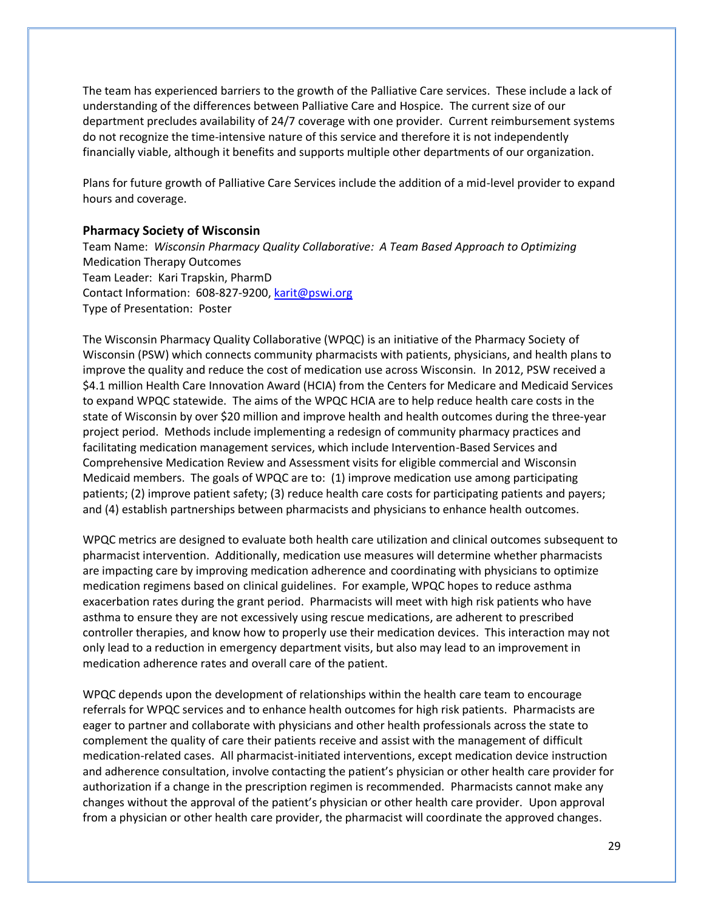The team has experienced barriers to the growth of the Palliative Care services. These include a lack of understanding of the differences between Palliative Care and Hospice. The current size of our department precludes availability of 24/7 coverage with one provider. Current reimbursement systems do not recognize the time-intensive nature of this service and therefore it is not independently financially viable, although it benefits and supports multiple other departments of our organization.

Plans for future growth of Palliative Care Services include the addition of a mid-level provider to expand hours and coverage.

### Pharmacy Society of Wisconsin

Team Name: *Wisconsin Pharmacy Quality Collaborative: A Team Based Approach to Optimizing* Medication Therapy Outcomes
Team Leader: Kari Trapskin, PharmD
Contact Information: 608-827-9200, karit@pswi.org
Type of Presentation: Poster

The Wisconsin Pharmacy Quality Collaborative (WPQC) is an initiative of the Pharmacy Society of Wisconsin (PSW) which connects community pharmacists with patients, physicians, and health plans to improve the quality and reduce the cost of medication use across Wisconsin. In 2012, PSW received a $4.1 million Health Care Innovation Award (HCIA) from the Centers for Medicare and Medicaid Services to expand WPQC statewide. The aims of the WPQC HCIA are to help reduce health care costs in the state of Wisconsin by over $20 million and improve health and health outcomes during the three-year project period. Methods include implementing a redesign of community pharmacy practices and facilitating medication management services, which include Intervention-Based Services and Comprehensive Medication Review and Assessment visits for eligible commercial and Wisconsin Medicaid members. The goals of WPQC are to: (1) improve medication use among participating patients; (2) improve patient safety; (3) reduce health care costs for participating patients and payers; and (4) establish partnerships between pharmacists and physicians to enhance health outcomes.

WPQC metrics are designed to evaluate both health care utilization and clinical outcomes subsequent to pharmacist intervention. Additionally, medication use measures will determine whether pharmacists are impacting care by improving medication adherence and coordinating with physicians to optimize medication regimens based on clinical guidelines. For example, WPQC hopes to reduce asthma exacerbation rates during the grant period. Pharmacists will meet with high risk patients who have asthma to ensure they are not excessively using rescue medications, are adherent to prescribed controller therapies, and know how to properly use their medication devices. This interaction may not only lead to a reduction in emergency department visits, but also may lead to an improvement in medication adherence rates and overall care of the patient.

WPQC depends upon the development of relationships within the health care team to encourage referrals for WPQC services and to enhance health outcomes for high risk patients. Pharmacists are eager to partner and collaborate with physicians and other health professionals across the state to complement the quality of care their patients receive and assist with the management of difficult medication-related cases. All pharmacist-initiated interventions, except medication device instruction and adherence consultation, involve contacting the patient's physician or other health care provider for authorization if a change in the prescription regimen is recommended. Pharmacists cannot make any changes without the approval of the patient's physician or other health care provider. Upon approval from a physician or other health care provider, the pharmacist will coordinate the approved changes.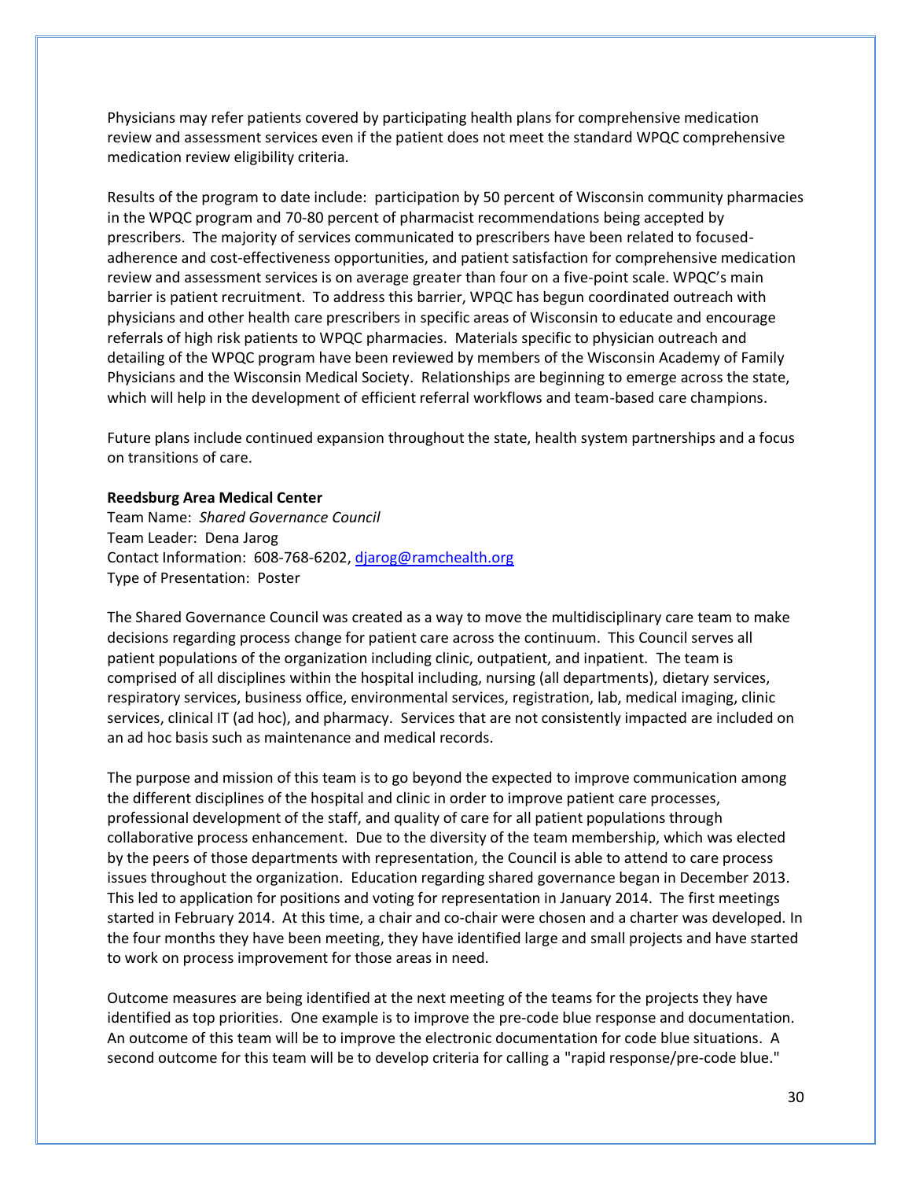Physicians may refer patients covered by participating health plans for comprehensive medication review and assessment services even if the patient does not meet the standard WPQC comprehensive medication review eligibility criteria.

Results of the program to date include: participation by 50 percent of Wisconsin community pharmacies in the WPQC program and 70-80 percent of pharmacist recommendations being accepted by prescribers. The majority of services communicated to prescribers have been related to focused-adherence and cost-effectiveness opportunities, and patient satisfaction for comprehensive medication review and assessment services is on average greater than four on a five-point scale. WPQC's main barrier is patient recruitment. To address this barrier, WPQC has begun coordinated outreach with physicians and other health care prescribers in specific areas of Wisconsin to educate and encourage referrals of high risk patients to WPQC pharmacies. Materials specific to physician outreach and detailing of the WPQC program have been reviewed by members of the Wisconsin Academy of Family Physicians and the Wisconsin Medical Society. Relationships are beginning to emerge across the state, which will help in the development of efficient referral workflows and team-based care champions.

Future plans include continued expansion throughout the state, health system partnerships and a focus on transitions of care.

**Reedsburg Area Medical Center**
Team Name: *Shared Governance Council*
Team Leader: Dena Jarog
Contact Information: 608-768-6202, djarog@ramchealth.org
Type of Presentation: Poster

The Shared Governance Council was created as a way to move the multidisciplinary care team to make decisions regarding process change for patient care across the continuum. This Council serves all patient populations of the organization including clinic, outpatient, and inpatient. The team is comprised of all disciplines within the hospital including, nursing (all departments), dietary services, respiratory services, business office, environmental services, registration, lab, medical imaging, clinic services, clinical IT (ad hoc), and pharmacy. Services that are not consistently impacted are included on an ad hoc basis such as maintenance and medical records.

The purpose and mission of this team is to go beyond the expected to improve communication among the different disciplines of the hospital and clinic in order to improve patient care processes, professional development of the staff, and quality of care for all patient populations through collaborative process enhancement. Due to the diversity of the team membership, which was elected by the peers of those departments with representation, the Council is able to attend to care process issues throughout the organization. Education regarding shared governance began in December 2013. This led to application for positions and voting for representation in January 2014. The first meetings started in February 2014. At this time, a chair and co-chair were chosen and a charter was developed. In the four months they have been meeting, they have identified large and small projects and have started to work on process improvement for those areas in need.

Outcome measures are being identified at the next meeting of the teams for the projects they have identified as top priorities. One example is to improve the pre-code blue response and documentation. An outcome of this team will be to improve the electronic documentation for code blue situations. A second outcome for this team will be to develop criteria for calling a "rapid response/pre-code blue."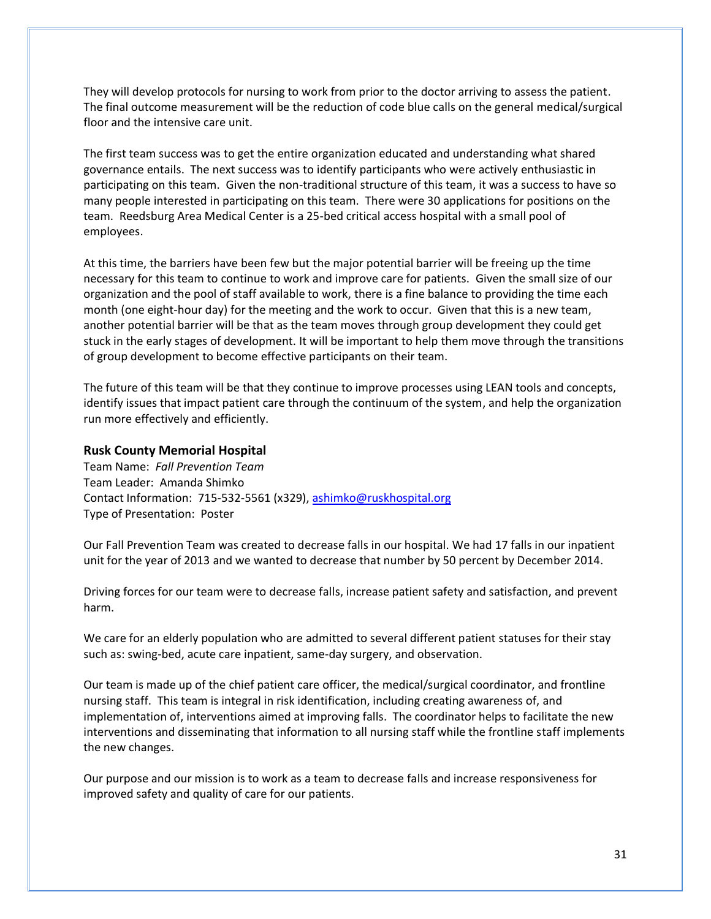They will develop protocols for nursing to work from prior to the doctor arriving to assess the patient. The final outcome measurement will be the reduction of code blue calls on the general medical/surgical floor and the intensive care unit.

The first team success was to get the entire organization educated and understanding what shared governance entails. The next success was to identify participants who were actively enthusiastic in participating on this team. Given the non-traditional structure of this team, it was a success to have so many people interested in participating on this team. There were 30 applications for positions on the team. Reedsburg Area Medical Center is a 25-bed critical access hospital with a small pool of employees.

At this time, the barriers have been few but the major potential barrier will be freeing up the time necessary for this team to continue to work and improve care for patients. Given the small size of our organization and the pool of staff available to work, there is a fine balance to providing the time each month (one eight-hour day) for the meeting and the work to occur. Given that this is a new team, another potential barrier will be that as the team moves through group development they could get stuck in the early stages of development. It will be important to help them move through the transitions of group development to become effective participants on their team.

The future of this team will be that they continue to improve processes using LEAN tools and concepts, identify issues that impact patient care through the continuum of the system, and help the organization run more effectively and efficiently.

### Rusk County Memorial Hospital

Team Name: *Fall Prevention Team*
Team Leader: Amanda Shimko
Contact Information: 715-532-5561 (x329), ashimko@ruskhospital.org
Type of Presentation: Poster

Our Fall Prevention Team was created to decrease falls in our hospital. We had 17 falls in our inpatient unit for the year of 2013 and we wanted to decrease that number by 50 percent by December 2014.

Driving forces for our team were to decrease falls, increase patient safety and satisfaction, and prevent harm.

We care for an elderly population who are admitted to several different patient statuses for their stay such as: swing-bed, acute care inpatient, same-day surgery, and observation.

Our team is made up of the chief patient care officer, the medical/surgical coordinator, and frontline nursing staff. This team is integral in risk identification, including creating awareness of, and implementation of, interventions aimed at improving falls. The coordinator helps to facilitate the new interventions and disseminating that information to all nursing staff while the frontline staff implements the new changes.

Our purpose and our mission is to work as a team to decrease falls and increase responsiveness for improved safety and quality of care for our patients.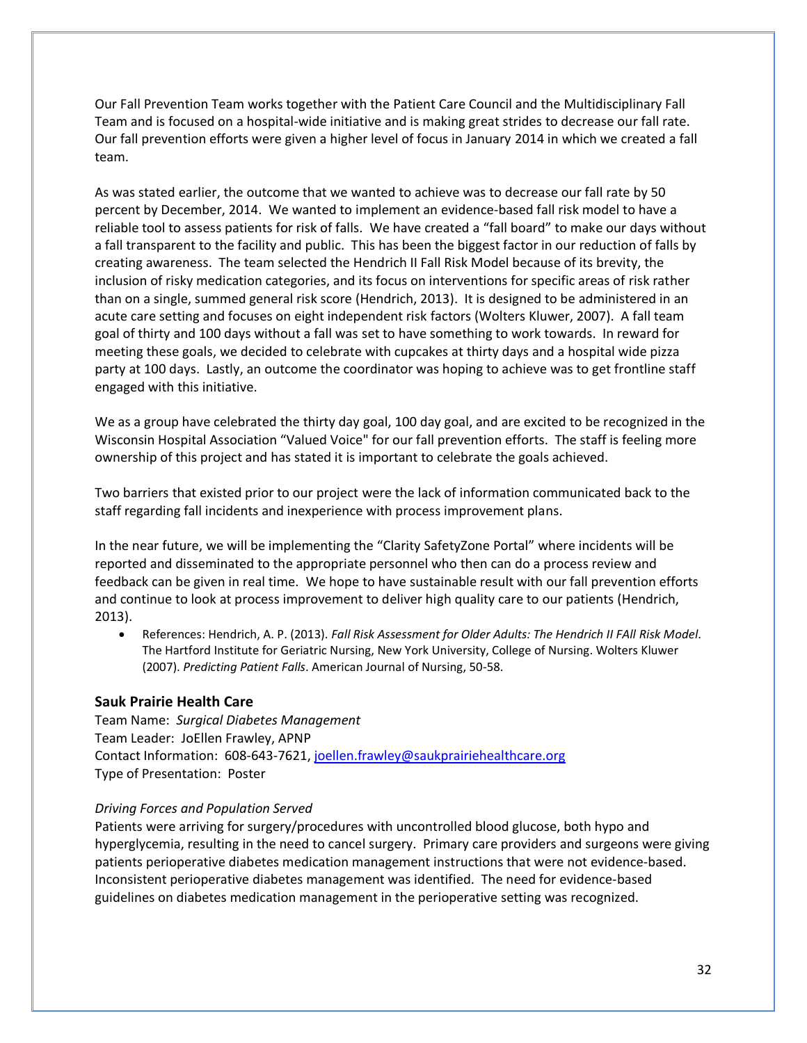Our Fall Prevention Team works together with the Patient Care Council and the Multidisciplinary Fall Team and is focused on a hospital-wide initiative and is making great strides to decrease our fall rate. Our fall prevention efforts were given a higher level of focus in January 2014 in which we created a fall team.

As was stated earlier, the outcome that we wanted to achieve was to decrease our fall rate by 50 percent by December, 2014. We wanted to implement an evidence-based fall risk model to have a reliable tool to assess patients for risk of falls. We have created a "fall board" to make our days without a fall transparent to the facility and public. This has been the biggest factor in our reduction of falls by creating awareness. The team selected the Hendrich II Fall Risk Model because of its brevity, the inclusion of risky medication categories, and its focus on interventions for specific areas of risk rather than on a single, summed general risk score (Hendrich, 2013). It is designed to be administered in an acute care setting and focuses on eight independent risk factors (Wolters Kluwer, 2007). A fall team goal of thirty and 100 days without a fall was set to have something to work towards. In reward for meeting these goals, we decided to celebrate with cupcakes at thirty days and a hospital wide pizza party at 100 days. Lastly, an outcome the coordinator was hoping to achieve was to get frontline staff engaged with this initiative.

We as a group have celebrated the thirty day goal, 100 day goal, and are excited to be recognized in the Wisconsin Hospital Association "Valued Voice" for our fall prevention efforts. The staff is feeling more ownership of this project and has stated it is important to celebrate the goals achieved.

Two barriers that existed prior to our project were the lack of information communicated back to the staff regarding fall incidents and inexperience with process improvement plans.

In the near future, we will be implementing the "Clarity SafetyZone Portal" where incidents will be reported and disseminated to the appropriate personnel who then can do a process review and feedback can be given in real time. We hope to have sustainable result with our fall prevention efforts and continue to look at process improvement to deliver high quality care to our patients (Hendrich, 2013).

- References: Hendrich, A. P. (2013). *Fall Risk Assessment for Older Adults: The Hendrich II FAll Risk Model*. The Hartford Institute for Geriatric Nursing, New York University, College of Nursing. Wolters Kluwer (2007). *Predicting Patient Falls*. American Journal of Nursing, 50-58.

### Sauk Prairie Health Care

Team Name: *Surgical Diabetes Management*
Team Leader: JoEllen Frawley, APNP
Contact Information: 608-643-7621, joellen.frawley@saukprairiehealthcare.org
Type of Presentation: Poster

*Driving Forces and Population Served*

Patients were arriving for surgery/procedures with uncontrolled blood glucose, both hypo and hyperglycemia, resulting in the need to cancel surgery. Primary care providers and surgeons were giving patients perioperative diabetes medication management instructions that were not evidence-based. Inconsistent perioperative diabetes management was identified. The need for evidence-based guidelines on diabetes medication management in the perioperative setting was recognized.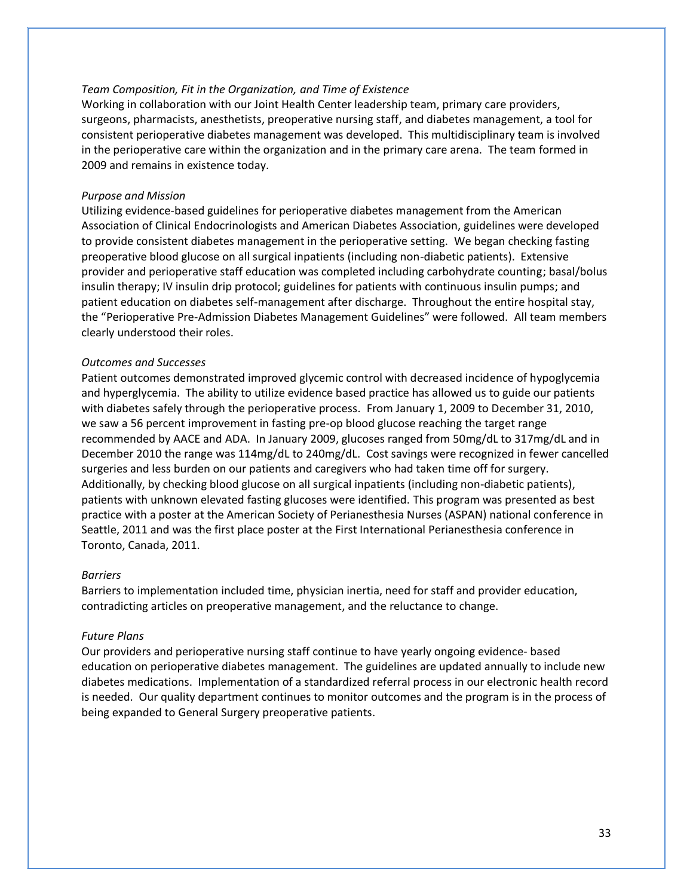*Team Composition, Fit in the Organization, and Time of Existence*

Working in collaboration with our Joint Health Center leadership team, primary care providers, surgeons, pharmacists, anesthetists, preoperative nursing staff, and diabetes management, a tool for consistent perioperative diabetes management was developed. This multidisciplinary team is involved in the perioperative care within the organization and in the primary care arena. The team formed in 2009 and remains in existence today.

*Purpose and Mission*

Utilizing evidence-based guidelines for perioperative diabetes management from the American Association of Clinical Endocrinologists and American Diabetes Association, guidelines were developed to provide consistent diabetes management in the perioperative setting. We began checking fasting preoperative blood glucose on all surgical inpatients (including non-diabetic patients). Extensive provider and perioperative staff education was completed including carbohydrate counting; basal/bolus insulin therapy; IV insulin drip protocol; guidelines for patients with continuous insulin pumps; and patient education on diabetes self-management after discharge. Throughout the entire hospital stay, the "Perioperative Pre-Admission Diabetes Management Guidelines" were followed. All team members clearly understood their roles.

*Outcomes and Successes*

Patient outcomes demonstrated improved glycemic control with decreased incidence of hypoglycemia and hyperglycemia. The ability to utilize evidence based practice has allowed us to guide our patients with diabetes safely through the perioperative process. From January 1, 2009 to December 31, 2010, we saw a 56 percent improvement in fasting pre-op blood glucose reaching the target range recommended by AACE and ADA. In January 2009, glucoses ranged from 50mg/dL to 317mg/dL and in December 2010 the range was 114mg/dL to 240mg/dL. Cost savings were recognized in fewer cancelled surgeries and less burden on our patients and caregivers who had taken time off for surgery. Additionally, by checking blood glucose on all surgical inpatients (including non-diabetic patients), patients with unknown elevated fasting glucoses were identified. This program was presented as best practice with a poster at the American Society of Perianesthesia Nurses (ASPAN) national conference in Seattle, 2011 and was the first place poster at the First International Perianesthesia conference in Toronto, Canada, 2011.

*Barriers*

Barriers to implementation included time, physician inertia, need for staff and provider education, contradicting articles on preoperative management, and the reluctance to change.

*Future Plans*

Our providers and perioperative nursing staff continue to have yearly ongoing evidence- based education on perioperative diabetes management. The guidelines are updated annually to include new diabetes medications. Implementation of a standardized referral process in our electronic health record is needed. Our quality department continues to monitor outcomes and the program is in the process of being expanded to General Surgery preoperative patients.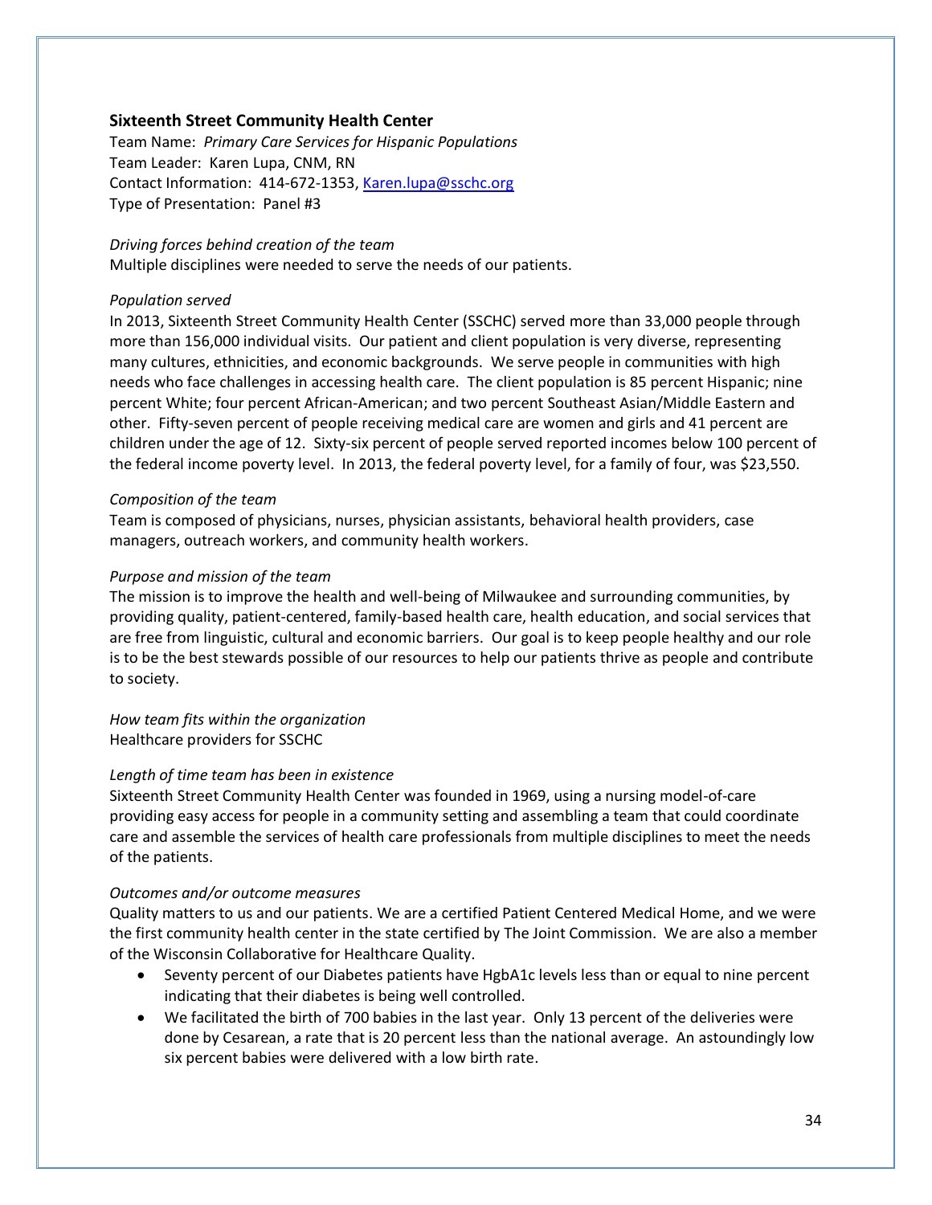### Sixteenth Street Community Health Center

Team Name: *Primary Care Services for Hispanic Populations*
Team Leader: Karen Lupa, CNM, RN
Contact Information: 414-672-1353, Karen.lupa@sschc.org
Type of Presentation: Panel #3

*Driving forces behind creation of the team*
Multiple disciplines were needed to serve the needs of our patients.

*Population served*
In 2013, Sixteenth Street Community Health Center (SSCHC) served more than 33,000 people through more than 156,000 individual visits. Our patient and client population is very diverse, representing many cultures, ethnicities, and economic backgrounds. We serve people in communities with high needs who face challenges in accessing health care. The client population is 85 percent Hispanic; nine percent White; four percent African-American; and two percent Southeast Asian/Middle Eastern and other. Fifty-seven percent of people receiving medical care are women and girls and 41 percent are children under the age of 12. Sixty-six percent of people served reported incomes below 100 percent of the federal income poverty level. In 2013, the federal poverty level, for a family of four, was $23,550.

*Composition of the team*
Team is composed of physicians, nurses, physician assistants, behavioral health providers, case managers, outreach workers, and community health workers.

*Purpose and mission of the team*
The mission is to improve the health and well-being of Milwaukee and surrounding communities, by providing quality, patient-centered, family-based health care, health education, and social services that are free from linguistic, cultural and economic barriers. Our goal is to keep people healthy and our role is to be the best stewards possible of our resources to help our patients thrive as people and contribute to society.

*How team fits within the organization*
Healthcare providers for SSCHC

*Length of time team has been in existence*
Sixteenth Street Community Health Center was founded in 1969, using a nursing model-of-care providing easy access for people in a community setting and assembling a team that could coordinate care and assemble the services of health care professionals from multiple disciplines to meet the needs of the patients.

*Outcomes and/or outcome measures*
Quality matters to us and our patients. We are a certified Patient Centered Medical Home, and we were the first community health center in the state certified by The Joint Commission. We are also a member of the Wisconsin Collaborative for Healthcare Quality.

- Seventy percent of our Diabetes patients have HgbA1c levels less than or equal to nine percent indicating that their diabetes is being well controlled.
- We facilitated the birth of 700 babies in the last year. Only 13 percent of the deliveries were done by Cesarean, a rate that is 20 percent less than the national average. An astoundingly low six percent babies were delivered with a low birth rate.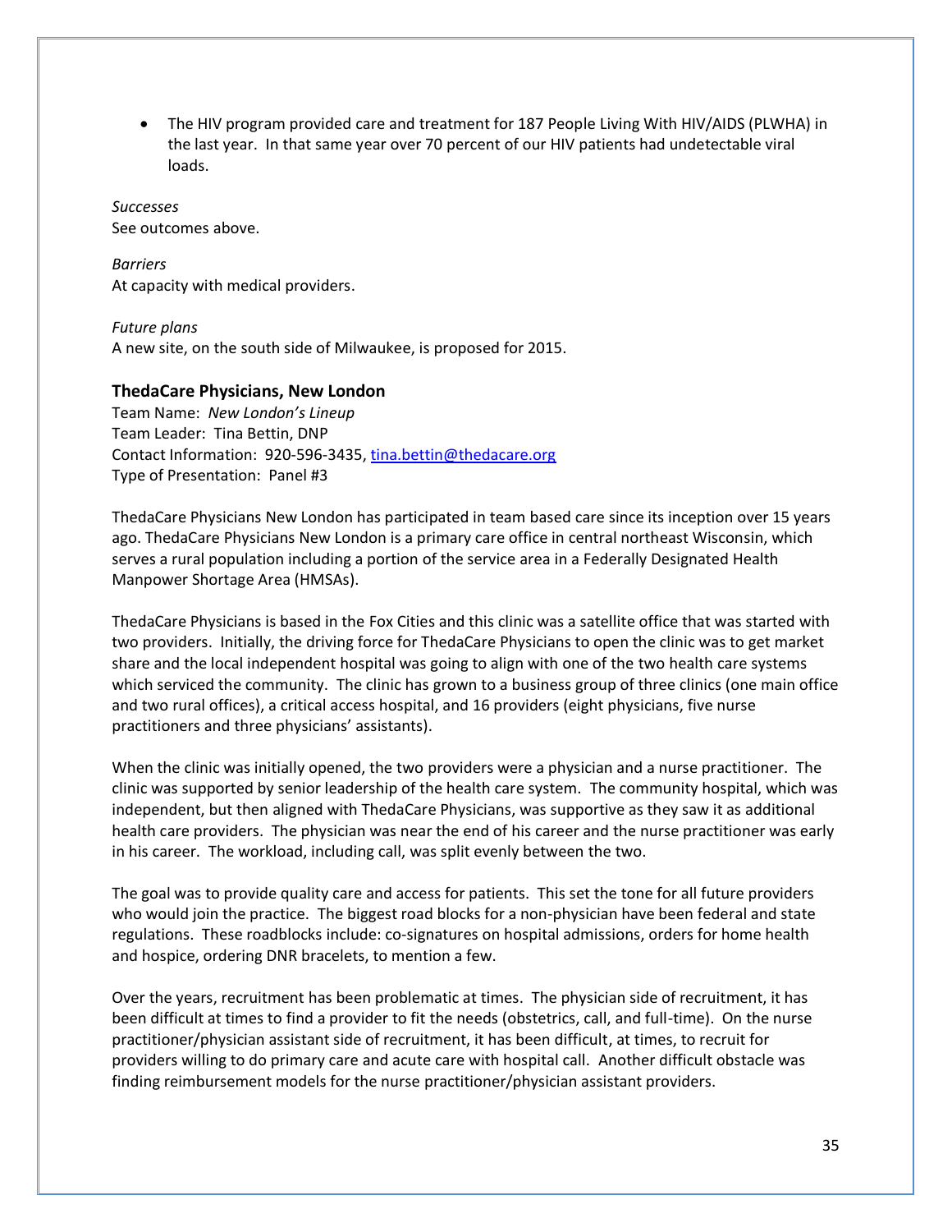- The HIV program provided care and treatment for 187 People Living With HIV/AIDS (PLWHA) in the last year. In that same year over 70 percent of our HIV patients had undetectable viral loads.

*Successes*
See outcomes above.

*Barriers*
At capacity with medical providers.

*Future plans*
A new site, on the south side of Milwaukee, is proposed for 2015.

### ThedaCare Physicians, New London

Team Name: *New London's Lineup*
Team Leader: Tina Bettin, DNP
Contact Information: 920-596-3435, tina.bettin@thedacare.org
Type of Presentation: Panel #3

ThedaCare Physicians New London has participated in team based care since its inception over 15 years ago. ThedaCare Physicians New London is a primary care office in central northeast Wisconsin, which serves a rural population including a portion of the service area in a Federally Designated Health Manpower Shortage Area (HMSAs).

ThedaCare Physicians is based in the Fox Cities and this clinic was a satellite office that was started with two providers. Initially, the driving force for ThedaCare Physicians to open the clinic was to get market share and the local independent hospital was going to align with one of the two health care systems which serviced the community. The clinic has grown to a business group of three clinics (one main office and two rural offices), a critical access hospital, and 16 providers (eight physicians, five nurse practitioners and three physicians' assistants).

When the clinic was initially opened, the two providers were a physician and a nurse practitioner. The clinic was supported by senior leadership of the health care system. The community hospital, which was independent, but then aligned with ThedaCare Physicians, was supportive as they saw it as additional health care providers. The physician was near the end of his career and the nurse practitioner was early in his career. The workload, including call, was split evenly between the two.

The goal was to provide quality care and access for patients. This set the tone for all future providers who would join the practice. The biggest road blocks for a non-physician have been federal and state regulations. These roadblocks include: co-signatures on hospital admissions, orders for home health and hospice, ordering DNR bracelets, to mention a few.

Over the years, recruitment has been problematic at times. The physician side of recruitment, it has been difficult at times to find a provider to fit the needs (obstetrics, call, and full-time). On the nurse practitioner/physician assistant side of recruitment, it has been difficult, at times, to recruit for providers willing to do primary care and acute care with hospital call. Another difficult obstacle was finding reimbursement models for the nurse practitioner/physician assistant providers.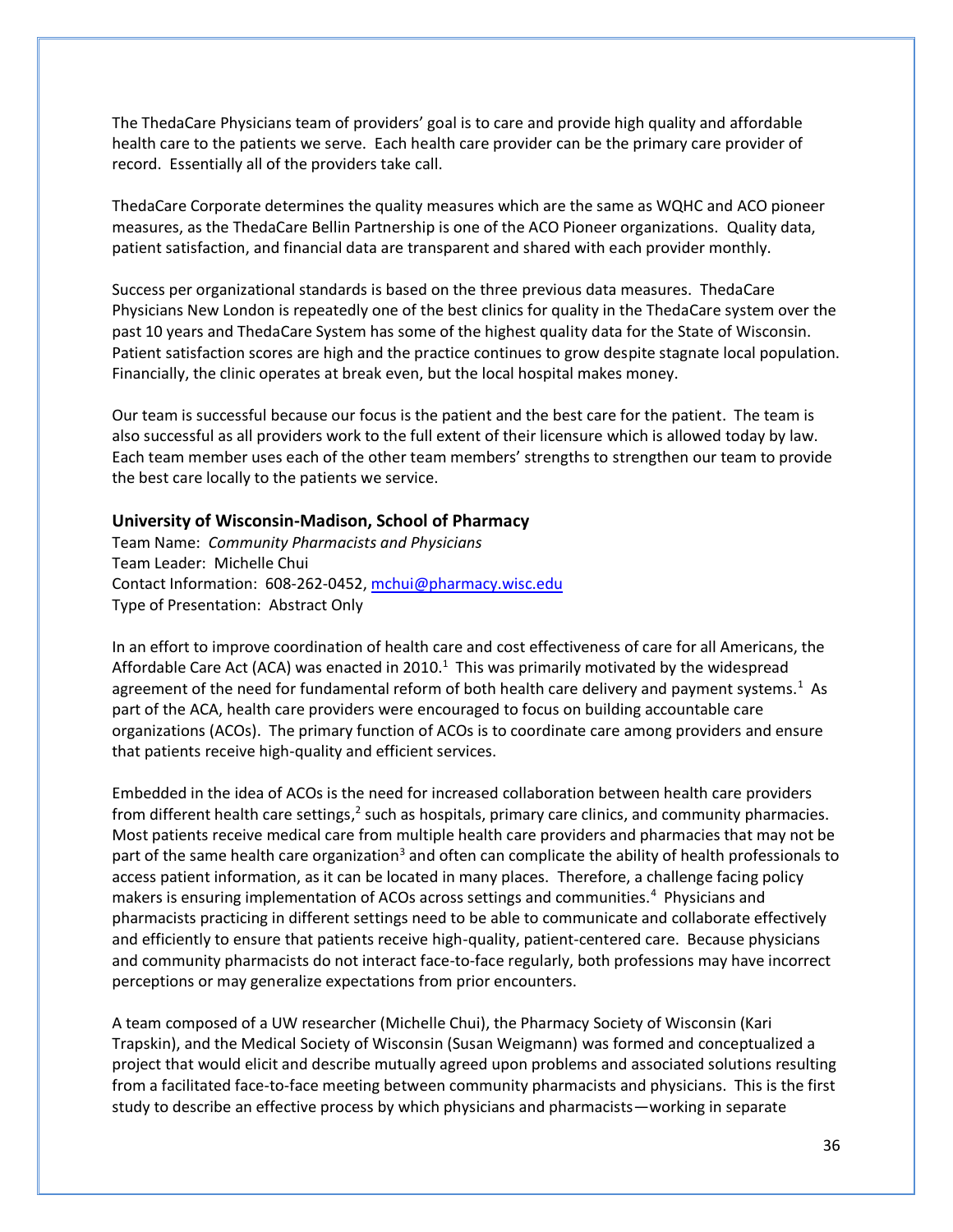The ThedaCare Physicians team of providers' goal is to care and provide high quality and affordable health care to the patients we serve. Each health care provider can be the primary care provider of record. Essentially all of the providers take call.

ThedaCare Corporate determines the quality measures which are the same as WQHC and ACO pioneer measures, as the ThedaCare Bellin Partnership is one of the ACO Pioneer organizations. Quality data, patient satisfaction, and financial data are transparent and shared with each provider monthly.

Success per organizational standards is based on the three previous data measures. ThedaCare Physicians New London is repeatedly one of the best clinics for quality in the ThedaCare system over the past 10 years and ThedaCare System has some of the highest quality data for the State of Wisconsin. Patient satisfaction scores are high and the practice continues to grow despite stagnate local population. Financially, the clinic operates at break even, but the local hospital makes money.

Our team is successful because our focus is the patient and the best care for the patient. The team is also successful as all providers work to the full extent of their licensure which is allowed today by law. Each team member uses each of the other team members' strengths to strengthen our team to provide the best care locally to the patients we service.

### University of Wisconsin-Madison, School of Pharmacy

Team Name: *Community Pharmacists and Physicians*
Team Leader: Michelle Chui
Contact Information: 608-262-0452, mchui@pharmacy.wisc.edu
Type of Presentation: Abstract Only

In an effort to improve coordination of health care and cost effectiveness of care for all Americans, the Affordable Care Act (ACA) was enacted in 2010.[1] This was primarily motivated by the widespread agreement of the need for fundamental reform of both health care delivery and payment systems.[1] As part of the ACA, health care providers were encouraged to focus on building accountable care organizations (ACOs). The primary function of ACOs is to coordinate care among providers and ensure that patients receive high-quality and efficient services.

Embedded in the idea of ACOs is the need for increased collaboration between health care providers from different health care settings,[2] such as hospitals, primary care clinics, and community pharmacies. Most patients receive medical care from multiple health care providers and pharmacies that may not be part of the same health care organization[3] and often can complicate the ability of health professionals to access patient information, as it can be located in many places. Therefore, a challenge facing policy makers is ensuring implementation of ACOs across settings and communities.[4] Physicians and pharmacists practicing in different settings need to be able to communicate and collaborate effectively and efficiently to ensure that patients receive high-quality, patient-centered care. Because physicians and community pharmacists do not interact face-to-face regularly, both professions may have incorrect perceptions or may generalize expectations from prior encounters.

A team composed of a UW researcher (Michelle Chui), the Pharmacy Society of Wisconsin (Kari Trapskin), and the Medical Society of Wisconsin (Susan Weigmann) was formed and conceptualized a project that would elicit and describe mutually agreed upon problems and associated solutions resulting from a facilitated face-to-face meeting between community pharmacists and physicians. This is the first study to describe an effective process by which physicians and pharmacists—working in separate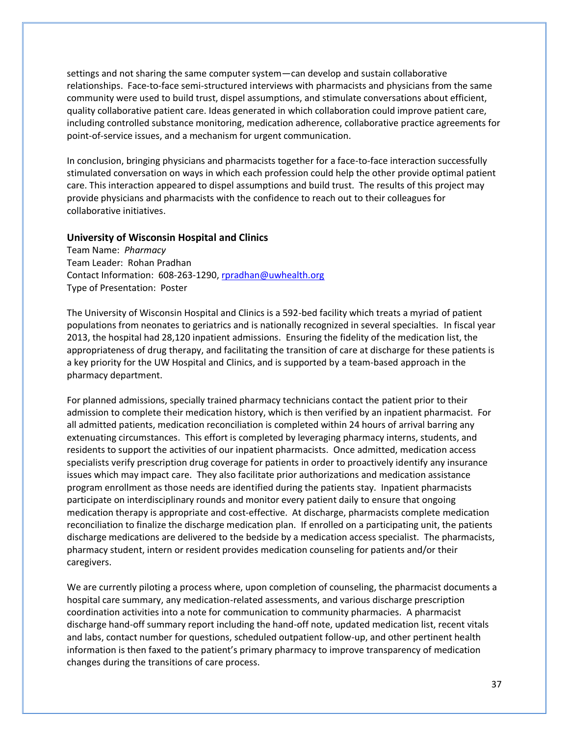settings and not sharing the same computer system—can develop and sustain collaborative relationships. Face-to-face semi-structured interviews with pharmacists and physicians from the same community were used to build trust, dispel assumptions, and stimulate conversations about efficient, quality collaborative patient care. Ideas generated in which collaboration could improve patient care, including controlled substance monitoring, medication adherence, collaborative practice agreements for point-of-service issues, and a mechanism for urgent communication.

In conclusion, bringing physicians and pharmacists together for a face-to-face interaction successfully stimulated conversation on ways in which each profession could help the other provide optimal patient care. This interaction appeared to dispel assumptions and build trust. The results of this project may provide physicians and pharmacists with the confidence to reach out to their colleagues for collaborative initiatives.

### University of Wisconsin Hospital and Clinics

Team Name: *Pharmacy*
Team Leader: Rohan Pradhan
Contact Information: 608-263-1290, rpradhan@uwhealth.org
Type of Presentation: Poster

The University of Wisconsin Hospital and Clinics is a 592-bed facility which treats a myriad of patient populations from neonates to geriatrics and is nationally recognized in several specialties. In fiscal year 2013, the hospital had 28,120 inpatient admissions. Ensuring the fidelity of the medication list, the appropriateness of drug therapy, and facilitating the transition of care at discharge for these patients is a key priority for the UW Hospital and Clinics, and is supported by a team-based approach in the pharmacy department.

For planned admissions, specially trained pharmacy technicians contact the patient prior to their admission to complete their medication history, which is then verified by an inpatient pharmacist. For all admitted patients, medication reconciliation is completed within 24 hours of arrival barring any extenuating circumstances. This effort is completed by leveraging pharmacy interns, students, and residents to support the activities of our inpatient pharmacists. Once admitted, medication access specialists verify prescription drug coverage for patients in order to proactively identify any insurance issues which may impact care. They also facilitate prior authorizations and medication assistance program enrollment as those needs are identified during the patients stay. Inpatient pharmacists participate on interdisciplinary rounds and monitor every patient daily to ensure that ongoing medication therapy is appropriate and cost-effective. At discharge, pharmacists complete medication reconciliation to finalize the discharge medication plan. If enrolled on a participating unit, the patients discharge medications are delivered to the bedside by a medication access specialist. The pharmacists, pharmacy student, intern or resident provides medication counseling for patients and/or their caregivers.

We are currently piloting a process where, upon completion of counseling, the pharmacist documents a hospital care summary, any medication-related assessments, and various discharge prescription coordination activities into a note for communication to community pharmacies. A pharmacist discharge hand-off summary report including the hand-off note, updated medication list, recent vitals and labs, contact number for questions, scheduled outpatient follow-up, and other pertinent health information is then faxed to the patient's primary pharmacy to improve transparency of medication changes during the transitions of care process.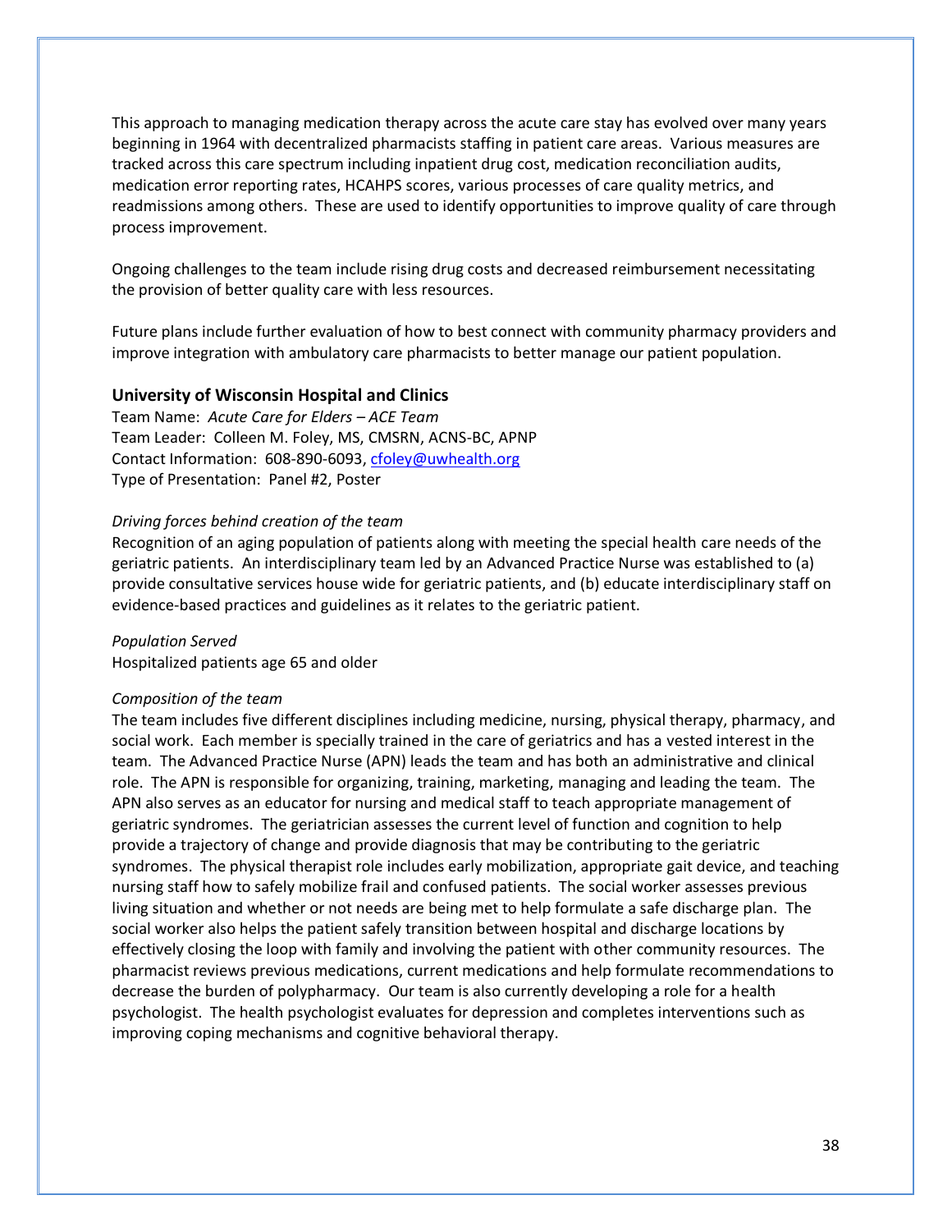This approach to managing medication therapy across the acute care stay has evolved over many years beginning in 1964 with decentralized pharmacists staffing in patient care areas. Various measures are tracked across this care spectrum including inpatient drug cost, medication reconciliation audits, medication error reporting rates, HCAHPS scores, various processes of care quality metrics, and readmissions among others. These are used to identify opportunities to improve quality of care through process improvement.

Ongoing challenges to the team include rising drug costs and decreased reimbursement necessitating the provision of better quality care with less resources.

Future plans include further evaluation of how to best connect with community pharmacy providers and improve integration with ambulatory care pharmacists to better manage our patient population.

### University of Wisconsin Hospital and Clinics

Team Name: *Acute Care for Elders – ACE Team*
Team Leader: Colleen M. Foley, MS, CMSRN, ACNS-BC, APNP
Contact Information: 608-890-6093, cfoley@uwhealth.org
Type of Presentation: Panel #2, Poster

*Driving forces behind creation of the team*
Recognition of an aging population of patients along with meeting the special health care needs of the geriatric patients. An interdisciplinary team led by an Advanced Practice Nurse was established to (a) provide consultative services house wide for geriatric patients, and (b) educate interdisciplinary staff on evidence-based practices and guidelines as it relates to the geriatric patient.

*Population Served*
Hospitalized patients age 65 and older

*Composition of the team*
The team includes five different disciplines including medicine, nursing, physical therapy, pharmacy, and social work. Each member is specially trained in the care of geriatrics and has a vested interest in the team. The Advanced Practice Nurse (APN) leads the team and has both an administrative and clinical role. The APN is responsible for organizing, training, marketing, managing and leading the team. The APN also serves as an educator for nursing and medical staff to teach appropriate management of geriatric syndromes. The geriatrician assesses the current level of function and cognition to help provide a trajectory of change and provide diagnosis that may be contributing to the geriatric syndromes. The physical therapist role includes early mobilization, appropriate gait device, and teaching nursing staff how to safely mobilize frail and confused patients. The social worker assesses previous living situation and whether or not needs are being met to help formulate a safe discharge plan. The social worker also helps the patient safely transition between hospital and discharge locations by effectively closing the loop with family and involving the patient with other community resources. The pharmacist reviews previous medications, current medications and help formulate recommendations to decrease the burden of polypharmacy. Our team is also currently developing a role for a health psychologist. The health psychologist evaluates for depression and completes interventions such as improving coping mechanisms and cognitive behavioral therapy.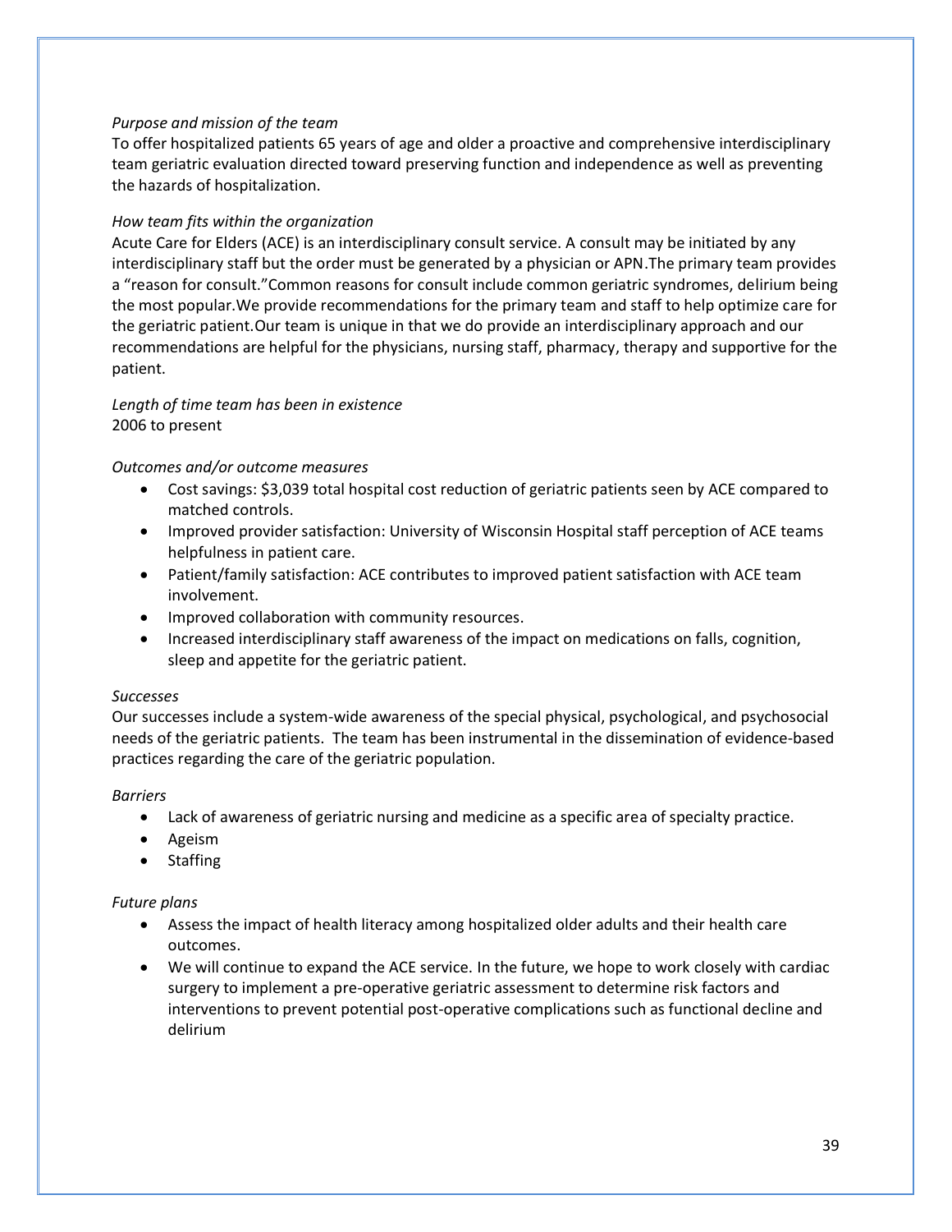*Purpose and mission of the team*

To offer hospitalized patients 65 years of age and older a proactive and comprehensive interdisciplinary team geriatric evaluation directed toward preserving function and independence as well as preventing the hazards of hospitalization.

*How team fits within the organization*

Acute Care for Elders (ACE) is an interdisciplinary consult service. A consult may be initiated by any interdisciplinary staff but the order must be generated by a physician or APN.The primary team provides a "reason for consult."Common reasons for consult include common geriatric syndromes, delirium being the most popular.We provide recommendations for the primary team and staff to help optimize care for the geriatric patient.Our team is unique in that we do provide an interdisciplinary approach and our recommendations are helpful for the physicians, nursing staff, pharmacy, therapy and supportive for the patient.

*Length of time team has been in existence*

2006 to present

*Outcomes and/or outcome measures*

- Cost savings: $3,039 total hospital cost reduction of geriatric patients seen by ACE compared to matched controls.
- Improved provider satisfaction: University of Wisconsin Hospital staff perception of ACE teams helpfulness in patient care.
- Patient/family satisfaction: ACE contributes to improved patient satisfaction with ACE team involvement.
- Improved collaboration with community resources.
- Increased interdisciplinary staff awareness of the impact on medications on falls, cognition, sleep and appetite for the geriatric patient.

*Successes*

Our successes include a system-wide awareness of the special physical, psychological, and psychosocial needs of the geriatric patients. The team has been instrumental in the dissemination of evidence-based practices regarding the care of the geriatric population.

*Barriers*

- Lack of awareness of geriatric nursing and medicine as a specific area of specialty practice.
- Ageism
- Staffing

*Future plans*

- Assess the impact of health literacy among hospitalized older adults and their health care outcomes.
- We will continue to expand the ACE service. In the future, we hope to work closely with cardiac surgery to implement a pre-operative geriatric assessment to determine risk factors and interventions to prevent potential post-operative complications such as functional decline and delirium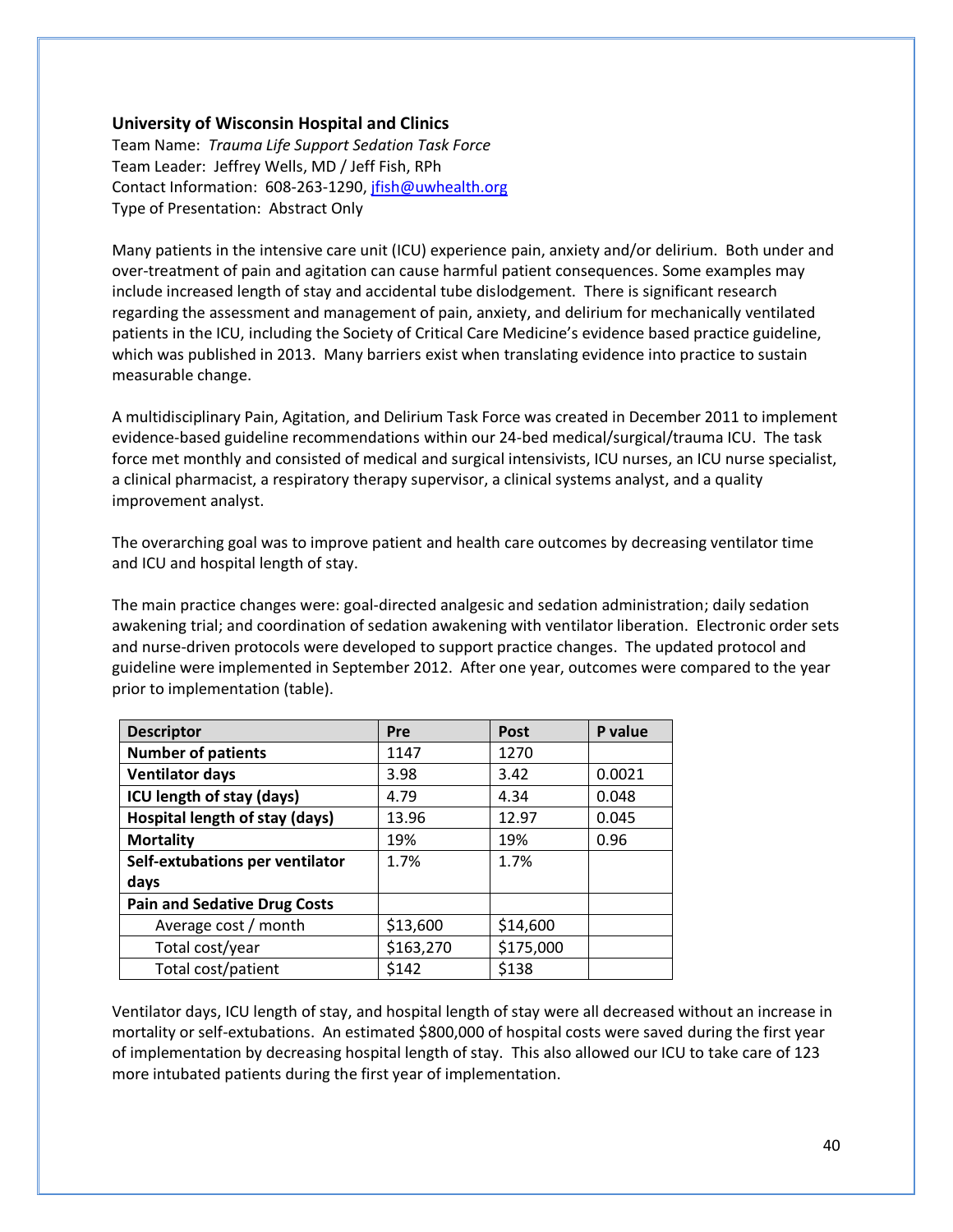**University of Wisconsin Hospital and Clinics**

Team Name: *Trauma Life Support Sedation Task Force*
Team Leader: Jeffrey Wells, MD / Jeff Fish, RPh
Contact Information: 608-263-1290, jfish@uwhealth.org
Type of Presentation: Abstract Only

Many patients in the intensive care unit (ICU) experience pain, anxiety and/or delirium. Both under and over-treatment of pain and agitation can cause harmful patient consequences. Some examples may include increased length of stay and accidental tube dislodgement. There is significant research regarding the assessment and management of pain, anxiety, and delirium for mechanically ventilated patients in the ICU, including the Society of Critical Care Medicine's evidence based practice guideline, which was published in 2013. Many barriers exist when translating evidence into practice to sustain measurable change.

A multidisciplinary Pain, Agitation, and Delirium Task Force was created in December 2011 to implement evidence-based guideline recommendations within our 24-bed medical/surgical/trauma ICU. The task force met monthly and consisted of medical and surgical intensivists, ICU nurses, an ICU nurse specialist, a clinical pharmacist, a respiratory therapy supervisor, a clinical systems analyst, and a quality improvement analyst.

The overarching goal was to improve patient and health care outcomes by decreasing ventilator time and ICU and hospital length of stay.

The main practice changes were: goal-directed analgesic and sedation administration; daily sedation awakening trial; and coordination of sedation awakening with ventilator liberation. Electronic order sets and nurse-driven protocols were developed to support practice changes. The updated protocol and guideline were implemented in September 2012. After one year, outcomes were compared to the year prior to implementation (table).

| Descriptor | Pre | Post | P value |
|---|---|---|---|
| **Number of patients** | 1147 | 1270 | |
| **Ventilator days** | 3.98 | 3.42 | 0.0021 |
| **ICU length of stay (days)** | 4.79 | 4.34 | 0.048 |
| **Hospital length of stay (days)** | 13.96 | 12.97 | 0.045 |
| **Mortality** | 19% | 19% | 0.96 |
| **Self-extubations per ventilator days** | 1.7% | 1.7% | |
| **Pain and Sedative Drug Costs** | | | |
| Average cost / month | $13,600 | $14,600 | |
| Total cost/year | $163,270 | $175,000 | |
| Total cost/patient | $142 | $138 | |

Ventilator days, ICU length of stay, and hospital length of stay were all decreased without an increase in mortality or self-extubations. An estimated $800,000 of hospital costs were saved during the first year of implementation by decreasing hospital length of stay. This also allowed our ICU to take care of 123 more intubated patients during the first year of implementation.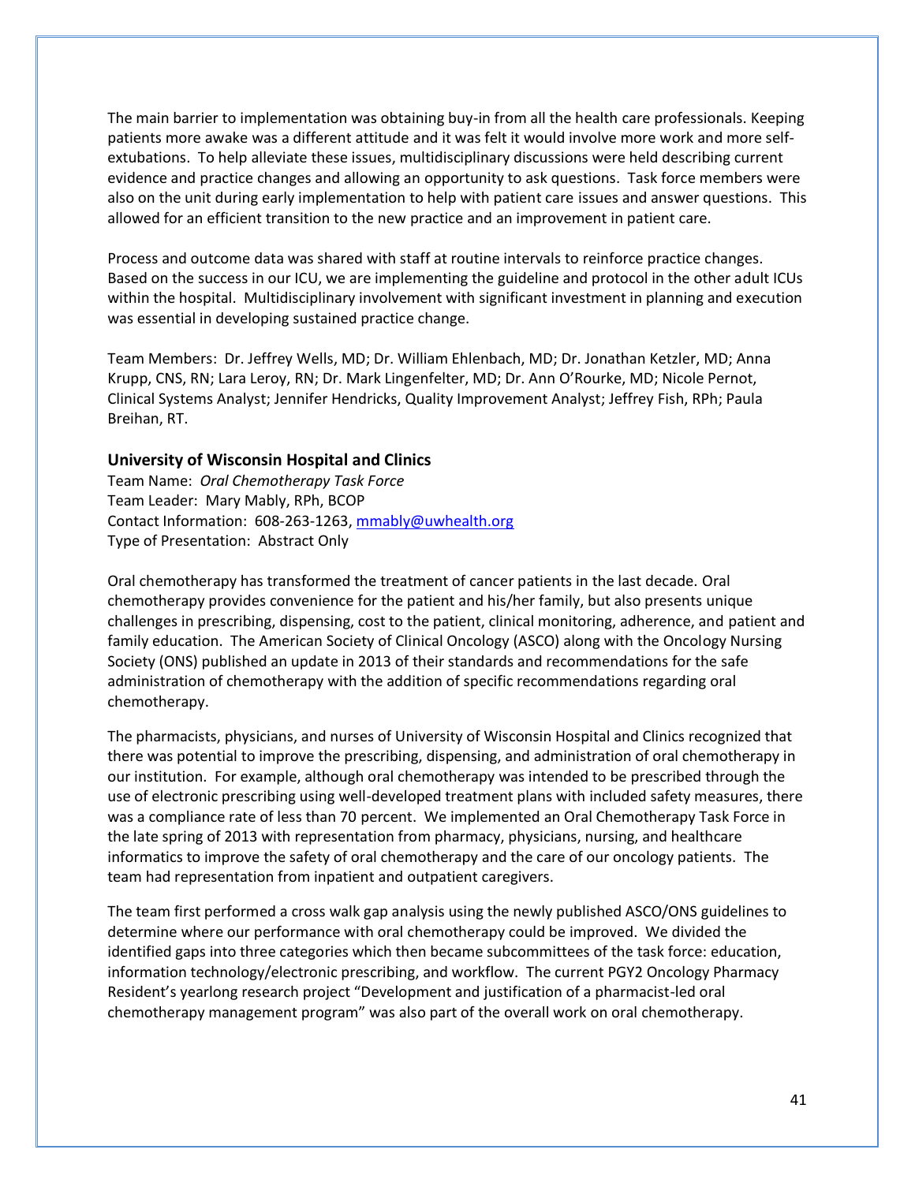The main barrier to implementation was obtaining buy-in from all the health care professionals. Keeping patients more awake was a different attitude and it was felt it would involve more work and more self-extubations. To help alleviate these issues, multidisciplinary discussions were held describing current evidence and practice changes and allowing an opportunity to ask questions. Task force members were also on the unit during early implementation to help with patient care issues and answer questions. This allowed for an efficient transition to the new practice and an improvement in patient care.

Process and outcome data was shared with staff at routine intervals to reinforce practice changes. Based on the success in our ICU, we are implementing the guideline and protocol in the other adult ICUs within the hospital. Multidisciplinary involvement with significant investment in planning and execution was essential in developing sustained practice change.

Team Members: Dr. Jeffrey Wells, MD; Dr. William Ehlenbach, MD; Dr. Jonathan Ketzler, MD; Anna Krupp, CNS, RN; Lara Leroy, RN; Dr. Mark Lingenfelter, MD; Dr. Ann O'Rourke, MD; Nicole Pernot, Clinical Systems Analyst; Jennifer Hendricks, Quality Improvement Analyst; Jeffrey Fish, RPh; Paula Breihan, RT.

### University of Wisconsin Hospital and Clinics

Team Name: *Oral Chemotherapy Task Force*
Team Leader: Mary Mably, RPh, BCOP
Contact Information: 608-263-1263, mmably@uwhealth.org
Type of Presentation: Abstract Only

Oral chemotherapy has transformed the treatment of cancer patients in the last decade. Oral chemotherapy provides convenience for the patient and his/her family, but also presents unique challenges in prescribing, dispensing, cost to the patient, clinical monitoring, adherence, and patient and family education. The American Society of Clinical Oncology (ASCO) along with the Oncology Nursing Society (ONS) published an update in 2013 of their standards and recommendations for the safe administration of chemotherapy with the addition of specific recommendations regarding oral chemotherapy.

The pharmacists, physicians, and nurses of University of Wisconsin Hospital and Clinics recognized that there was potential to improve the prescribing, dispensing, and administration of oral chemotherapy in our institution. For example, although oral chemotherapy was intended to be prescribed through the use of electronic prescribing using well-developed treatment plans with included safety measures, there was a compliance rate of less than 70 percent. We implemented an Oral Chemotherapy Task Force in the late spring of 2013 with representation from pharmacy, physicians, nursing, and healthcare informatics to improve the safety of oral chemotherapy and the care of our oncology patients. The team had representation from inpatient and outpatient caregivers.

The team first performed a cross walk gap analysis using the newly published ASCO/ONS guidelines to determine where our performance with oral chemotherapy could be improved. We divided the identified gaps into three categories which then became subcommittees of the task force: education, information technology/electronic prescribing, and workflow. The current PGY2 Oncology Pharmacy Resident's yearlong research project "Development and justification of a pharmacist-led oral chemotherapy management program" was also part of the overall work on oral chemotherapy.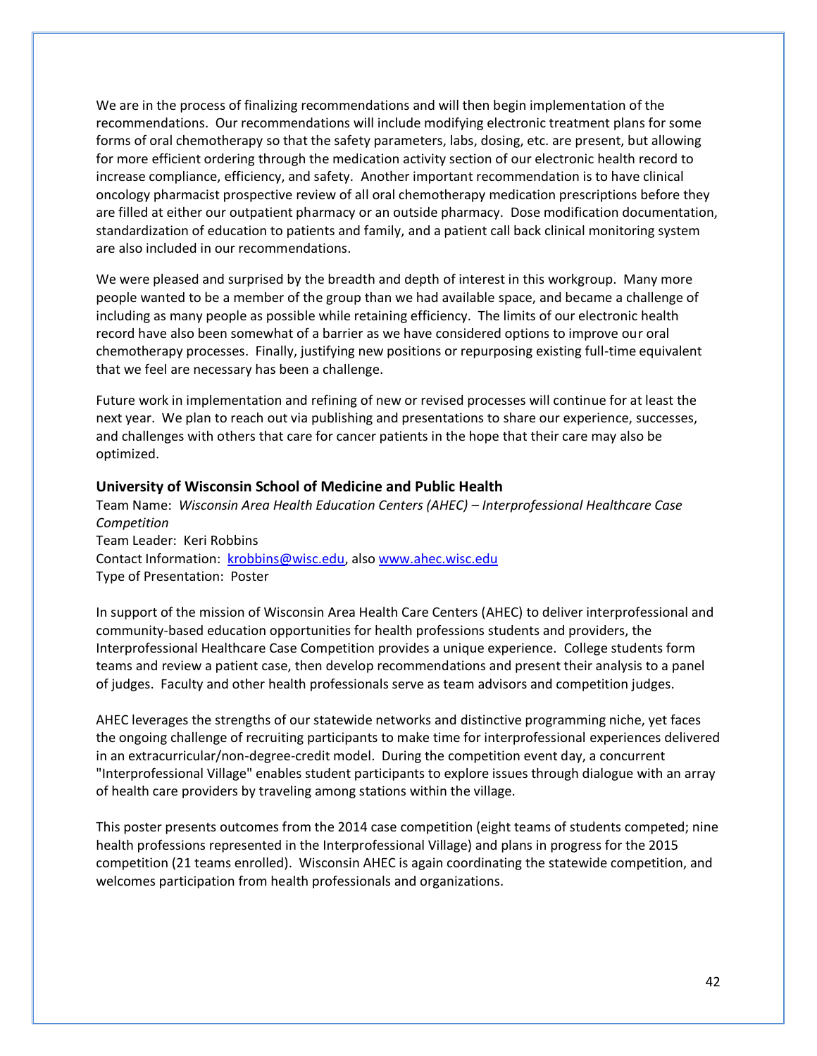We are in the process of finalizing recommendations and will then begin implementation of the recommendations. Our recommendations will include modifying electronic treatment plans for some forms of oral chemotherapy so that the safety parameters, labs, dosing, etc. are present, but allowing for more efficient ordering through the medication activity section of our electronic health record to increase compliance, efficiency, and safety. Another important recommendation is to have clinical oncology pharmacist prospective review of all oral chemotherapy medication prescriptions before they are filled at either our outpatient pharmacy or an outside pharmacy. Dose modification documentation, standardization of education to patients and family, and a patient call back clinical monitoring system are also included in our recommendations.

We were pleased and surprised by the breadth and depth of interest in this workgroup. Many more people wanted to be a member of the group than we had available space, and became a challenge of including as many people as possible while retaining efficiency. The limits of our electronic health record have also been somewhat of a barrier as we have considered options to improve our oral chemotherapy processes. Finally, justifying new positions or repurposing existing full-time equivalent that we feel are necessary has been a challenge.

Future work in implementation and refining of new or revised processes will continue for at least the next year. We plan to reach out via publishing and presentations to share our experience, successes, and challenges with others that care for cancer patients in the hope that their care may also be optimized.

### University of Wisconsin School of Medicine and Public Health

Team Name: *Wisconsin Area Health Education Centers (AHEC) – Interprofessional Healthcare Case Competition*
Team Leader: Keri Robbins
Contact Information: krobbins@wisc.edu, also www.ahec.wisc.edu
Type of Presentation: Poster

In support of the mission of Wisconsin Area Health Care Centers (AHEC) to deliver interprofessional and community-based education opportunities for health professions students and providers, the Interprofessional Healthcare Case Competition provides a unique experience. College students form teams and review a patient case, then develop recommendations and present their analysis to a panel of judges. Faculty and other health professionals serve as team advisors and competition judges.

AHEC leverages the strengths of our statewide networks and distinctive programming niche, yet faces the ongoing challenge of recruiting participants to make time for interprofessional experiences delivered in an extracurricular/non-degree-credit model. During the competition event day, a concurrent "Interprofessional Village" enables student participants to explore issues through dialogue with an array of health care providers by traveling among stations within the village.

This poster presents outcomes from the 2014 case competition (eight teams of students competed; nine health professions represented in the Interprofessional Village) and plans in progress for the 2015 competition (21 teams enrolled). Wisconsin AHEC is again coordinating the statewide competition, and welcomes participation from health professionals and organizations.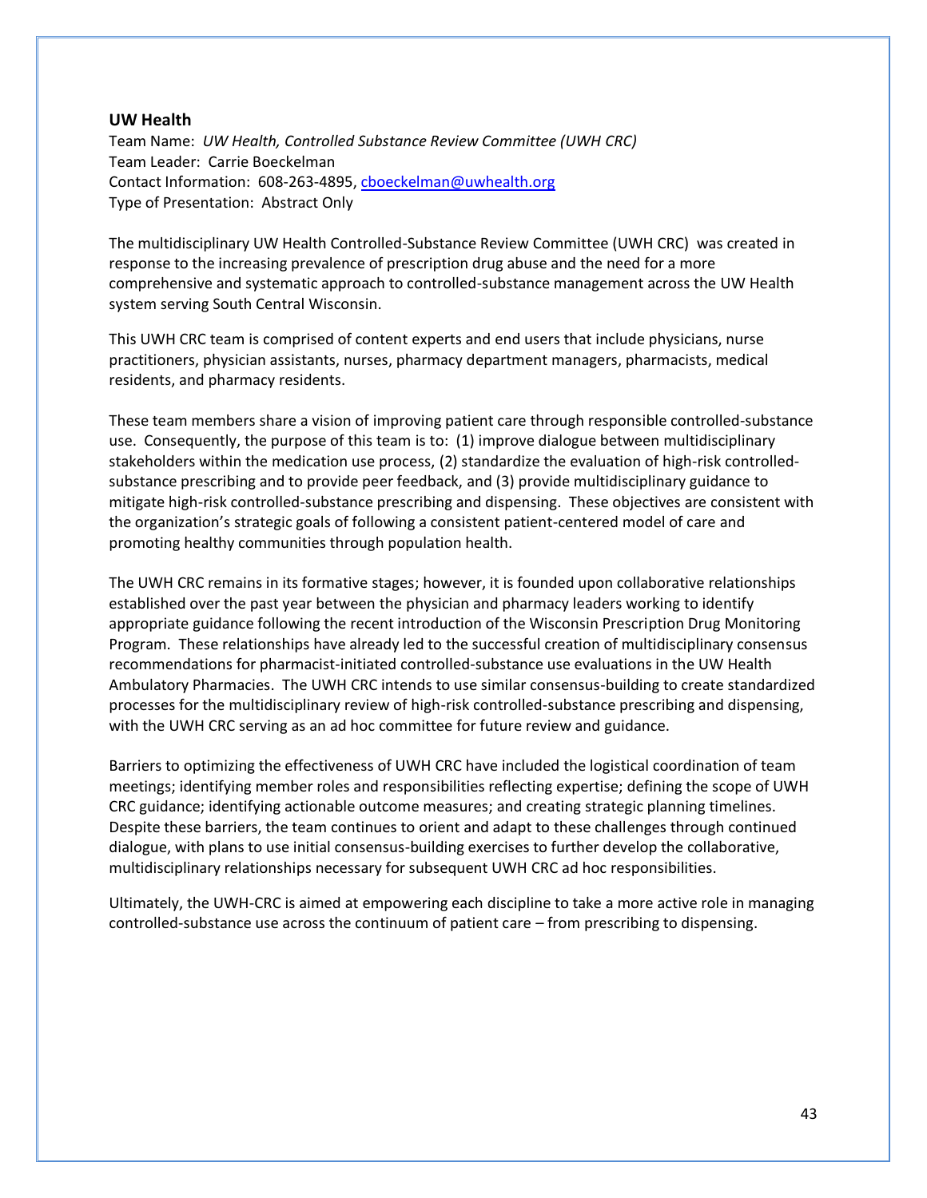## UW Health

Team Name: *UW Health, Controlled Substance Review Committee (UWH CRC)*
Team Leader: Carrie Boeckelman
Contact Information: 608-263-4895, cboeckelman@uwhealth.org
Type of Presentation: Abstract Only

The multidisciplinary UW Health Controlled-Substance Review Committee (UWH CRC) was created in response to the increasing prevalence of prescription drug abuse and the need for a more comprehensive and systematic approach to controlled-substance management across the UW Health system serving South Central Wisconsin.

This UWH CRC team is comprised of content experts and end users that include physicians, nurse practitioners, physician assistants, nurses, pharmacy department managers, pharmacists, medical residents, and pharmacy residents.

These team members share a vision of improving patient care through responsible controlled-substance use. Consequently, the purpose of this team is to: (1) improve dialogue between multidisciplinary stakeholders within the medication use process, (2) standardize the evaluation of high-risk controlled-substance prescribing and to provide peer feedback, and (3) provide multidisciplinary guidance to mitigate high-risk controlled-substance prescribing and dispensing. These objectives are consistent with the organization's strategic goals of following a consistent patient-centered model of care and promoting healthy communities through population health.

The UWH CRC remains in its formative stages; however, it is founded upon collaborative relationships established over the past year between the physician and pharmacy leaders working to identify appropriate guidance following the recent introduction of the Wisconsin Prescription Drug Monitoring Program. These relationships have already led to the successful creation of multidisciplinary consensus recommendations for pharmacist-initiated controlled-substance use evaluations in the UW Health Ambulatory Pharmacies. The UWH CRC intends to use similar consensus-building to create standardized processes for the multidisciplinary review of high-risk controlled-substance prescribing and dispensing, with the UWH CRC serving as an ad hoc committee for future review and guidance.

Barriers to optimizing the effectiveness of UWH CRC have included the logistical coordination of team meetings; identifying member roles and responsibilities reflecting expertise; defining the scope of UWH CRC guidance; identifying actionable outcome measures; and creating strategic planning timelines. Despite these barriers, the team continues to orient and adapt to these challenges through continued dialogue, with plans to use initial consensus-building exercises to further develop the collaborative, multidisciplinary relationships necessary for subsequent UWH CRC ad hoc responsibilities.

Ultimately, the UWH-CRC is aimed at empowering each discipline to take a more active role in managing controlled-substance use across the continuum of patient care – from prescribing to dispensing.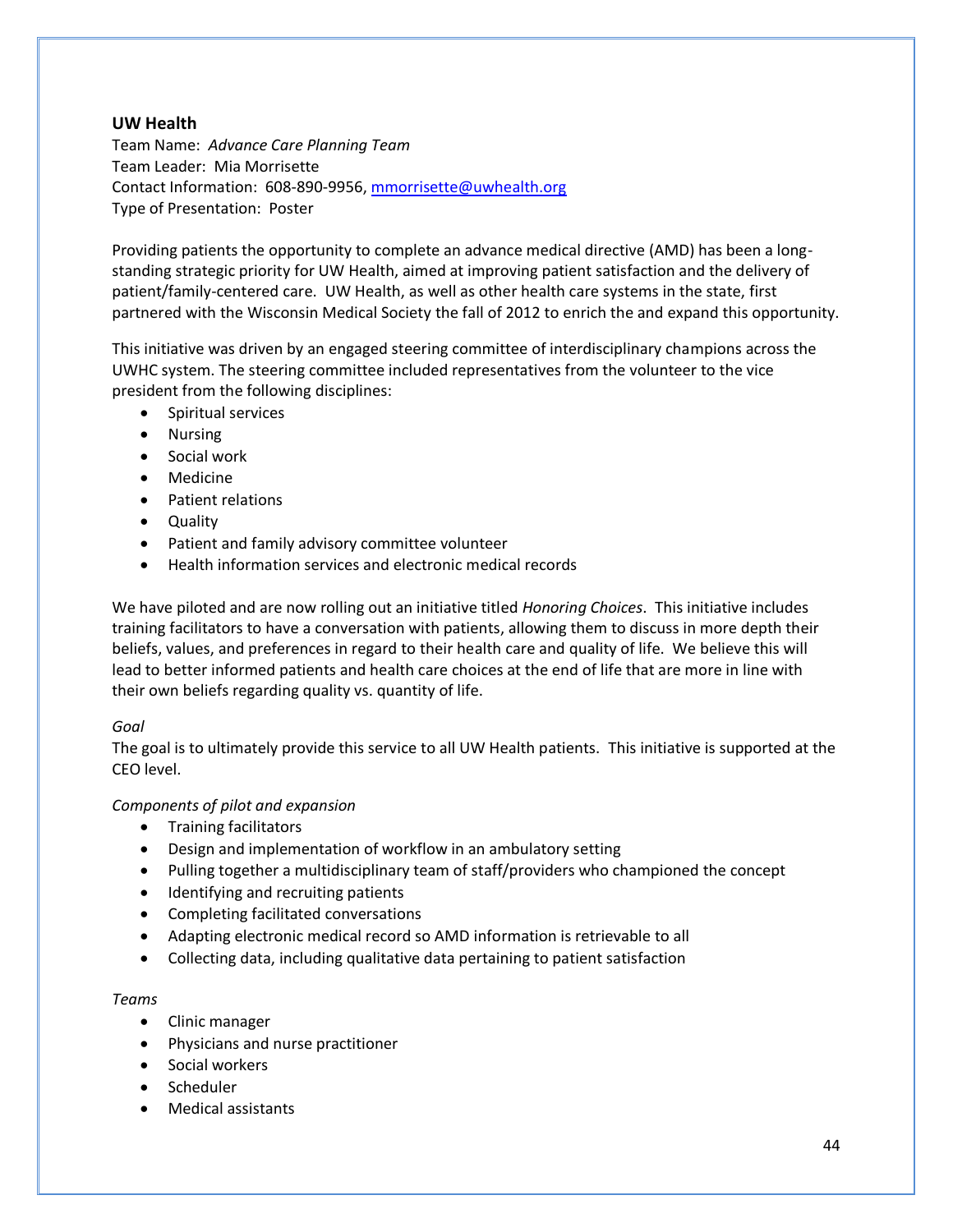## UW Health

Team Name: *Advance Care Planning Team*
Team Leader: Mia Morrisette
Contact Information: 608-890-9956, mmorrisette@uwhealth.org
Type of Presentation: Poster

Providing patients the opportunity to complete an advance medical directive (AMD) has been a long-standing strategic priority for UW Health, aimed at improving patient satisfaction and the delivery of patient/family-centered care. UW Health, as well as other health care systems in the state, first partnered with the Wisconsin Medical Society the fall of 2012 to enrich the and expand this opportunity.

This initiative was driven by an engaged steering committee of interdisciplinary champions across the UWHC system. The steering committee included representatives from the volunteer to the vice president from the following disciplines:

- Spiritual services
- Nursing
- Social work
- Medicine
- Patient relations
- Quality
- Patient and family advisory committee volunteer
- Health information services and electronic medical records

We have piloted and are now rolling out an initiative titled *Honoring Choices*. This initiative includes training facilitators to have a conversation with patients, allowing them to discuss in more depth their beliefs, values, and preferences in regard to their health care and quality of life. We believe this will lead to better informed patients and health care choices at the end of life that are more in line with their own beliefs regarding quality vs. quantity of life.

*Goal*

The goal is to ultimately provide this service to all UW Health patients. This initiative is supported at the CEO level.

*Components of pilot and expansion*

- Training facilitators
- Design and implementation of workflow in an ambulatory setting
- Pulling together a multidisciplinary team of staff/providers who championed the concept
- Identifying and recruiting patients
- Completing facilitated conversations
- Adapting electronic medical record so AMD information is retrievable to all
- Collecting data, including qualitative data pertaining to patient satisfaction

*Teams*

- Clinic manager
- Physicians and nurse practitioner
- Social workers
- Scheduler
- Medical assistants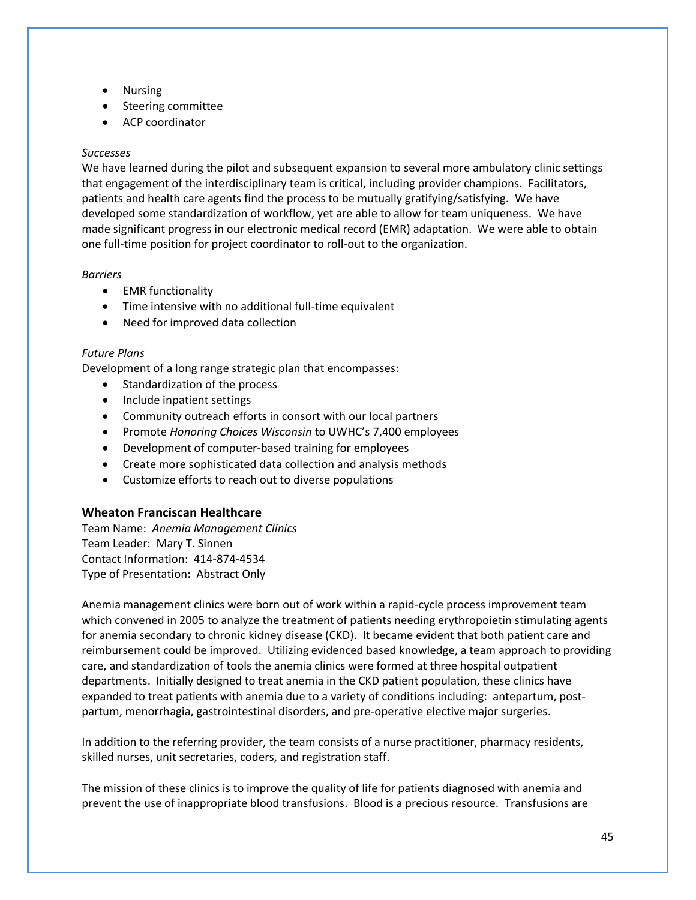- Nursing
- Steering committee
- ACP coordinator

*Successes*

We have learned during the pilot and subsequent expansion to several more ambulatory clinic settings that engagement of the interdisciplinary team is critical, including provider champions. Facilitators, patients and health care agents find the process to be mutually gratifying/satisfying. We have developed some standardization of workflow, yet are able to allow for team uniqueness. We have made significant progress in our electronic medical record (EMR) adaptation. We were able to obtain one full-time position for project coordinator to roll-out to the organization.

*Barriers*

- EMR functionality
- Time intensive with no additional full-time equivalent
- Need for improved data collection

*Future Plans*

Development of a long range strategic plan that encompasses:

- Standardization of the process
- Include inpatient settings
- Community outreach efforts in consort with our local partners
- Promote *Honoring Choices Wisconsin* to UWHC's 7,400 employees
- Development of computer-based training for employees
- Create more sophisticated data collection and analysis methods
- Customize efforts to reach out to diverse populations

### Wheaton Franciscan Healthcare

Team Name: *Anemia Management Clinics*
Team Leader: Mary T. Sinnen
Contact Information: 414-874-4534
Type of Presentation**:** Abstract Only

Anemia management clinics were born out of work within a rapid-cycle process improvement team which convened in 2005 to analyze the treatment of patients needing erythropoietin stimulating agents for anemia secondary to chronic kidney disease (CKD). It became evident that both patient care and reimbursement could be improved. Utilizing evidenced based knowledge, a team approach to providing care, and standardization of tools the anemia clinics were formed at three hospital outpatient departments. Initially designed to treat anemia in the CKD patient population, these clinics have expanded to treat patients with anemia due to a variety of conditions including: antepartum, post-partum, menorrhagia, gastrointestinal disorders, and pre-operative elective major surgeries.

In addition to the referring provider, the team consists of a nurse practitioner, pharmacy residents, skilled nurses, unit secretaries, coders, and registration staff.

The mission of these clinics is to improve the quality of life for patients diagnosed with anemia and prevent the use of inappropriate blood transfusions. Blood is a precious resource. Transfusions are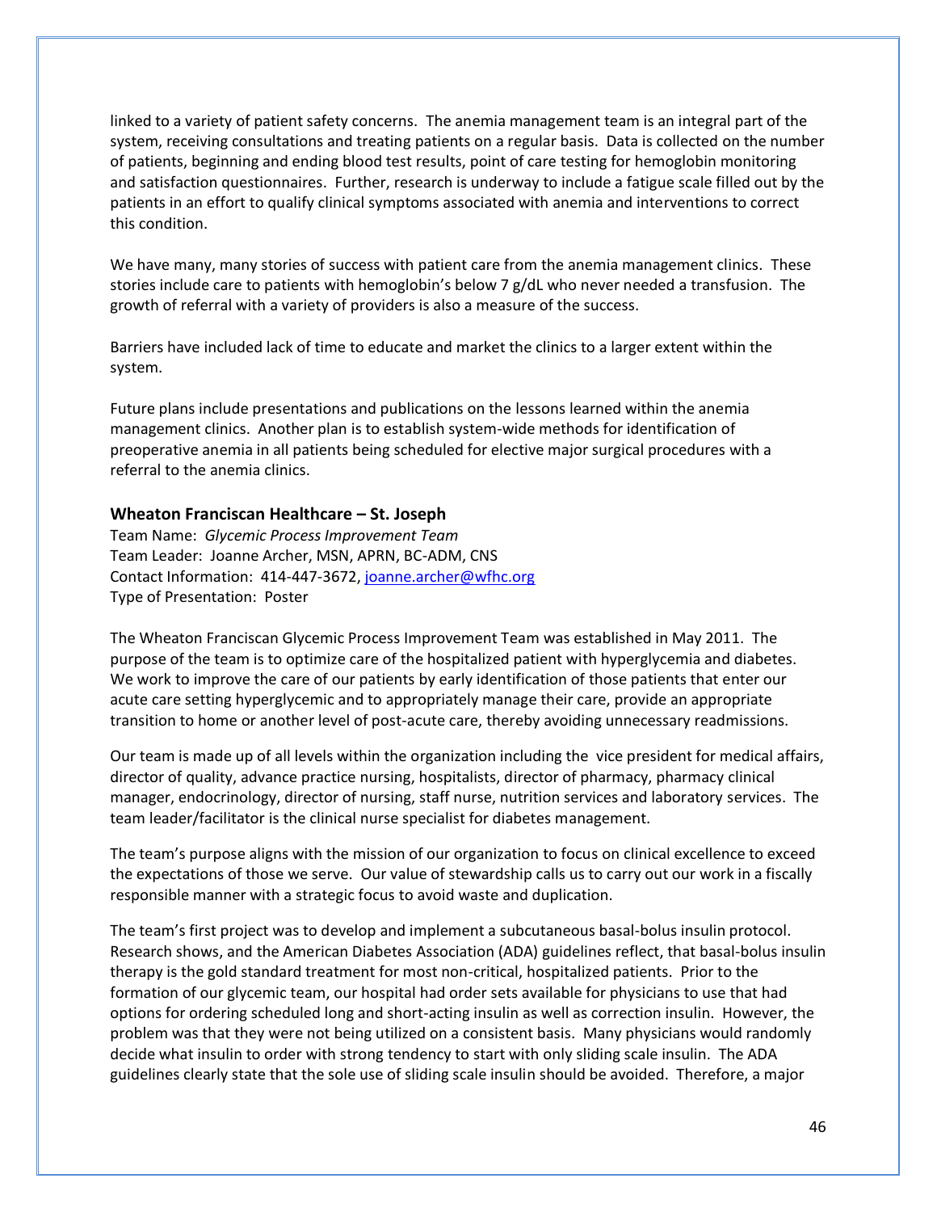linked to a variety of patient safety concerns. The anemia management team is an integral part of the system, receiving consultations and treating patients on a regular basis. Data is collected on the number of patients, beginning and ending blood test results, point of care testing for hemoglobin monitoring and satisfaction questionnaires. Further, research is underway to include a fatigue scale filled out by the patients in an effort to qualify clinical symptoms associated with anemia and interventions to correct this condition.

We have many, many stories of success with patient care from the anemia management clinics. These stories include care to patients with hemoglobin's below 7 g/dL who never needed a transfusion. The growth of referral with a variety of providers is also a measure of the success.

Barriers have included lack of time to educate and market the clinics to a larger extent within the system.

Future plans include presentations and publications on the lessons learned within the anemia management clinics. Another plan is to establish system-wide methods for identification of preoperative anemia in all patients being scheduled for elective major surgical procedures with a referral to the anemia clinics.

### Wheaton Franciscan Healthcare – St. Joseph

Team Name: *Glycemic Process Improvement Team*
Team Leader: Joanne Archer, MSN, APRN, BC-ADM, CNS
Contact Information: 414-447-3672, joanne.archer@wfhc.org
Type of Presentation: Poster

The Wheaton Franciscan Glycemic Process Improvement Team was established in May 2011. The purpose of the team is to optimize care of the hospitalized patient with hyperglycemia and diabetes. We work to improve the care of our patients by early identification of those patients that enter our acute care setting hyperglycemic and to appropriately manage their care, provide an appropriate transition to home or another level of post-acute care, thereby avoiding unnecessary readmissions.

Our team is made up of all levels within the organization including the vice president for medical affairs, director of quality, advance practice nursing, hospitalists, director of pharmacy, pharmacy clinical manager, endocrinology, director of nursing, staff nurse, nutrition services and laboratory services. The team leader/facilitator is the clinical nurse specialist for diabetes management.

The team's purpose aligns with the mission of our organization to focus on clinical excellence to exceed the expectations of those we serve. Our value of stewardship calls us to carry out our work in a fiscally responsible manner with a strategic focus to avoid waste and duplication.

The team's first project was to develop and implement a subcutaneous basal-bolus insulin protocol. Research shows, and the American Diabetes Association (ADA) guidelines reflect, that basal-bolus insulin therapy is the gold standard treatment for most non-critical, hospitalized patients. Prior to the formation of our glycemic team, our hospital had order sets available for physicians to use that had options for ordering scheduled long and short-acting insulin as well as correction insulin. However, the problem was that they were not being utilized on a consistent basis. Many physicians would randomly decide what insulin to order with strong tendency to start with only sliding scale insulin. The ADA guidelines clearly state that the sole use of sliding scale insulin should be avoided. Therefore, a major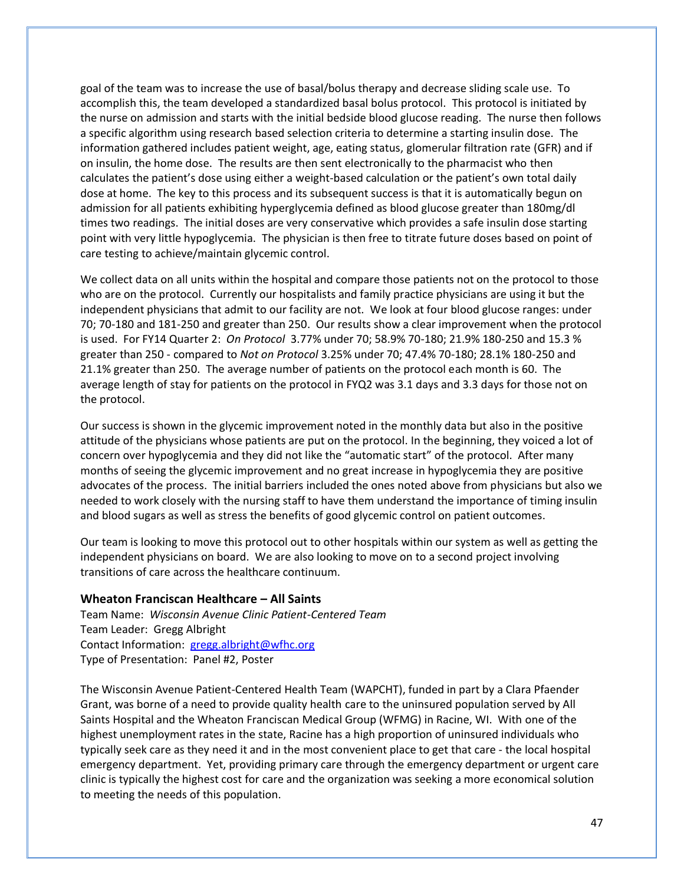goal of the team was to increase the use of basal/bolus therapy and decrease sliding scale use. To accomplish this, the team developed a standardized basal bolus protocol. This protocol is initiated by the nurse on admission and starts with the initial bedside blood glucose reading. The nurse then follows a specific algorithm using research based selection criteria to determine a starting insulin dose. The information gathered includes patient weight, age, eating status, glomerular filtration rate (GFR) and if on insulin, the home dose. The results are then sent electronically to the pharmacist who then calculates the patient's dose using either a weight-based calculation or the patient's own total daily dose at home. The key to this process and its subsequent success is that it is automatically begun on admission for all patients exhibiting hyperglycemia defined as blood glucose greater than 180mg/dl times two readings. The initial doses are very conservative which provides a safe insulin dose starting point with very little hypoglycemia. The physician is then free to titrate future doses based on point of care testing to achieve/maintain glycemic control.

We collect data on all units within the hospital and compare those patients not on the protocol to those who are on the protocol. Currently our hospitalists and family practice physicians are using it but the independent physicians that admit to our facility are not. We look at four blood glucose ranges: under 70; 70-180 and 181-250 and greater than 250. Our results show a clear improvement when the protocol is used. For FY14 Quarter 2: *On Protocol* 3.77% under 70; 58.9% 70-180; 21.9% 180-250 and 15.3 % greater than 250 - compared to *Not on Protocol* 3.25% under 70; 47.4% 70-180; 28.1% 180-250 and 21.1% greater than 250. The average number of patients on the protocol each month is 60. The average length of stay for patients on the protocol in FYQ2 was 3.1 days and 3.3 days for those not on the protocol.

Our success is shown in the glycemic improvement noted in the monthly data but also in the positive attitude of the physicians whose patients are put on the protocol. In the beginning, they voiced a lot of concern over hypoglycemia and they did not like the "automatic start" of the protocol. After many months of seeing the glycemic improvement and no great increase in hypoglycemia they are positive advocates of the process. The initial barriers included the ones noted above from physicians but also we needed to work closely with the nursing staff to have them understand the importance of timing insulin and blood sugars as well as stress the benefits of good glycemic control on patient outcomes.

Our team is looking to move this protocol out to other hospitals within our system as well as getting the independent physicians on board. We are also looking to move on to a second project involving transitions of care across the healthcare continuum.

### Wheaton Franciscan Healthcare – All Saints

Team Name: *Wisconsin Avenue Clinic Patient-Centered Team*
Team Leader: Gregg Albright
Contact Information: gregg.albright@wfhc.org
Type of Presentation: Panel #2, Poster

The Wisconsin Avenue Patient-Centered Health Team (WAPCHT), funded in part by a Clara Pfaender Grant, was borne of a need to provide quality health care to the uninsured population served by All Saints Hospital and the Wheaton Franciscan Medical Group (WFMG) in Racine, WI. With one of the highest unemployment rates in the state, Racine has a high proportion of uninsured individuals who typically seek care as they need it and in the most convenient place to get that care - the local hospital emergency department. Yet, providing primary care through the emergency department or urgent care clinic is typically the highest cost for care and the organization was seeking a more economical solution to meeting the needs of this population.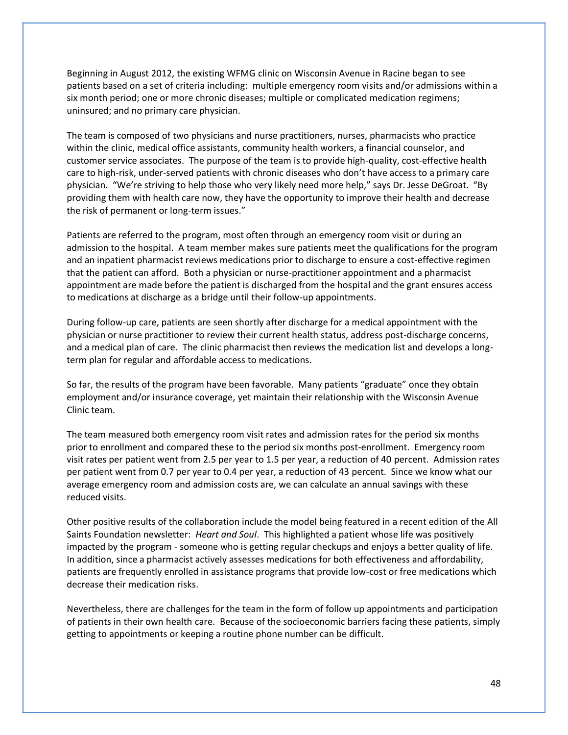Beginning in August 2012, the existing WFMG clinic on Wisconsin Avenue in Racine began to see patients based on a set of criteria including: multiple emergency room visits and/or admissions within a six month period; one or more chronic diseases; multiple or complicated medication regimens; uninsured; and no primary care physician.

The team is composed of two physicians and nurse practitioners, nurses, pharmacists who practice within the clinic, medical office assistants, community health workers, a financial counselor, and customer service associates. The purpose of the team is to provide high-quality, cost-effective health care to high-risk, under-served patients with chronic diseases who don't have access to a primary care physician. "We're striving to help those who very likely need more help," says Dr. Jesse DeGroat. "By providing them with health care now, they have the opportunity to improve their health and decrease the risk of permanent or long-term issues."

Patients are referred to the program, most often through an emergency room visit or during an admission to the hospital. A team member makes sure patients meet the qualifications for the program and an inpatient pharmacist reviews medications prior to discharge to ensure a cost-effective regimen that the patient can afford. Both a physician or nurse-practitioner appointment and a pharmacist appointment are made before the patient is discharged from the hospital and the grant ensures access to medications at discharge as a bridge until their follow-up appointments.

During follow-up care, patients are seen shortly after discharge for a medical appointment with the physician or nurse practitioner to review their current health status, address post-discharge concerns, and a medical plan of care. The clinic pharmacist then reviews the medication list and develops a long-term plan for regular and affordable access to medications.

So far, the results of the program have been favorable. Many patients "graduate" once they obtain employment and/or insurance coverage, yet maintain their relationship with the Wisconsin Avenue Clinic team.

The team measured both emergency room visit rates and admission rates for the period six months prior to enrollment and compared these to the period six months post-enrollment. Emergency room visit rates per patient went from 2.5 per year to 1.5 per year, a reduction of 40 percent. Admission rates per patient went from 0.7 per year to 0.4 per year, a reduction of 43 percent. Since we know what our average emergency room and admission costs are, we can calculate an annual savings with these reduced visits.

Other positive results of the collaboration include the model being featured in a recent edition of the All Saints Foundation newsletter: *Heart and Soul*. This highlighted a patient whose life was positively impacted by the program - someone who is getting regular checkups and enjoys a better quality of life. In addition, since a pharmacist actively assesses medications for both effectiveness and affordability, patients are frequently enrolled in assistance programs that provide low-cost or free medications which decrease their medication risks.

Nevertheless, there are challenges for the team in the form of follow up appointments and participation of patients in their own health care. Because of the socioeconomic barriers facing these patients, simply getting to appointments or keeping a routine phone number can be difficult.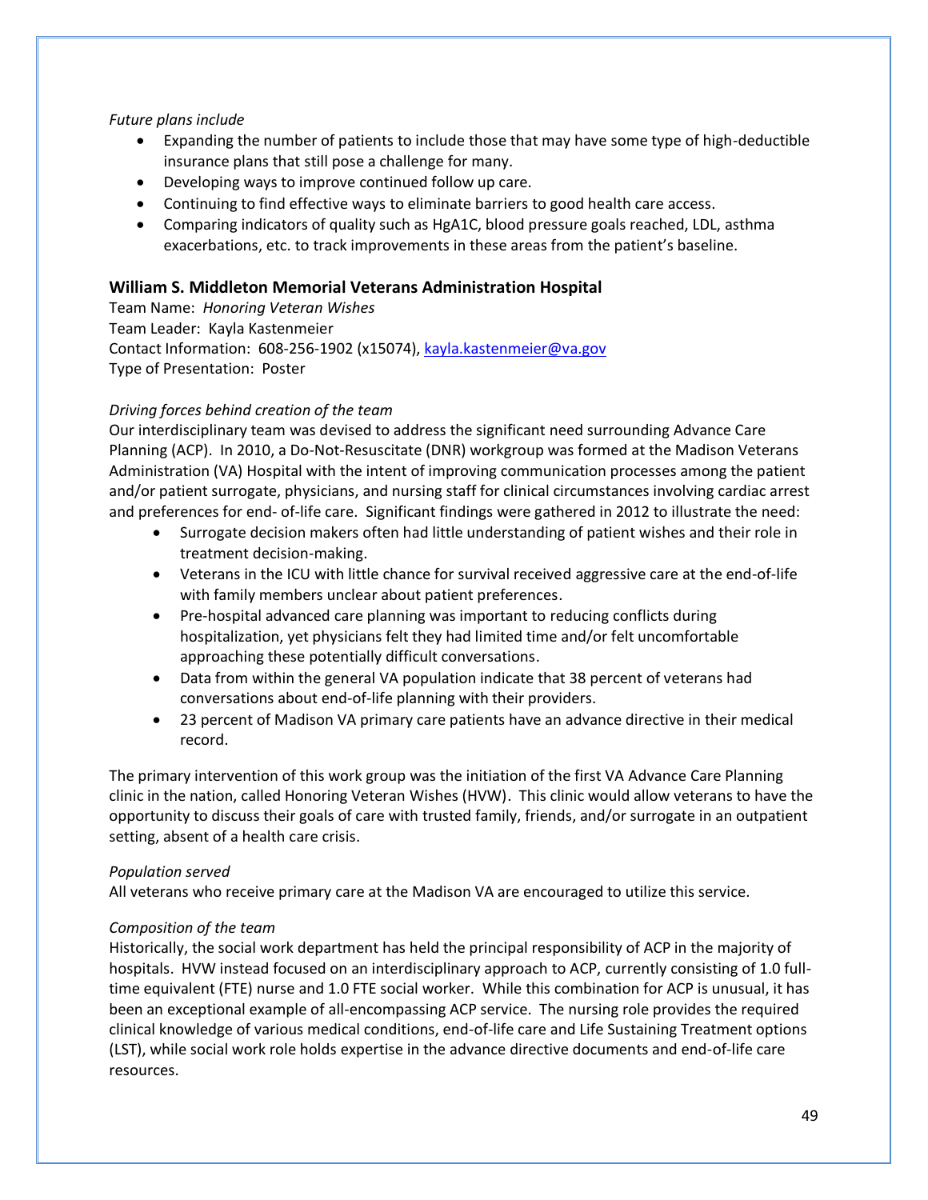*Future plans include*

- Expanding the number of patients to include those that may have some type of high-deductible insurance plans that still pose a challenge for many.
- Developing ways to improve continued follow up care.
- Continuing to find effective ways to eliminate barriers to good health care access.
- Comparing indicators of quality such as HgA1C, blood pressure goals reached, LDL, asthma exacerbations, etc. to track improvements in these areas from the patient's baseline.

### William S. Middleton Memorial Veterans Administration Hospital

Team Name: *Honoring Veteran Wishes*
Team Leader: Kayla Kastenmeier
Contact Information: 608-256-1902 (x15074), kayla.kastenmeier@va.gov
Type of Presentation: Poster

*Driving forces behind creation of the team*

Our interdisciplinary team was devised to address the significant need surrounding Advance Care Planning (ACP). In 2010, a Do-Not-Resuscitate (DNR) workgroup was formed at the Madison Veterans Administration (VA) Hospital with the intent of improving communication processes among the patient and/or patient surrogate, physicians, and nursing staff for clinical circumstances involving cardiac arrest and preferences for end- of-life care. Significant findings were gathered in 2012 to illustrate the need:

- Surrogate decision makers often had little understanding of patient wishes and their role in treatment decision-making.
- Veterans in the ICU with little chance for survival received aggressive care at the end-of-life with family members unclear about patient preferences.
- Pre-hospital advanced care planning was important to reducing conflicts during hospitalization, yet physicians felt they had limited time and/or felt uncomfortable approaching these potentially difficult conversations.
- Data from within the general VA population indicate that 38 percent of veterans had conversations about end-of-life planning with their providers.
- 23 percent of Madison VA primary care patients have an advance directive in their medical record.

The primary intervention of this work group was the initiation of the first VA Advance Care Planning clinic in the nation, called Honoring Veteran Wishes (HVW). This clinic would allow veterans to have the opportunity to discuss their goals of care with trusted family, friends, and/or surrogate in an outpatient setting, absent of a health care crisis.

*Population served*

All veterans who receive primary care at the Madison VA are encouraged to utilize this service.

*Composition of the team*

Historically, the social work department has held the principal responsibility of ACP in the majority of hospitals. HVW instead focused on an interdisciplinary approach to ACP, currently consisting of 1.0 full-time equivalent (FTE) nurse and 1.0 FTE social worker. While this combination for ACP is unusual, it has been an exceptional example of all-encompassing ACP service. The nursing role provides the required clinical knowledge of various medical conditions, end-of-life care and Life Sustaining Treatment options (LST), while social work role holds expertise in the advance directive documents and end-of-life care resources.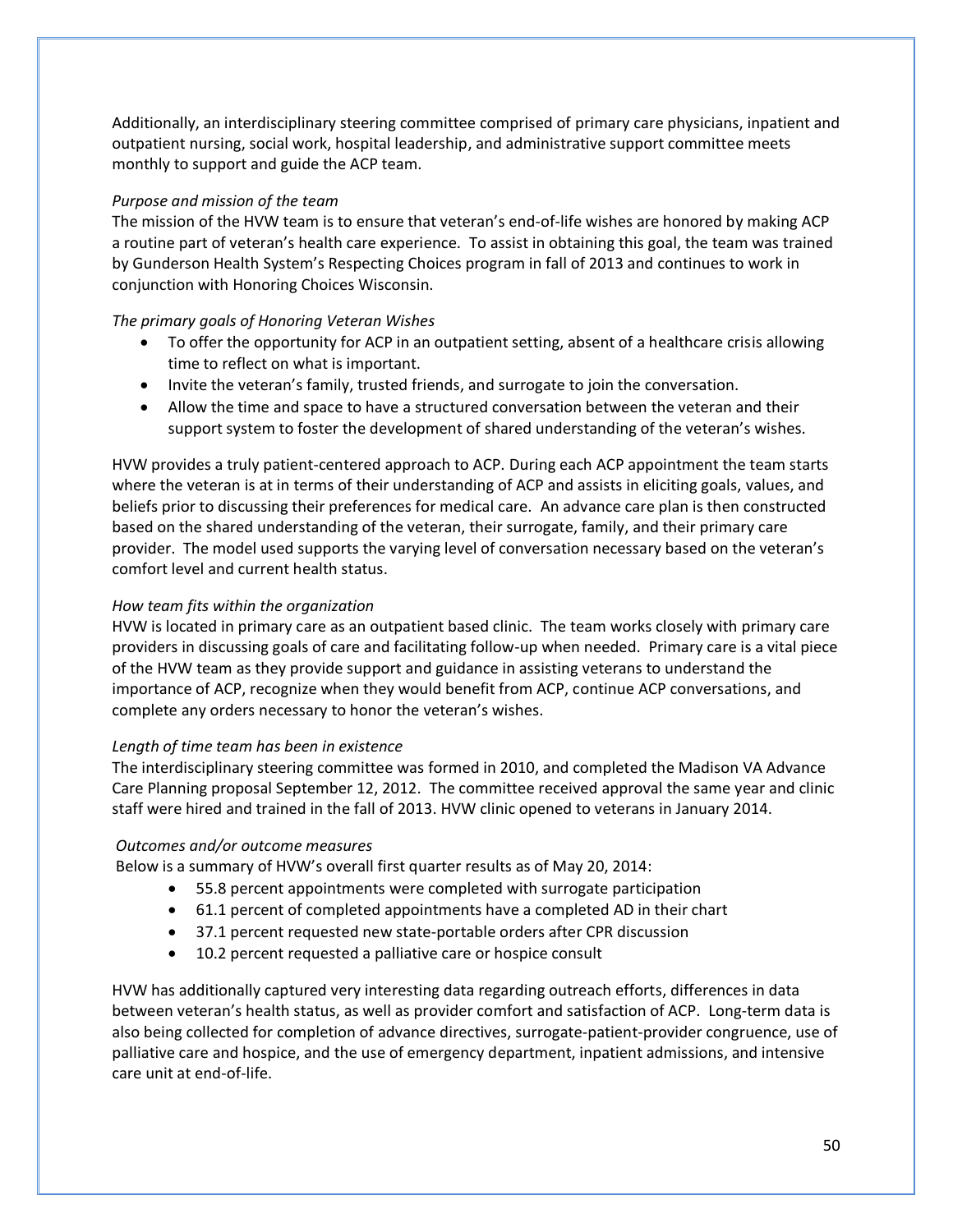Additionally, an interdisciplinary steering committee comprised of primary care physicians, inpatient and outpatient nursing, social work, hospital leadership, and administrative support committee meets monthly to support and guide the ACP team.

*Purpose and mission of the team*

The mission of the HVW team is to ensure that veteran's end-of-life wishes are honored by making ACP a routine part of veteran's health care experience. To assist in obtaining this goal, the team was trained by Gunderson Health System's Respecting Choices program in fall of 2013 and continues to work in conjunction with Honoring Choices Wisconsin.

*The primary goals of Honoring Veteran Wishes*

- To offer the opportunity for ACP in an outpatient setting, absent of a healthcare crisis allowing time to reflect on what is important.
- Invite the veteran's family, trusted friends, and surrogate to join the conversation.
- Allow the time and space to have a structured conversation between the veteran and their support system to foster the development of shared understanding of the veteran's wishes.

HVW provides a truly patient-centered approach to ACP. During each ACP appointment the team starts where the veteran is at in terms of their understanding of ACP and assists in eliciting goals, values, and beliefs prior to discussing their preferences for medical care. An advance care plan is then constructed based on the shared understanding of the veteran, their surrogate, family, and their primary care provider. The model used supports the varying level of conversation necessary based on the veteran's comfort level and current health status.

*How team fits within the organization*

HVW is located in primary care as an outpatient based clinic. The team works closely with primary care providers in discussing goals of care and facilitating follow-up when needed. Primary care is a vital piece of the HVW team as they provide support and guidance in assisting veterans to understand the importance of ACP, recognize when they would benefit from ACP, continue ACP conversations, and complete any orders necessary to honor the veteran's wishes.

*Length of time team has been in existence*

The interdisciplinary steering committee was formed in 2010, and completed the Madison VA Advance Care Planning proposal September 12, 2012. The committee received approval the same year and clinic staff were hired and trained in the fall of 2013. HVW clinic opened to veterans in January 2014.

*Outcomes and/or outcome measures*

Below is a summary of HVW's overall first quarter results as of May 20, 2014:

- 55.8 percent appointments were completed with surrogate participation
- 61.1 percent of completed appointments have a completed AD in their chart
- 37.1 percent requested new state-portable orders after CPR discussion
- 10.2 percent requested a palliative care or hospice consult

HVW has additionally captured very interesting data regarding outreach efforts, differences in data between veteran's health status, as well as provider comfort and satisfaction of ACP. Long-term data is also being collected for completion of advance directives, surrogate-patient-provider congruence, use of palliative care and hospice, and the use of emergency department, inpatient admissions, and intensive care unit at end-of-life.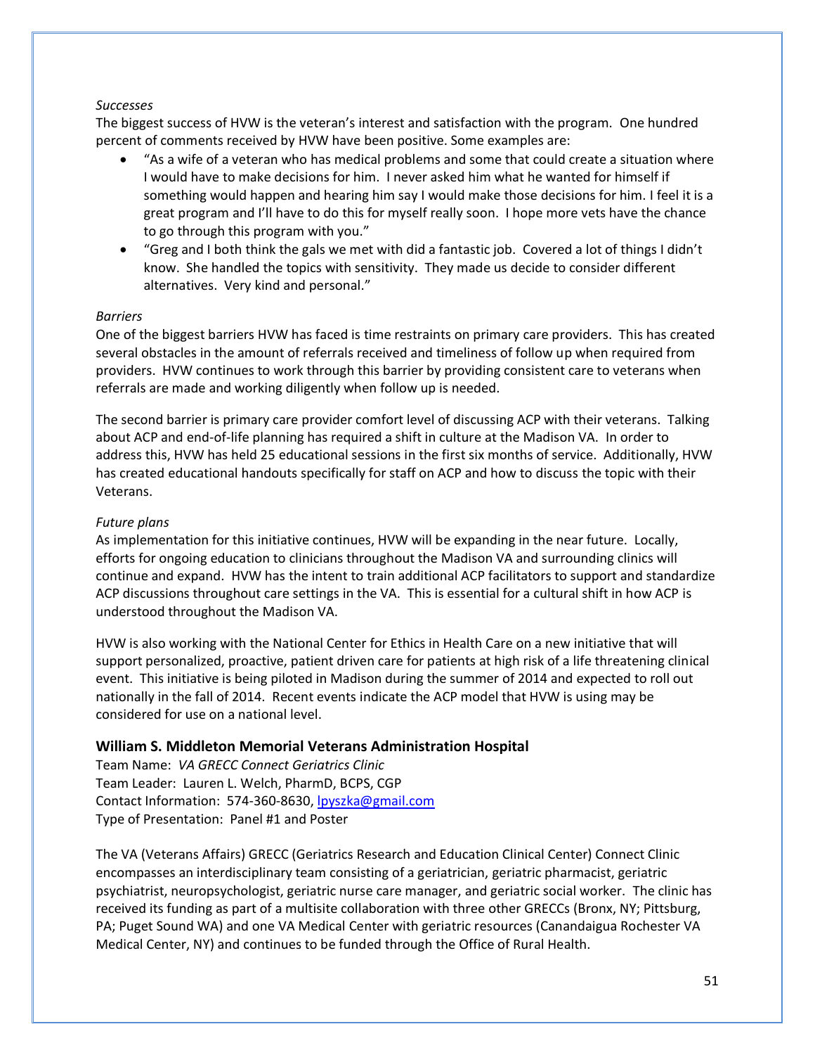*Successes*

The biggest success of HVW is the veteran's interest and satisfaction with the program. One hundred percent of comments received by HVW have been positive. Some examples are:

- "As a wife of a veteran who has medical problems and some that could create a situation where I would have to make decisions for him. I never asked him what he wanted for himself if something would happen and hearing him say I would make those decisions for him. I feel it is a great program and I'll have to do this for myself really soon. I hope more vets have the chance to go through this program with you."
- "Greg and I both think the gals we met with did a fantastic job. Covered a lot of things I didn't know. She handled the topics with sensitivity. They made us decide to consider different alternatives. Very kind and personal."

*Barriers*

One of the biggest barriers HVW has faced is time restraints on primary care providers. This has created several obstacles in the amount of referrals received and timeliness of follow up when required from providers. HVW continues to work through this barrier by providing consistent care to veterans when referrals are made and working diligently when follow up is needed.

The second barrier is primary care provider comfort level of discussing ACP with their veterans. Talking about ACP and end-of-life planning has required a shift in culture at the Madison VA. In order to address this, HVW has held 25 educational sessions in the first six months of service. Additionally, HVW has created educational handouts specifically for staff on ACP and how to discuss the topic with their Veterans.

*Future plans*

As implementation for this initiative continues, HVW will be expanding in the near future. Locally, efforts for ongoing education to clinicians throughout the Madison VA and surrounding clinics will continue and expand. HVW has the intent to train additional ACP facilitators to support and standardize ACP discussions throughout care settings in the VA. This is essential for a cultural shift in how ACP is understood throughout the Madison VA.

HVW is also working with the National Center for Ethics in Health Care on a new initiative that will support personalized, proactive, patient driven care for patients at high risk of a life threatening clinical event. This initiative is being piloted in Madison during the summer of 2014 and expected to roll out nationally in the fall of 2014. Recent events indicate the ACP model that HVW is using may be considered for use on a national level.

## William S. Middleton Memorial Veterans Administration Hospital

Team Name: *VA GRECC Connect Geriatrics Clinic*
Team Leader: Lauren L. Welch, PharmD, BCPS, CGP
Contact Information: 574-360-8630, lpyszka@gmail.com
Type of Presentation: Panel #1 and Poster

The VA (Veterans Affairs) GRECC (Geriatrics Research and Education Clinical Center) Connect Clinic encompasses an interdisciplinary team consisting of a geriatrician, geriatric pharmacist, geriatric psychiatrist, neuropsychologist, geriatric nurse care manager, and geriatric social worker. The clinic has received its funding as part of a multisite collaboration with three other GRECCs (Bronx, NY; Pittsburg, PA; Puget Sound WA) and one VA Medical Center with geriatric resources (Canandaigua Rochester VA Medical Center, NY) and continues to be funded through the Office of Rural Health.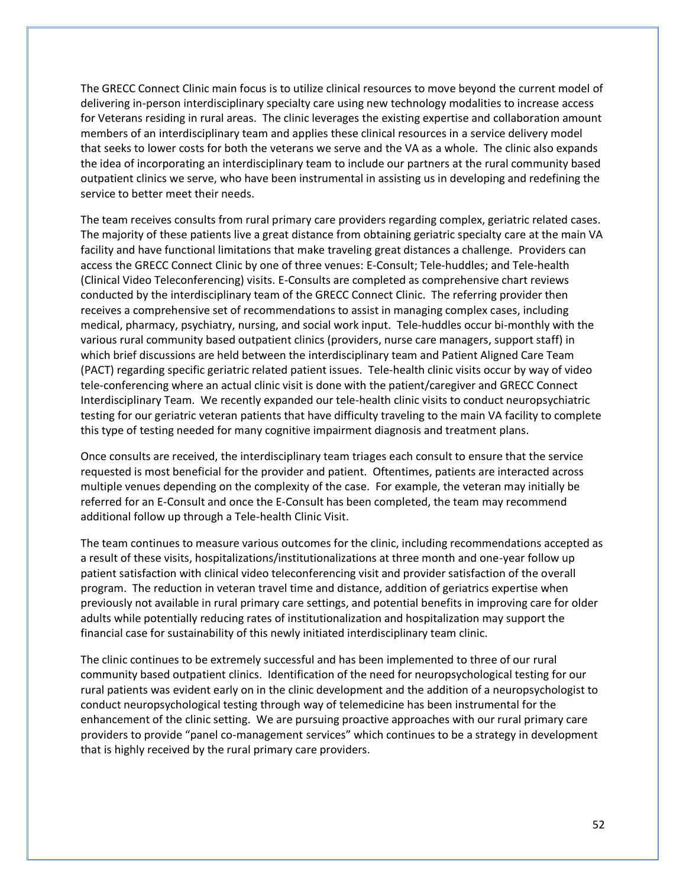The GRECC Connect Clinic main focus is to utilize clinical resources to move beyond the current model of delivering in-person interdisciplinary specialty care using new technology modalities to increase access for Veterans residing in rural areas. The clinic leverages the existing expertise and collaboration amount members of an interdisciplinary team and applies these clinical resources in a service delivery model that seeks to lower costs for both the veterans we serve and the VA as a whole. The clinic also expands the idea of incorporating an interdisciplinary team to include our partners at the rural community based outpatient clinics we serve, who have been instrumental in assisting us in developing and redefining the service to better meet their needs.

The team receives consults from rural primary care providers regarding complex, geriatric related cases. The majority of these patients live a great distance from obtaining geriatric specialty care at the main VA facility and have functional limitations that make traveling great distances a challenge. Providers can access the GRECC Connect Clinic by one of three venues: E-Consult; Tele-huddles; and Tele-health (Clinical Video Teleconferencing) visits. E-Consults are completed as comprehensive chart reviews conducted by the interdisciplinary team of the GRECC Connect Clinic. The referring provider then receives a comprehensive set of recommendations to assist in managing complex cases, including medical, pharmacy, psychiatry, nursing, and social work input. Tele-huddles occur bi-monthly with the various rural community based outpatient clinics (providers, nurse care managers, support staff) in which brief discussions are held between the interdisciplinary team and Patient Aligned Care Team (PACT) regarding specific geriatric related patient issues. Tele-health clinic visits occur by way of video tele-conferencing where an actual clinic visit is done with the patient/caregiver and GRECC Connect Interdisciplinary Team. We recently expanded our tele-health clinic visits to conduct neuropsychiatric testing for our geriatric veteran patients that have difficulty traveling to the main VA facility to complete this type of testing needed for many cognitive impairment diagnosis and treatment plans.

Once consults are received, the interdisciplinary team triages each consult to ensure that the service requested is most beneficial for the provider and patient. Oftentimes, patients are interacted across multiple venues depending on the complexity of the case. For example, the veteran may initially be referred for an E-Consult and once the E-Consult has been completed, the team may recommend additional follow up through a Tele-health Clinic Visit.

The team continues to measure various outcomes for the clinic, including recommendations accepted as a result of these visits, hospitalizations/institutionalizations at three month and one-year follow up patient satisfaction with clinical video teleconferencing visit and provider satisfaction of the overall program. The reduction in veteran travel time and distance, addition of geriatrics expertise when previously not available in rural primary care settings, and potential benefits in improving care for older adults while potentially reducing rates of institutionalization and hospitalization may support the financial case for sustainability of this newly initiated interdisciplinary team clinic.

The clinic continues to be extremely successful and has been implemented to three of our rural community based outpatient clinics. Identification of the need for neuropsychological testing for our rural patients was evident early on in the clinic development and the addition of a neuropsychologist to conduct neuropsychological testing through way of telemedicine has been instrumental for the enhancement of the clinic setting. We are pursuing proactive approaches with our rural primary care providers to provide "panel co-management services" which continues to be a strategy in development that is highly received by the rural primary care providers.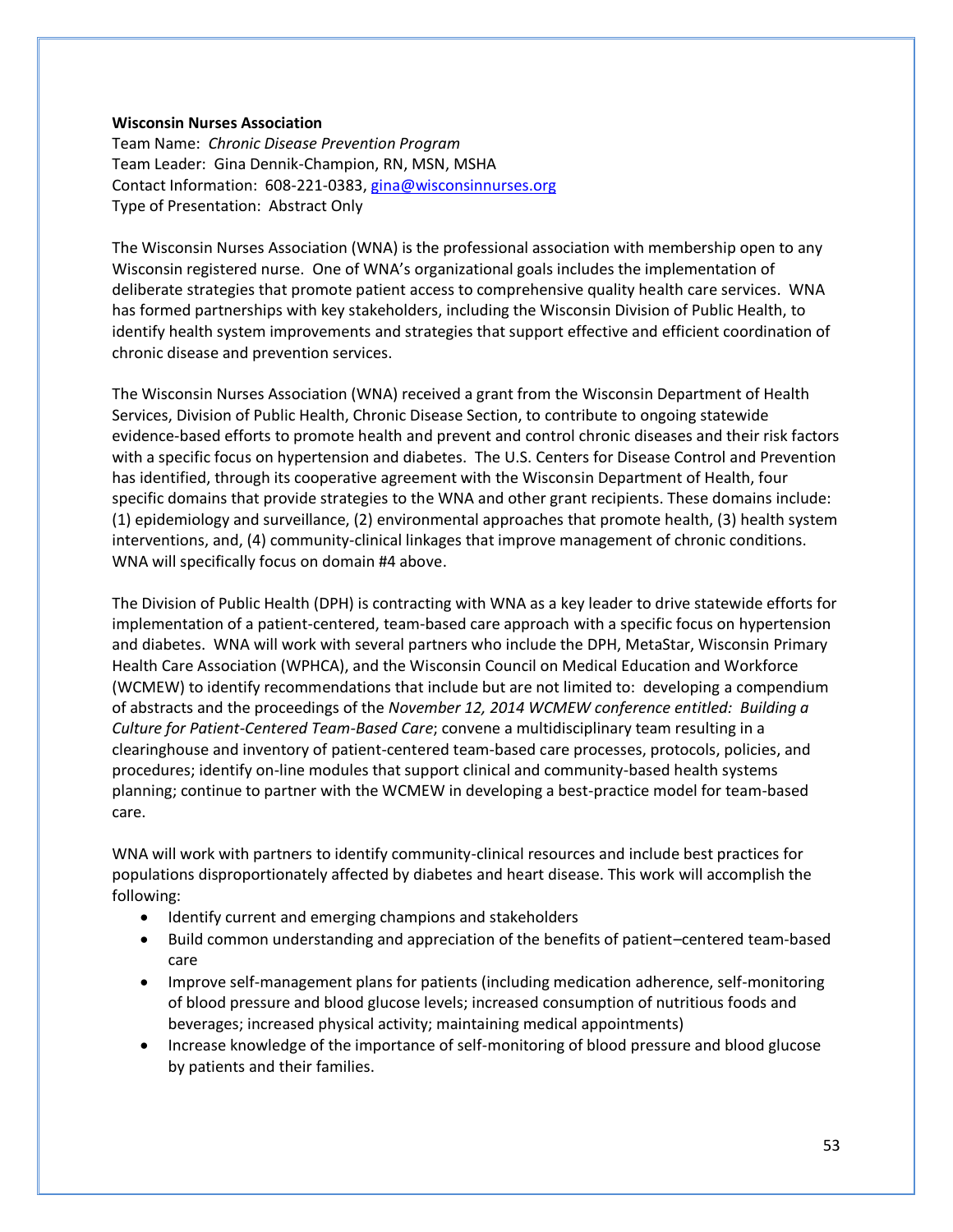**Wisconsin Nurses Association**
Team Name: *Chronic Disease Prevention Program*
Team Leader: Gina Dennik-Champion, RN, MSN, MSHA
Contact Information: 608-221-0383, gina@wisconsinnurses.org
Type of Presentation: Abstract Only

The Wisconsin Nurses Association (WNA) is the professional association with membership open to any Wisconsin registered nurse. One of WNA's organizational goals includes the implementation of deliberate strategies that promote patient access to comprehensive quality health care services. WNA has formed partnerships with key stakeholders, including the Wisconsin Division of Public Health, to identify health system improvements and strategies that support effective and efficient coordination of chronic disease and prevention services.

The Wisconsin Nurses Association (WNA) received a grant from the Wisconsin Department of Health Services, Division of Public Health, Chronic Disease Section, to contribute to ongoing statewide evidence-based efforts to promote health and prevent and control chronic diseases and their risk factors with a specific focus on hypertension and diabetes. The U.S. Centers for Disease Control and Prevention has identified, through its cooperative agreement with the Wisconsin Department of Health, four specific domains that provide strategies to the WNA and other grant recipients. These domains include: (1) epidemiology and surveillance, (2) environmental approaches that promote health, (3) health system interventions, and, (4) community-clinical linkages that improve management of chronic conditions. WNA will specifically focus on domain #4 above.

The Division of Public Health (DPH) is contracting with WNA as a key leader to drive statewide efforts for implementation of a patient-centered, team-based care approach with a specific focus on hypertension and diabetes. WNA will work with several partners who include the DPH, MetaStar, Wisconsin Primary Health Care Association (WPHCA), and the Wisconsin Council on Medical Education and Workforce (WCMEW) to identify recommendations that include but are not limited to: developing a compendium of abstracts and the proceedings of the *November 12, 2014 WCMEW conference entitled: Building a Culture for Patient-Centered Team-Based Care*; convene a multidisciplinary team resulting in a clearinghouse and inventory of patient-centered team-based care processes, protocols, policies, and procedures; identify on-line modules that support clinical and community-based health systems planning; continue to partner with the WCMEW in developing a best-practice model for team-based care.

WNA will work with partners to identify community-clinical resources and include best practices for populations disproportionately affected by diabetes and heart disease. This work will accomplish the following:

- Identify current and emerging champions and stakeholders
- Build common understanding and appreciation of the benefits of patient–centered team-based care
- Improve self-management plans for patients (including medication adherence, self-monitoring of blood pressure and blood glucose levels; increased consumption of nutritious foods and beverages; increased physical activity; maintaining medical appointments)
- Increase knowledge of the importance of self-monitoring of blood pressure and blood glucose by patients and their families.